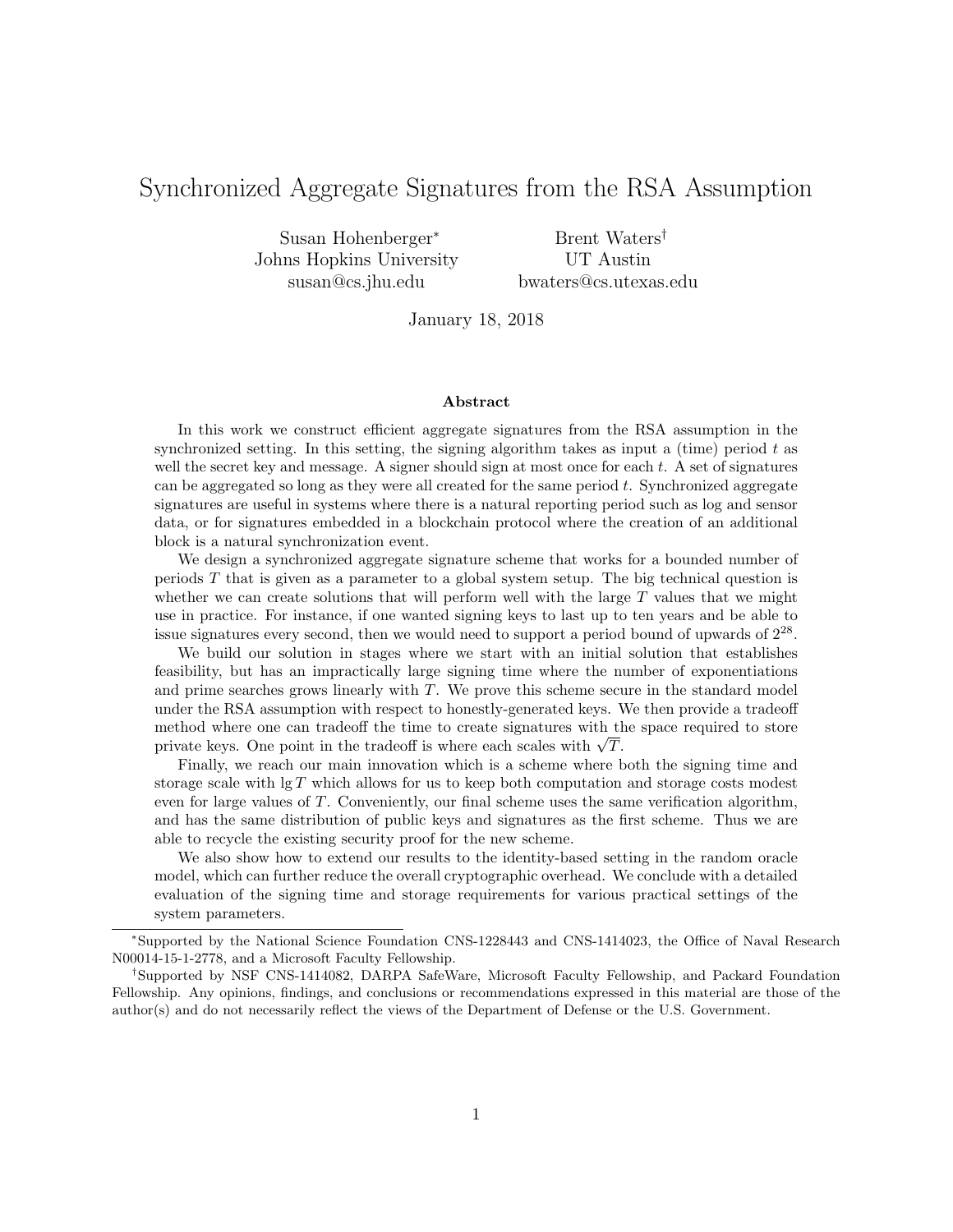# Synchronized Aggregate Signatures from the RSA Assumption

Susan Hohenberger*
Johns Hopkins University
susan@cs.jhu.edu

Brent Waters†
UT Austin
bwaters@cs.utexas.edu

January 18, 2018

## Abstract

In this work we construct efficient aggregate signatures from the RSA assumption in the synchronized setting. In this setting, the signing algorithm takes as input a (time) period $t$ as well the secret key and message. A signer should sign at most once for each $t$. A set of signatures can be aggregated so long as they were all created for the same period $t$. Synchronized aggregate signatures are useful in systems where there is a natural reporting period such as log and sensor data, or for signatures embedded in a blockchain protocol where the creation of an additional block is a natural synchronization event.

We design a synchronized aggregate signature scheme that works for a bounded number of periods $T$ that is given as a parameter to a global system setup. The big technical question is whether we can create solutions that will perform well with the large $T$ values that we might use in practice. For instance, if one wanted signing keys to last up to ten years and be able to issue signatures every second, then we would need to support a period bound of upwards of $2^{28}$.

We build our solution in stages where we start with an initial solution that establishes feasibility, but has an impractically large signing time where the number of exponentiations and prime searches grows linearly with $T$. We prove this scheme secure in the standard model under the RSA assumption with respect to honestly-generated keys. We then provide a tradeoff method where one can tradeoff the time to create signatures with the space required to store private keys. One point in the tradeoff is where each scales with $\sqrt{T}$.

Finally, we reach our main innovation which is a scheme where both the signing time and storage scale with $\lg T$ which allows for us to keep both computation and storage costs modest even for large values of $T$. Conveniently, our final scheme uses the same verification algorithm, and has the same distribution of public keys and signatures as the first scheme. Thus we are able to recycle the existing security proof for the new scheme.

We also show how to extend our results to the identity-based setting in the random oracle model, which can further reduce the overall cryptographic overhead. We conclude with a detailed evaluation of the signing time and storage requirements for various practical settings of the system parameters.

---

*Supported by the National Science Foundation CNS-1228443 and CNS-1414023, the Office of Naval Research N00014-15-1-2778, and a Microsoft Faculty Fellowship.

†Supported by NSF CNS-1414082, DARPA SafeWare, Microsoft Faculty Fellowship, and Packard Foundation Fellowship. Any opinions, findings, and conclusions or recommendations expressed in this material are those of the author(s) and do not necessarily reflect the views of the Department of Defense or the U.S. Government.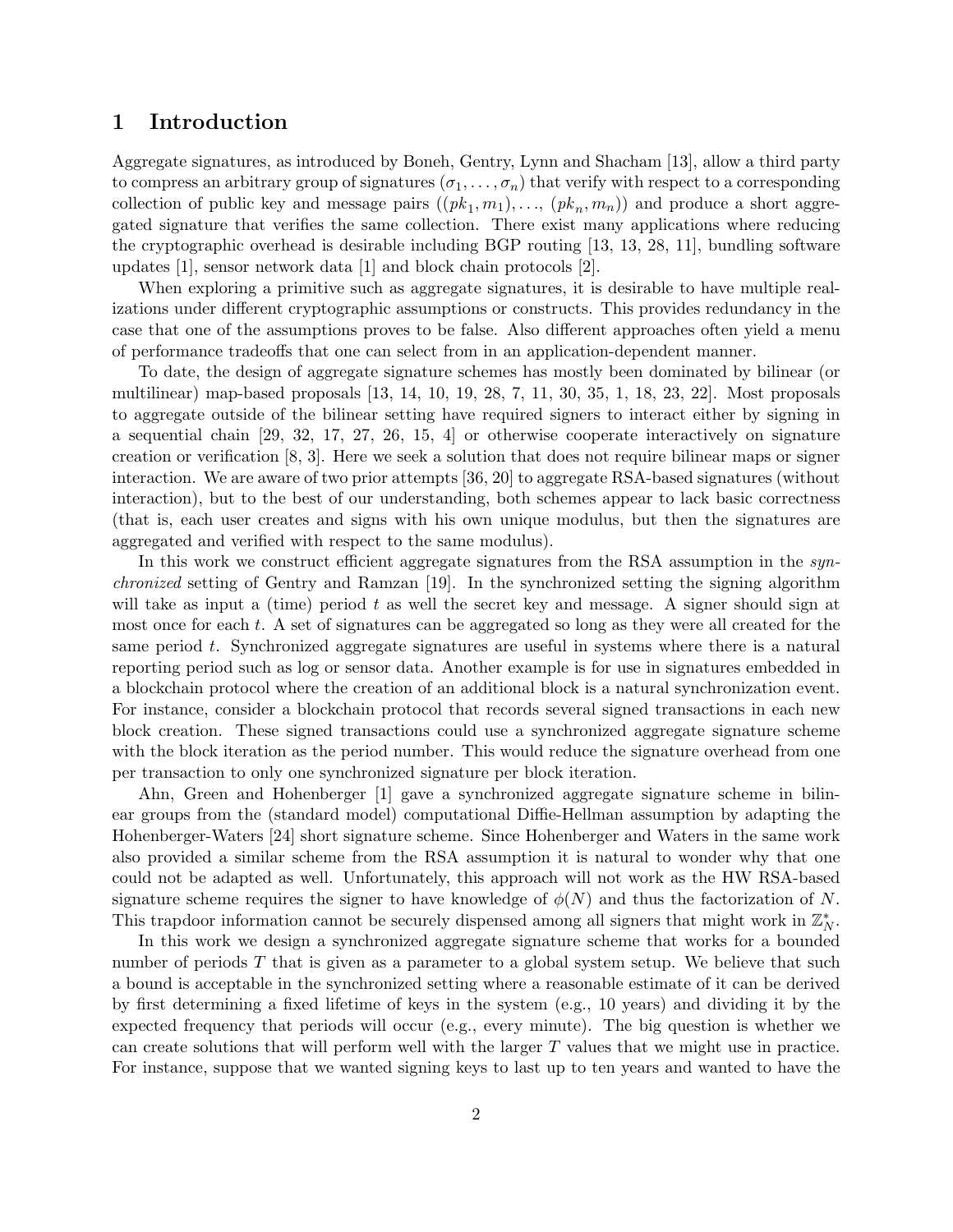# 1 Introduction

Aggregate signatures, as introduced by Boneh, Gentry, Lynn and Shacham [13], allow a third party to compress an arbitrary group of signatures $(\sigma_1, \ldots, \sigma_n)$ that verify with respect to a corresponding collection of public key and message pairs $((pk_1, m_1), \ldots, (pk_n, m_n))$ and produce a short aggregated signature that verifies the same collection. There exist many applications where reducing the cryptographic overhead is desirable including BGP routing [13, 13, 28, 11], bundling software updates [1], sensor network data [1] and block chain protocols [2].

When exploring a primitive such as aggregate signatures, it is desirable to have multiple realizations under different cryptographic assumptions or constructs. This provides redundancy in the case that one of the assumptions proves to be false. Also different approaches often yield a menu of performance tradeoffs that one can select from in an application-dependent manner.

To date, the design of aggregate signature schemes has mostly been dominated by bilinear (or multilinear) map-based proposals [13, 14, 10, 19, 28, 7, 11, 30, 35, 1, 18, 23, 22]. Most proposals to aggregate outside of the bilinear setting have required signers to interact either by signing in a sequential chain [29, 32, 17, 27, 26, 15, 4] or otherwise cooperate interactively on signature creation or verification [8, 3]. Here we seek a solution that does not require bilinear maps or signer interaction. We are aware of two prior attempts [36, 20] to aggregate RSA-based signatures (without interaction), but to the best of our understanding, both schemes appear to lack basic correctness (that is, each user creates and signs with his own unique modulus, but then the signatures are aggregated and verified with respect to the same modulus).

In this work we construct efficient aggregate signatures from the RSA assumption in the *synchronized* setting of Gentry and Ramzan [19]. In the synchronized setting the signing algorithm will take as input a (time) period $t$ as well the secret key and message. A signer should sign at most once for each $t$. A set of signatures can be aggregated so long as they were all created for the same period $t$. Synchronized aggregate signatures are useful in systems where there is a natural reporting period such as log or sensor data. Another example is for use in signatures embedded in a blockchain protocol where the creation of an additional block is a natural synchronization event. For instance, consider a blockchain protocol that records several signed transactions in each new block creation. These signed transactions could use a synchronized aggregate signature scheme with the block iteration as the period number. This would reduce the signature overhead from one per transaction to only one synchronized signature per block iteration.

Ahn, Green and Hohenberger [1] gave a synchronized aggregate signature scheme in bilinear groups from the (standard model) computational Diffie-Hellman assumption by adapting the Hohenberger-Waters [24] short signature scheme. Since Hohenberger and Waters in the same work also provided a similar scheme from the RSA assumption it is natural to wonder why that one could not be adapted as well. Unfortunately, this approach will not work as the HW RSA-based signature scheme requires the signer to have knowledge of $\phi(N)$ and thus the factorization of $N$. This trapdoor information cannot be securely dispensed among all signers that might work in $\mathbb{Z}_N^*$.

In this work we design a synchronized aggregate signature scheme that works for a bounded number of periods $T$ that is given as a parameter to a global system setup. We believe that such a bound is acceptable in the synchronized setting where a reasonable estimate of it can be derived by first determining a fixed lifetime of keys in the system (e.g., 10 years) and dividing it by the expected frequency that periods will occur (e.g., every minute). The big question is whether we can create solutions that will perform well with the larger $T$ values that we might use in practice. For instance, suppose that we wanted signing keys to last up to ten years and wanted to have the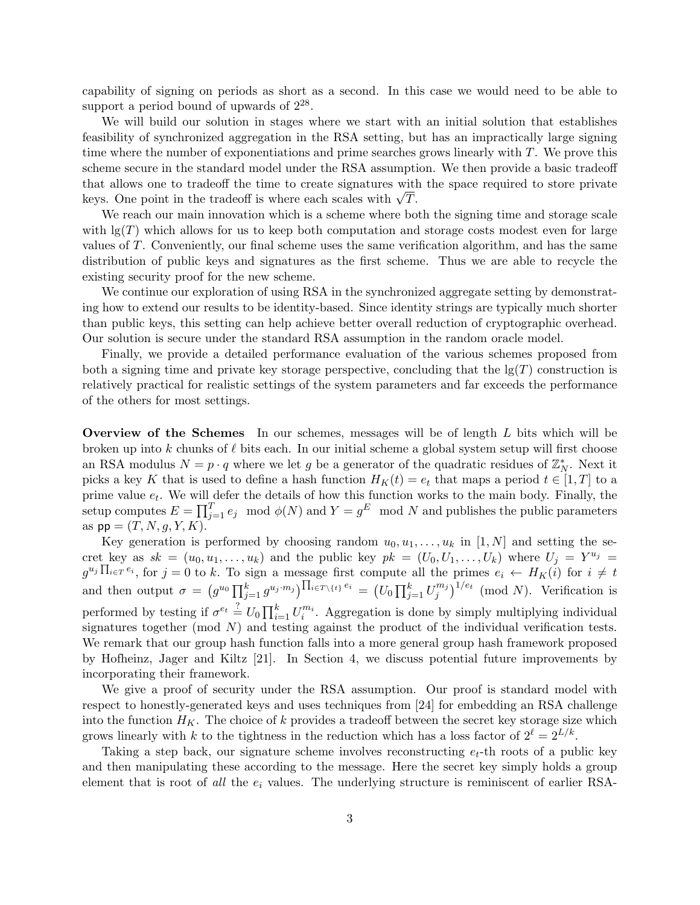capability of signing on periods as short as a second. In this case we would need to be able to support a period bound of upwards of $2^{28}$.

We will build our solution in stages where we start with an initial solution that establishes feasibility of synchronized aggregation in the RSA setting, but has an impractically large signing time where the number of exponentiations and prime searches grows linearly with $T$. We prove this scheme secure in the standard model under the RSA assumption. We then provide a basic tradeoff that allows one to tradeoff the time to create signatures with the space required to store private keys. One point in the tradeoff is where each scales with $\sqrt{T}$.

We reach our main innovation which is a scheme where both the signing time and storage scale with $\lg(T)$ which allows for us to keep both computation and storage costs modest even for large values of $T$. Conveniently, our final scheme uses the same verification algorithm, and has the same distribution of public keys and signatures as the first scheme. Thus we are able to recycle the existing security proof for the new scheme.

We continue our exploration of using RSA in the synchronized aggregate setting by demonstrating how to extend our results to be identity-based. Since identity strings are typically much shorter than public keys, this setting can help achieve better overall reduction of cryptographic overhead. Our solution is secure under the standard RSA assumption in the random oracle model.

Finally, we provide a detailed performance evaluation of the various schemes proposed from both a signing time and private key storage perspective, concluding that the $\lg(T)$ construction is relatively practical for realistic settings of the system parameters and far exceeds the performance of the others for most settings.

**Overview of the Schemes** In our schemes, messages will be of length $L$ bits which will be broken up into $k$ chunks of $\ell$ bits each. In our initial scheme a global system setup will first choose an RSA modulus $N = p \cdot q$ where we let $g$ be a generator of the quadratic residues of $\mathbb{Z}_N^*$. Next it picks a key $K$ that is used to define a hash function $H_K(t) = e_t$ that maps a period $t \in [1, T]$ to a prime value $e_t$. We will defer the details of how this function works to the main body. Finally, the setup computes $E = \prod_{j=1}^{T} e_j \mod \phi(N)$ and $Y = g^E \mod N$ and publishes the public parameters as $\mathsf{pp} = (T, N, g, Y, K)$.

Key generation is performed by choosing random $u_0, u_1, \ldots, u_k$ in $[1, N]$ and setting the secret key as $sk = (u_0, u_1, \ldots, u_k)$ and the public key $pk = (U_0, U_1, \ldots, U_k)$ where $U_j = Y^{u_j} = g^{u_j \prod_{i \in T} e_i}$, for $j = 0$ to $k$. To sign a message first compute all the primes $e_i \leftarrow H_K(i)$ for $i \neq t$ and then output $\sigma = \left(g^{u_0} \prod_{j=1}^{k} g^{u_j \cdot m_j}\right)^{\prod_{i \in T \setminus \{t\}} e_i} = \left(U_0 \prod_{j=1}^{k} U_j^{m_j}\right)^{1/e_t} \pmod N$. Verification is performed by testing if $\sigma^{e_t} \stackrel{?}{=} U_0 \prod_{i=1}^{k} U_i^{m_i}$. Aggregation is done by simply multiplying individual signatures together (mod $N$) and testing against the product of the individual verification tests. We remark that our group hash function falls into a more general group hash framework proposed by Hofheinz, Jager and Kiltz [21]. In Section 4, we discuss potential future improvements by incorporating their framework.

We give a proof of security under the RSA assumption. Our proof is standard model with respect to honestly-generated keys and uses techniques from [24] for embedding an RSA challenge into the function $H_K$. The choice of $k$ provides a tradeoff between the secret key storage size which grows linearly with $k$ to the tightness in the reduction which has a loss factor of $2^\ell = 2^{L/k}$.

Taking a step back, our signature scheme involves reconstructing $e_t$-th roots of a public key and then manipulating these according to the message. Here the secret key simply holds a group element that is root of *all* the $e_i$ values. The underlying structure is reminiscent of earlier RSA-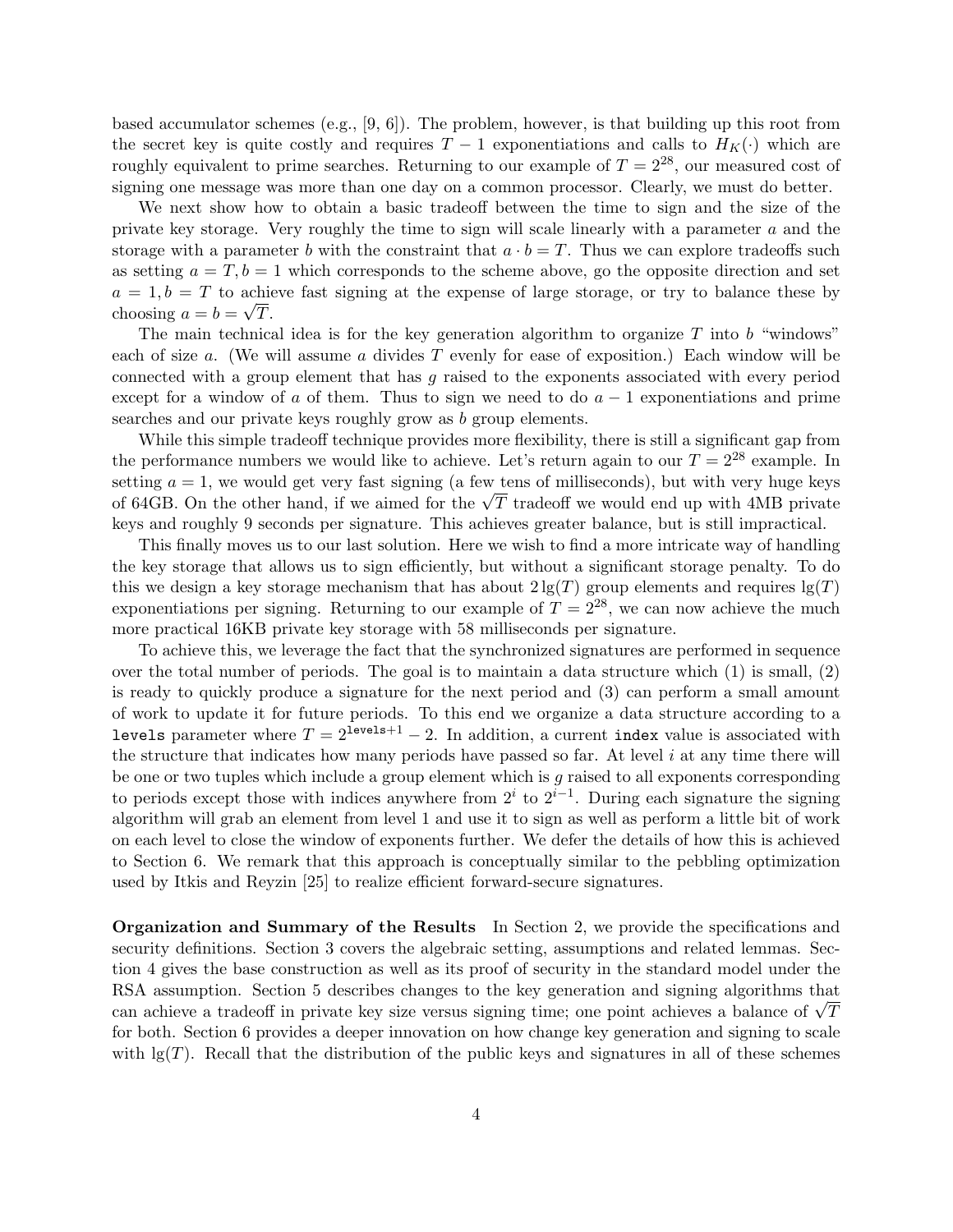based accumulator schemes (e.g., [9, 6]). The problem, however, is that building up this root from the secret key is quite costly and requires $T-1$ exponentiations and calls to $H_K(\cdot)$ which are roughly equivalent to prime searches. Returning to our example of $T = 2^{28}$, our measured cost of signing one message was more than one day on a common processor. Clearly, we must do better.

We next show how to obtain a basic tradeoff between the time to sign and the size of the private key storage. Very roughly the time to sign will scale linearly with a parameter $a$ and the storage with a parameter $b$ with the constraint that $a \cdot b = T$. Thus we can explore tradeoffs such as setting $a = T, b = 1$ which corresponds to the scheme above, go the opposite direction and set $a = 1, b = T$ to achieve fast signing at the expense of large storage, or try to balance these by choosing $a = b = \sqrt{T}$.

The main technical idea is for the key generation algorithm to organize $T$ into $b$ "windows" each of size $a$. (We will assume $a$ divides $T$ evenly for ease of exposition.) Each window will be connected with a group element that has $g$ raised to the exponents associated with every period except for a window of $a$ of them. Thus to sign we need to do $a-1$ exponentiations and prime searches and our private keys roughly grow as $b$ group elements.

While this simple tradeoff technique provides more flexibility, there is still a significant gap from the performance numbers we would like to achieve. Let's return again to our $T = 2^{28}$ example. In setting $a = 1$, we would get very fast signing (a few tens of milliseconds), but with very huge keys of 64GB. On the other hand, if we aimed for the $\sqrt{T}$ tradeoff we would end up with 4MB private keys and roughly 9 seconds per signature. This achieves greater balance, but is still impractical.

This finally moves us to our last solution. Here we wish to find a more intricate way of handling the key storage that allows us to sign efficiently, but without a significant storage penalty. To do this we design a key storage mechanism that has about $2\lg(T)$ group elements and requires $\lg(T)$ exponentiations per signing. Returning to our example of $T = 2^{28}$, we can now achieve the much more practical 16KB private key storage with 58 milliseconds per signature.

To achieve this, we leverage the fact that the synchronized signatures are performed in sequence over the total number of periods. The goal is to maintain a data structure which (1) is small, (2) is ready to quickly produce a signature for the next period and (3) can perform a small amount of work to update it for future periods. To this end we organize a data structure according to a `levels` parameter where $T = 2^{\texttt{levels}+1} - 2$. In addition, a current `index` value is associated with the structure that indicates how many periods have passed so far. At level $i$ at any time there will be one or two tuples which include a group element which is $g$ raised to all exponents corresponding to periods except those with indices anywhere from $2^i$ to $2^{i-1}$. During each signature the signing algorithm will grab an element from level 1 and use it to sign as well as perform a little bit of work on each level to close the window of exponents further. We defer the details of how this is achieved to Section 6. We remark that this approach is conceptually similar to the pebbling optimization used by Itkis and Reyzin [25] to realize efficient forward-secure signatures.

**Organization and Summary of the Results** In Section 2, we provide the specifications and security definitions. Section 3 covers the algebraic setting, assumptions and related lemmas. Section 4 gives the base construction as well as its proof of security in the standard model under the RSA assumption. Section 5 describes changes to the key generation and signing algorithms that can achieve a tradeoff in private key size versus signing time; one point achieves a balance of $\sqrt{T}$ for both. Section 6 provides a deeper innovation on how change key generation and signing to scale with $\lg(T)$. Recall that the distribution of the public keys and signatures in all of these schemes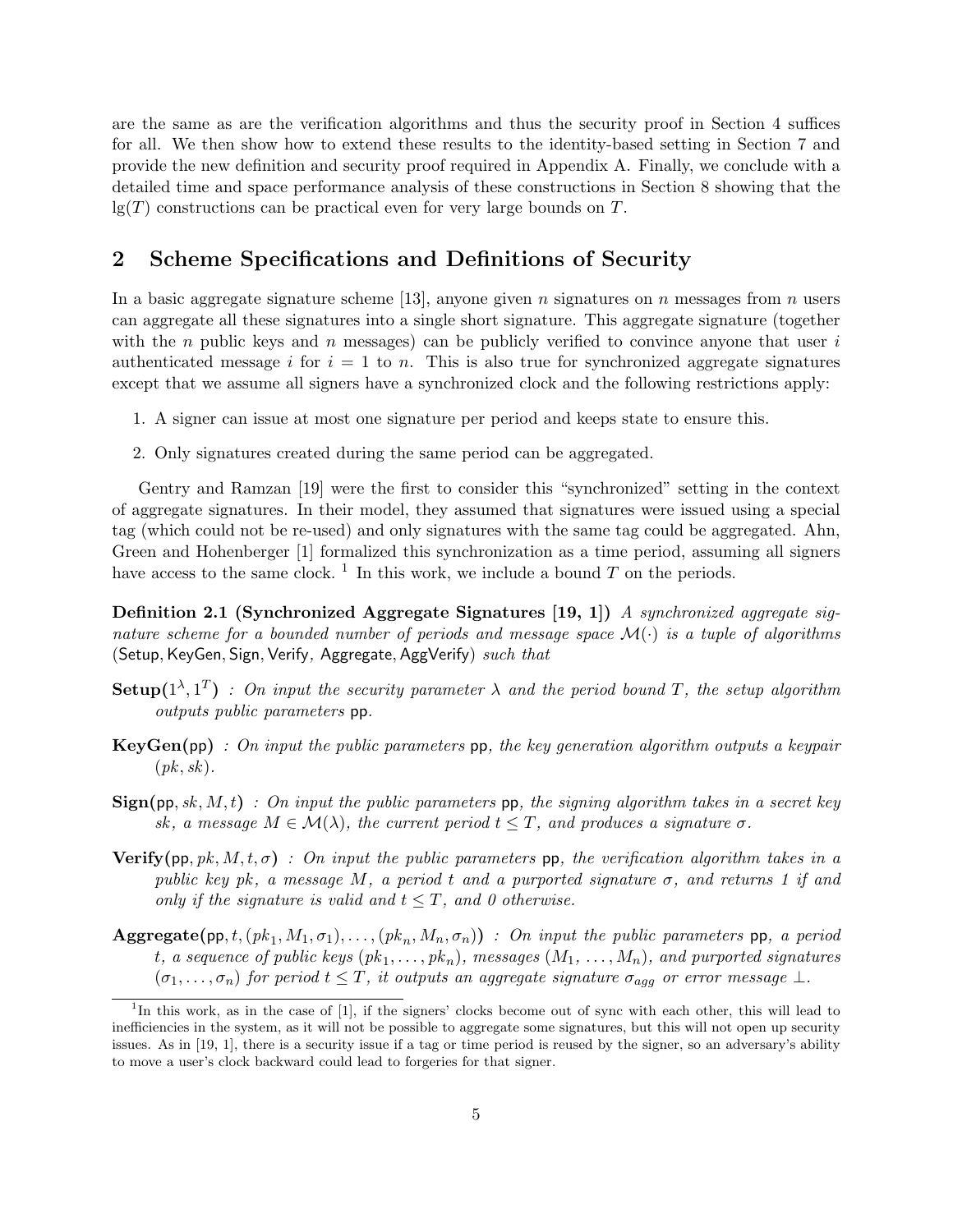are the same as are the verification algorithms and thus the security proof in Section 4 suffices for all. We then show how to extend these results to the identity-based setting in Section 7 and provide the new definition and security proof required in Appendix A. Finally, we conclude with a detailed time and space performance analysis of these constructions in Section 8 showing that the $\lg(T)$ constructions can be practical even for very large bounds on $T$.

## 2 Scheme Specifications and Definitions of Security

In a basic aggregate signature scheme [13], anyone given $n$ signatures on $n$ messages from $n$ users can aggregate all these signatures into a single short signature. This aggregate signature (together with the $n$ public keys and $n$ messages) can be publicly verified to convince anyone that user $i$ authenticated message $i$ for $i = 1$ to $n$. This is also true for synchronized aggregate signatures except that we assume all signers have a synchronized clock and the following restrictions apply:

1. A signer can issue at most one signature per period and keeps state to ensure this.
2. Only signatures created during the same period can be aggregated.

Gentry and Ramzan [19] were the first to consider this "synchronized" setting in the context of aggregate signatures. In their model, they assumed that signatures were issued using a special tag (which could not be re-used) and only signatures with the same tag could be aggregated. Ahn, Green and Hohenberger [1] formalized this synchronization as a time period, assuming all signers have access to the same clock. [1] In this work, we include a bound $T$ on the periods.

**Definition 2.1 (Synchronized Aggregate Signatures [19, 1])** *A synchronized aggregate signature scheme for a bounded number of periods and message space $\mathcal{M}(\cdot)$ is a tuple of algorithms* (Setup, KeyGen, Sign, Verify, Aggregate, AggVerify) *such that*

**Setup**$(1^\lambda, 1^T)$ *: On input the security parameter $\lambda$ and the period bound $T$, the setup algorithm outputs public parameters* pp*.*

**KeyGen**(pp) *: On input the public parameters* pp*, the key generation algorithm outputs a keypair $(pk, sk)$.*

**Sign**(pp$, sk, M, t$) *: On input the public parameters* pp*, the signing algorithm takes in a secret key $sk$, a message $M \in \mathcal{M}(\lambda)$, the current period $t \leq T$, and produces a signature $\sigma$.*

**Verify**(pp$, pk, M, t, \sigma$) *: On input the public parameters* pp*, the verification algorithm takes in a public key $pk$, a message $M$, a period $t$ and a purported signature $\sigma$, and returns 1 if and only if the signature is valid and $t \leq T$, and 0 otherwise.*

**Aggregate**(pp$, t, (pk_1, M_1, \sigma_1), \ldots, (pk_n, M_n, \sigma_n)$) *: On input the public parameters* pp*, a period $t$, a sequence of public keys $(pk_1, \ldots, pk_n)$, messages $(M_1, \ldots, M_n)$, and purported signatures $(\sigma_1, \ldots, \sigma_n)$ for period $t \leq T$, it outputs an aggregate signature $\sigma_{agg}$ or error message $\perp$.*

[1] In this work, as in the case of [1], if the signers' clocks become out of sync with each other, this will lead to inefficiencies in the system, as it will not be possible to aggregate some signatures, but this will not open up security issues. As in [19, 1], there is a security issue if a tag or time period is reused by the signer, so an adversary's ability to move a user's clock backward could lead to forgeries for that signer.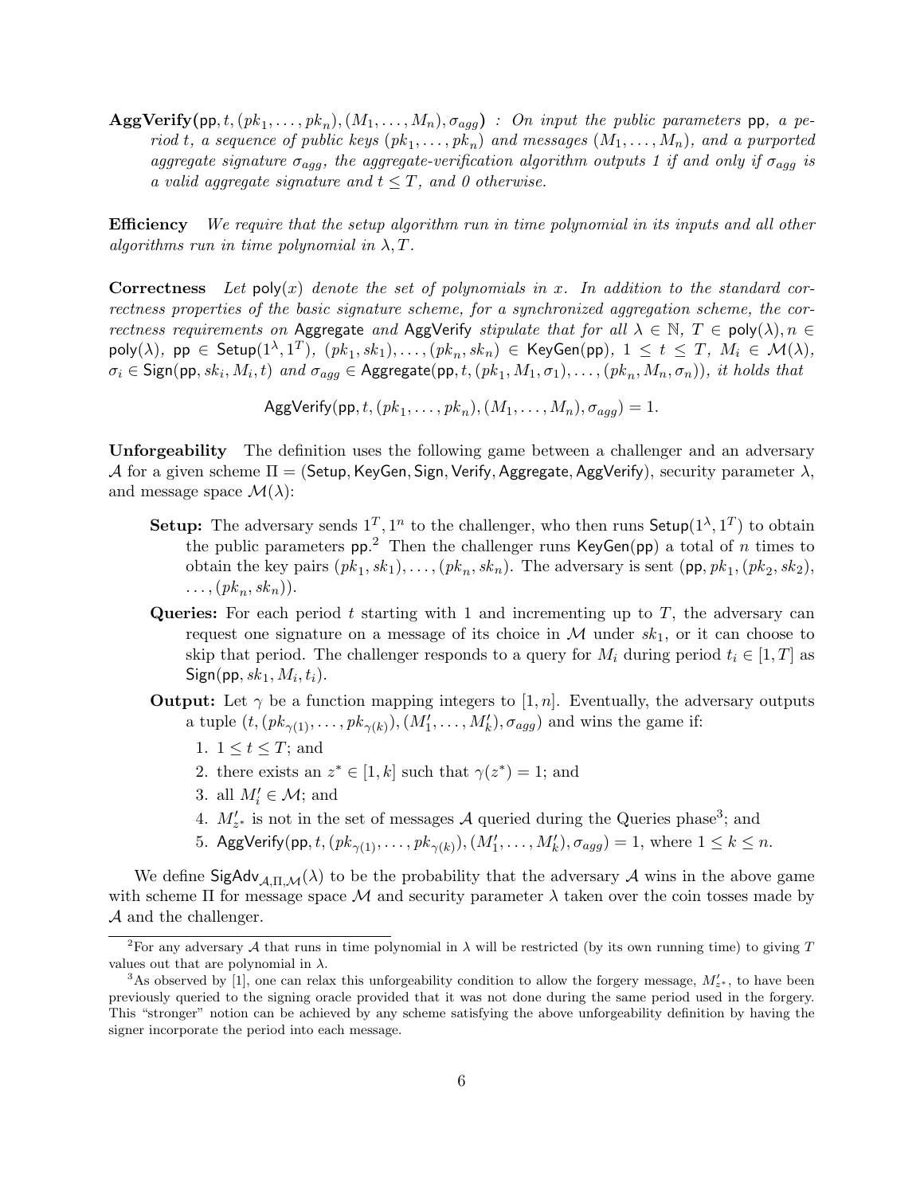**AggVerify**($\mathsf{pp}, t, (pk_1, \ldots, pk_n), (M_1, \ldots, M_n), \sigma_{agg}$) *: On input the public parameters* $\mathsf{pp}$*, a period* $t$*, a sequence of public keys* $(pk_1, \ldots, pk_n)$ *and messages* $(M_1, \ldots, M_n)$*, and a purported aggregate signature* $\sigma_{agg}$*, the aggregate-verification algorithm outputs 1 if and only if* $\sigma_{agg}$ *is a valid aggregate signature and* $t \leq T$*, and 0 otherwise.*

**Efficiency** *We require that the setup algorithm run in time polynomial in its inputs and all other algorithms run in time polynomial in* $\lambda, T$*.*

**Correctness** *Let* $\mathsf{poly}(x)$ *denote the set of polynomials in* $x$*. In addition to the standard correctness properties of the basic signature scheme, for a synchronized aggregation scheme, the correctness requirements on* Aggregate *and* AggVerify *stipulate that for all* $\lambda \in \mathbb{N}$*,* $T \in \mathsf{poly}(\lambda), n \in \mathsf{poly}(\lambda)$*,* $\mathsf{pp} \in \mathsf{Setup}(1^\lambda, 1^T)$*,* $(pk_1, sk_1), \ldots, (pk_n, sk_n) \in \mathsf{KeyGen}(\mathsf{pp})$*,* $1 \leq t \leq T$*,* $M_i \in \mathcal{M}(\lambda)$*,* $\sigma_i \in \mathsf{Sign}(\mathsf{pp}, sk_i, M_i, t)$ *and* $\sigma_{agg} \in \mathsf{Aggregate}(\mathsf{pp}, t, (pk_1, M_1, \sigma_1), \ldots, (pk_n, M_n, \sigma_n))$*, it holds that*

$$\mathsf{AggVerify}(\mathsf{pp}, t, (pk_1, \ldots, pk_n), (M_1, \ldots, M_n), \sigma_{agg}) = 1.$$

**Unforgeability** The definition uses the following game between a challenger and an adversary $\mathcal{A}$ for a given scheme $\Pi = (\mathsf{Setup}, \mathsf{KeyGen}, \mathsf{Sign}, \mathsf{Verify}, \mathsf{Aggregate}, \mathsf{AggVerify})$, security parameter $\lambda$, and message space $\mathcal{M}(\lambda)$:

- **Setup:** The adversary sends $1^T, 1^n$ to the challenger, who then runs $\mathsf{Setup}(1^\lambda, 1^T)$ to obtain the public parameters $\mathsf{pp}$.[2] Then the challenger runs $\mathsf{KeyGen}(\mathsf{pp})$ a total of $n$ times to obtain the key pairs $(pk_1, sk_1), \ldots, (pk_n, sk_n)$. The adversary is sent $(\mathsf{pp}, pk_1, (pk_2, sk_2), \ldots, (pk_n, sk_n))$.
- **Queries:** For each period $t$ starting with 1 and incrementing up to $T$, the adversary can request one signature on a message of its choice in $\mathcal{M}$ under $sk_1$, or it can choose to skip that period. The challenger responds to a query for $M_i$ during period $t_i \in [1, T]$ as $\mathsf{Sign}(\mathsf{pp}, sk_1, M_i, t_i)$.
- **Output:** Let $\gamma$ be a function mapping integers to $[1, n]$. Eventually, the adversary outputs a tuple $(t, (pk_{\gamma(1)}, \ldots, pk_{\gamma(k)}), (M'_1, \ldots, M'_k), \sigma_{agg})$ and wins the game if:
  1. $1 \leq t \leq T$; and
  2. there exists an $z^* \in [1, k]$ such that $\gamma(z^*) = 1$; and
  3. all $M'_i \in \mathcal{M}$; and
  4. $M'_{z^*}$ is not in the set of messages $\mathcal{A}$ queried during the Queries phase[3]; and
  5. $\mathsf{AggVerify}(\mathsf{pp}, t, (pk_{\gamma(1)}, \ldots, pk_{\gamma(k)}), (M'_1, \ldots, M'_k), \sigma_{agg}) = 1$, where $1 \leq k \leq n$.

We define $\mathsf{SigAdv}_{\mathcal{A},\Pi,\mathcal{M}}(\lambda)$ to be the probability that the adversary $\mathcal{A}$ wins in the above game with scheme $\Pi$ for message space $\mathcal{M}$ and security parameter $\lambda$ taken over the coin tosses made by $\mathcal{A}$ and the challenger.

---

[2] For any adversary $\mathcal{A}$ that runs in time polynomial in $\lambda$ will be restricted (by its own running time) to giving $T$ values out that are polynomial in $\lambda$.

[3] As observed by [1], one can relax this unforgeability condition to allow the forgery message, $M'_{z^*}$, to have been previously queried to the signing oracle provided that it was not done during the same period used in the forgery. This "stronger" notion can be achieved by any scheme satisfying the above unforgeability definition by having the signer incorporate the period into each message.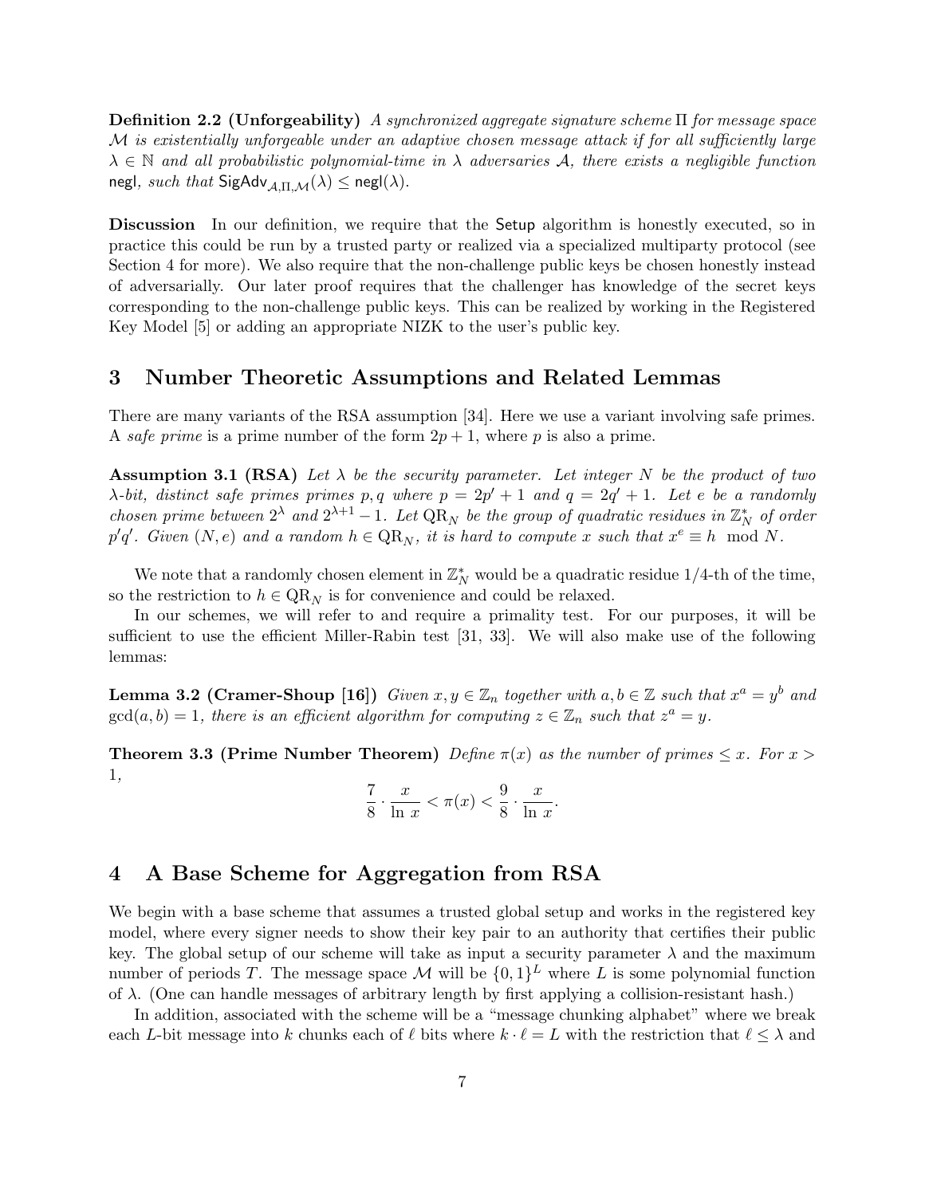**Definition 2.2 (Unforgeability)** *A synchronized aggregate signature scheme $\Pi$ for message space $\mathcal{M}$ is existentially unforgeable under an adaptive chosen message attack if for all sufficiently large $\lambda \in \mathbb{N}$ and all probabilistic polynomial-time in $\lambda$ adversaries $\mathcal{A}$, there exists a negligible function* $\mathsf{negl}$*, such that* $\mathsf{SigAdv}_{\mathcal{A},\Pi,\mathcal{M}}(\lambda) \leq \mathsf{negl}(\lambda)$*.*

**Discussion** In our definition, we require that the Setup algorithm is honestly executed, so in practice this could be run by a trusted party or realized via a specialized multiparty protocol (see Section 4 for more). We also require that the non-challenge public keys be chosen honestly instead of adversarially. Our later proof requires that the challenger has knowledge of the secret keys corresponding to the non-challenge public keys. This can be realized by working in the Registered Key Model [5] or adding an appropriate NIZK to the user's public key.

# 3 Number Theoretic Assumptions and Related Lemmas

There are many variants of the RSA assumption [34]. Here we use a variant involving safe primes. A *safe prime* is a prime number of the form $2p + 1$, where $p$ is also a prime.

**Assumption 3.1 (RSA)** *Let $\lambda$ be the security parameter. Let integer $N$ be the product of two $\lambda$-bit, distinct safe primes primes $p, q$ where $p = 2p' + 1$ and $q = 2q' + 1$. Let $e$ be a randomly chosen prime between $2^\lambda$ and $2^{\lambda+1} - 1$. Let $\mathrm{QR}_N$ be the group of quadratic residues in $\mathbb{Z}_N^*$ of order $p'q'$. Given $(N, e)$ and a random $h \in \mathrm{QR}_N$, it is hard to compute $x$ such that $x^e \equiv h \mod N$.*

We note that a randomly chosen element in $\mathbb{Z}_N^*$ would be a quadratic residue 1/4-th of the time, so the restriction to $h \in \mathrm{QR}_N$ is for convenience and could be relaxed.

In our schemes, we will refer to and require a primality test. For our purposes, it will be sufficient to use the efficient Miller-Rabin test [31, 33]. We will also make use of the following lemmas:

**Lemma 3.2 (Cramer-Shoup [16])** *Given $x, y \in \mathbb{Z}_n$ together with $a, b \in \mathbb{Z}$ such that $x^a = y^b$ and $\gcd(a, b) = 1$, there is an efficient algorithm for computing $z \in \mathbb{Z}_n$ such that $z^a = y$.*

**Theorem 3.3 (Prime Number Theorem)** *Define $\pi(x)$ as the number of primes $\leq x$. For $x > 1$,*

$$\frac{7}{8} \cdot \frac{x}{\ln\, x} < \pi(x) < \frac{9}{8} \cdot \frac{x}{\ln\, x}.$$

# 4 A Base Scheme for Aggregation from RSA

We begin with a base scheme that assumes a trusted global setup and works in the registered key model, where every signer needs to show their key pair to an authority that certifies their public key. The global setup of our scheme will take as input a security parameter $\lambda$ and the maximum number of periods $T$. The message space $\mathcal{M}$ will be $\{0, 1\}^L$ where $L$ is some polynomial function of $\lambda$. (One can handle messages of arbitrary length by first applying a collision-resistant hash.)

In addition, associated with the scheme will be a "message chunking alphabet" where we break each $L$-bit message into $k$ chunks each of $\ell$ bits where $k \cdot \ell = L$ with the restriction that $\ell \leq \lambda$ and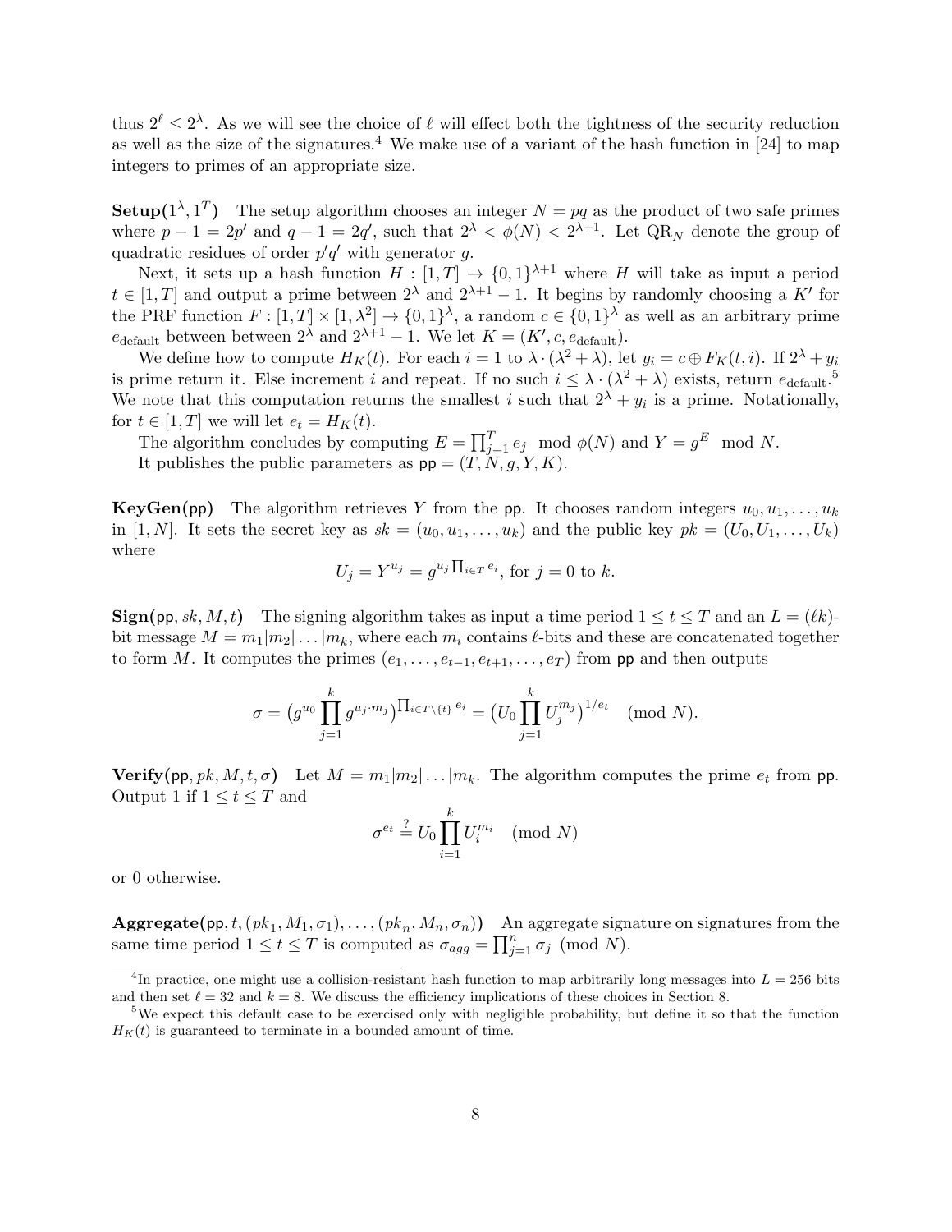thus $2^\ell \leq 2^\lambda$. As we will see the choice of $\ell$ will effect both the tightness of the security reduction as well as the size of the signatures.[4] We make use of a variant of the hash function in [24] to map integers to primes of an appropriate size.

**Setup($1^\lambda, 1^T$)** The setup algorithm chooses an integer $N = pq$ as the product of two safe primes where $p - 1 = 2p'$ and $q - 1 = 2q'$, such that $2^\lambda < \phi(N) < 2^{\lambda+1}$. Let $\text{QR}_N$ denote the group of quadratic residues of order $p'q'$ with generator $g$.

Next, it sets up a hash function $H : [1, T] \to \{0, 1\}^{\lambda+1}$ where $H$ will take as input a period $t \in [1, T]$ and output a prime between $2^\lambda$ and $2^{\lambda+1} - 1$. It begins by randomly choosing a $K'$ for the PRF function $F : [1, T] \times [1, \lambda^2] \to \{0, 1\}^\lambda$, a random $c \in \{0, 1\}^\lambda$ as well as an arbitrary prime $e_{\text{default}}$ between between $2^\lambda$ and $2^{\lambda+1} - 1$. We let $K = (K', c, e_{\text{default}})$.

We define how to compute $H_K(t)$. For each $i = 1$ to $\lambda \cdot (\lambda^2 + \lambda)$, let $y_i = c \oplus F_K(t, i)$. If $2^\lambda + y_i$ is prime return it. Else increment $i$ and repeat. If no such $i \leq \lambda \cdot (\lambda^2 + \lambda)$ exists, return $e_{\text{default}}$.[5] We note that this computation returns the smallest $i$ such that $2^\lambda + y_i$ is a prime. Notationally, for $t \in [1, T]$ we will let $e_t = H_K(t)$.

The algorithm concludes by computing $E = \prod_{j=1}^{T} e_j \mod \phi(N)$ and $Y = g^E \mod N$.

It publishes the public parameters as $\mathsf{pp} = (T, N, g, Y, K)$.

**KeyGen($\mathsf{pp}$)** The algorithm retrieves $Y$ from the $\mathsf{pp}$. It chooses random integers $u_0, u_1, \ldots, u_k$ in $[1, N]$. It sets the secret key as $sk = (u_0, u_1, \ldots, u_k)$ and the public key $pk = (U_0, U_1, \ldots, U_k)$ where

$$U_j = Y^{u_j} = g^{u_j \prod_{i \in T} e_i}, \text{ for } j = 0 \text{ to } k.$$

**Sign($\mathsf{pp}, sk, M, t$)** The signing algorithm takes as input a time period $1 \leq t \leq T$ and an $L = (\ell k)$-bit message $M = m_1 | m_2 | \ldots | m_k$, where each $m_i$ contains $\ell$-bits and these are concatenated together to form $M$. It computes the primes $(e_1, \ldots, e_{t-1}, e_{t+1}, \ldots, e_T)$ from $\mathsf{pp}$ and then outputs

$$\sigma = \left(g^{u_0} \prod_{j=1}^{k} g^{u_j \cdot m_j}\right)^{\prod_{i \in T \setminus \{t\}} e_i} = \left(U_0 \prod_{j=1}^{k} U_j^{m_j}\right)^{1/e_t} \pmod{N}.$$

**Verify($\mathsf{pp}, pk, M, t, \sigma$)** Let $M = m_1 | m_2 | \ldots | m_k$. The algorithm computes the prime $e_t$ from $\mathsf{pp}$. Output 1 if $1 \leq t \leq T$ and

$$\sigma^{e_t} \stackrel{?}{=} U_0 \prod_{i=1}^{k} U_i^{m_i} \pmod{N}$$

or 0 otherwise.

**Aggregate($\mathsf{pp}, t, (pk_1, M_1, \sigma_1), \ldots, (pk_n, M_n, \sigma_n)$)** An aggregate signature on signatures from the same time period $1 \leq t \leq T$ is computed as $\sigma_{agg} = \prod_{j=1}^{n} \sigma_j \pmod{N}$.

---

[4] In practice, one might use a collision-resistant hash function to map arbitrarily long messages into $L = 256$ bits and then set $\ell = 32$ and $k = 8$. We discuss the efficiency implications of these choices in Section 8.

[5] We expect this default case to be exercised only with negligible probability, but define it so that the function $H_K(t)$ is guaranteed to terminate in a bounded amount of time.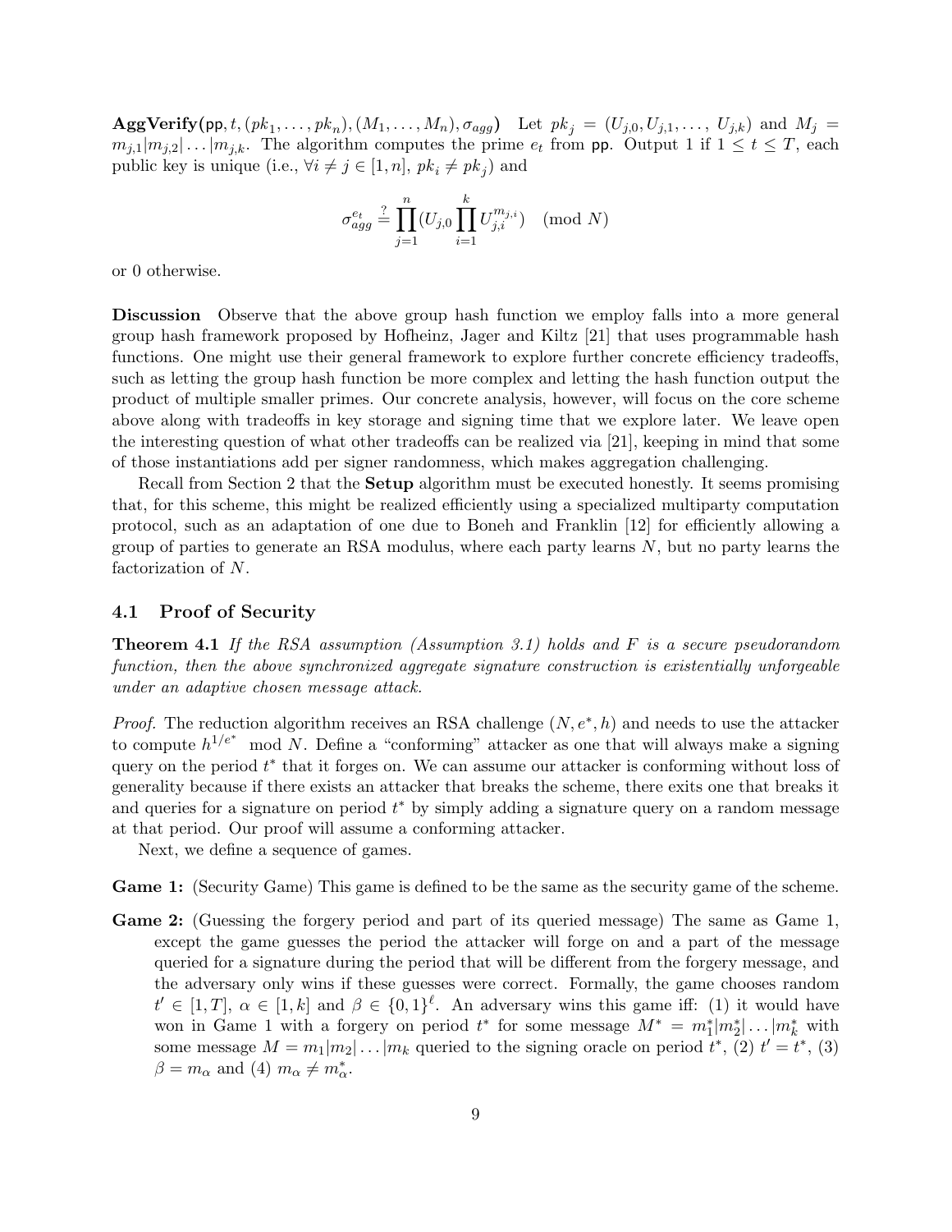**AggVerify(pp, $t$, $(pk_1, \ldots, pk_n)$, $(M_1, \ldots, M_n)$, $\sigma_{agg}$)** Let $pk_j = (U_{j,0}, U_{j,1}, \ldots, U_{j,k})$ and $M_j = m_{j,1}|m_{j,2}|\ldots|m_{j,k}$. The algorithm computes the prime $e_t$ from pp. Output 1 if $1 \leq t \leq T$, each public key is unique (i.e., $\forall i \neq j \in [1, n]$, $pk_i \neq pk_j$) and

$$\sigma_{agg}^{e_t} \stackrel{?}{=} \prod_{j=1}^{n} (U_{j,0} \prod_{i=1}^{k} U_{j,i}^{m_{j,i}}) \pmod{N}$$

or 0 otherwise.

**Discussion** Observe that the above group hash function we employ falls into a more general group hash framework proposed by Hofheinz, Jager and Kiltz [21] that uses programmable hash functions. One might use their general framework to explore further concrete efficiency tradeoffs, such as letting the group hash function be more complex and letting the hash function output the product of multiple smaller primes. Our concrete analysis, however, will focus on the core scheme above along with tradeoffs in key storage and signing time that we explore later. We leave open the interesting question of what other tradeoffs can be realized via [21], keeping in mind that some of those instantiations add per signer randomness, which makes aggregation challenging.

Recall from Section 2 that the **Setup** algorithm must be executed honestly. It seems promising that, for this scheme, this might be realized efficiently using a specialized multiparty computation protocol, such as an adaptation of one due to Boneh and Franklin [12] for efficiently allowing a group of parties to generate an RSA modulus, where each party learns $N$, but no party learns the factorization of $N$.

## 4.1 Proof of Security

**Theorem 4.1** *If the RSA assumption (Assumption 3.1) holds and $F$ is a secure pseudorandom function, then the above synchronized aggregate signature construction is existentially unforgeable under an adaptive chosen message attack.*

*Proof.* The reduction algorithm receives an RSA challenge $(N, e^*, h)$ and needs to use the attacker to compute $h^{1/e^*} \mod N$. Define a "conforming" attacker as one that will always make a signing query on the period $t^*$ that it forges on. We can assume our attacker is conforming without loss of generality because if there exists an attacker that breaks the scheme, there exists one that breaks it and queries for a signature on period $t^*$ by simply adding a signature query on a random message at that period. Our proof will assume a conforming attacker.

Next, we define a sequence of games.

**Game 1:** (Security Game) This game is defined to be the same as the security game of the scheme.

**Game 2:** (Guessing the forgery period and part of its queried message) The same as Game 1, except the game guesses the period the attacker will forge on and a part of the message queried for a signature during the period that will be different from the forgery message, and the adversary only wins if these guesses were correct. Formally, the game chooses random $t' \in [1, T]$, $\alpha \in [1, k]$ and $\beta \in \{0, 1\}^{\ell}$. An adversary wins this game iff: (1) it would have won in Game 1 with a forgery on period $t^*$ for some message $M^* = m_1^*|m_2^*|\ldots|m_k^*$ with some message $M = m_1|m_2|\ldots|m_k$ queried to the signing oracle on period $t^*$, (2) $t' = t^*$, (3) $\beta = m_\alpha$ and (4) $m_\alpha \neq m_\alpha^*$.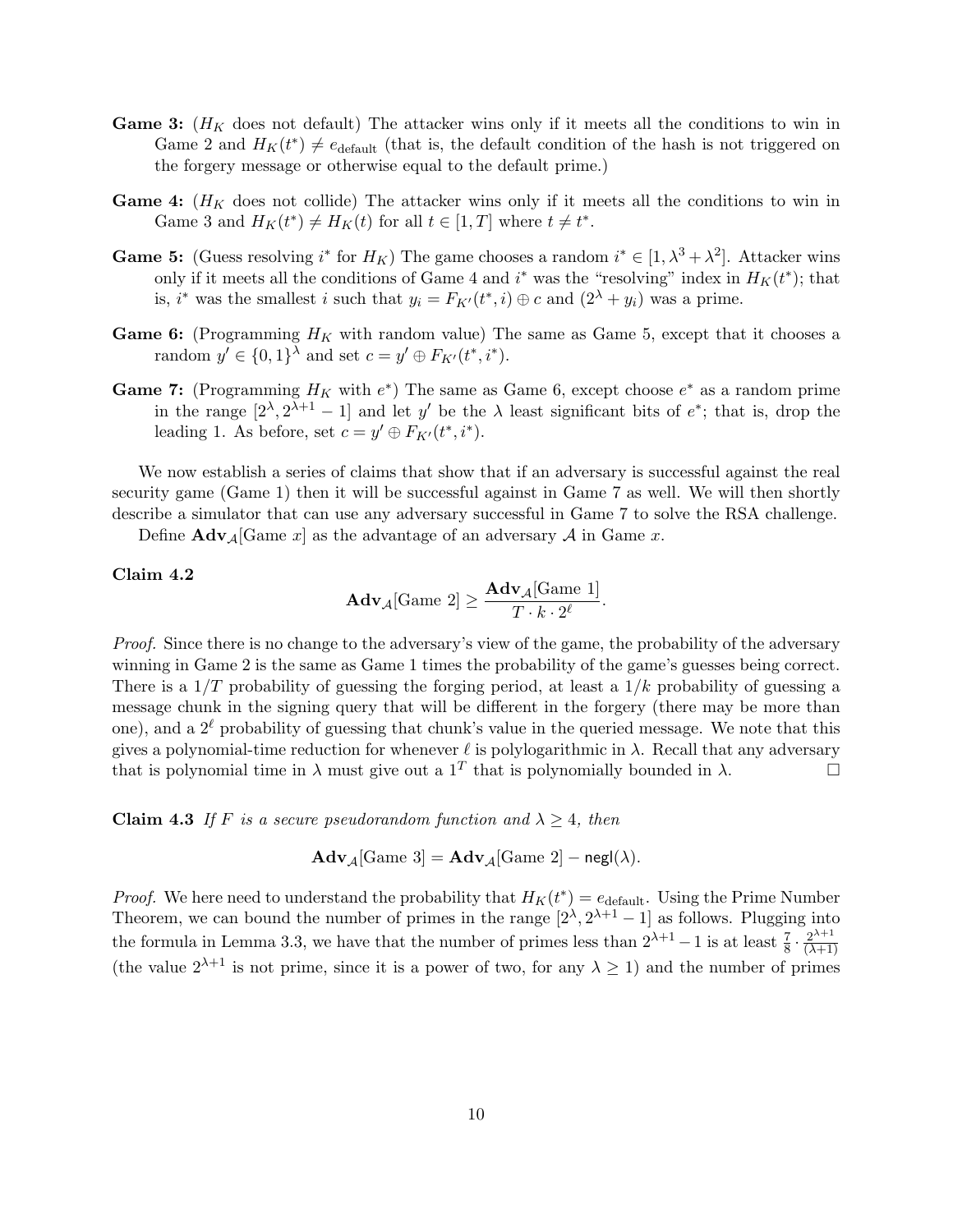- **Game 3:** ($H_K$ does not default) The attacker wins only if it meets all the conditions to win in Game 2 and $H_K(t^*) \neq e_{\text{default}}$ (that is, the default condition of the hash is not triggered on the forgery message or otherwise equal to the default prime.)

- **Game 4:** ($H_K$ does not collide) The attacker wins only if it meets all the conditions to win in Game 3 and $H_K(t^*) \neq H_K(t)$ for all $t \in [1, T]$ where $t \neq t^*$.

- **Game 5:** (Guess resolving $i^*$ for $H_K$) The game chooses a random $i^* \in [1, \lambda^3 + \lambda^2]$. Attacker wins only if it meets all the conditions of Game 4 and $i^*$ was the "resolving" index in $H_K(t^*)$; that is, $i^*$ was the smallest $i$ such that $y_i = F_{K'}(t^*, i) \oplus c$ and $(2^\lambda + y_i)$ was a prime.

- **Game 6:** (Programming $H_K$ with random value) The same as Game 5, except that it chooses a random $y' \in \{0,1\}^\lambda$ and set $c = y' \oplus F_{K'}(t^*, i^*)$.

- **Game 7:** (Programming $H_K$ with $e^*$) The same as Game 6, except choose $e^*$ as a random prime in the range $[2^\lambda, 2^{\lambda+1} - 1]$ and let $y'$ be the $\lambda$ least significant bits of $e^*$; that is, drop the leading 1. As before, set $c = y' \oplus F_{K'}(t^*, i^*)$.

We now establish a series of claims that show that if an adversary is successful against the real security game (Game 1) then it will be successful against in Game 7 as well. We will then shortly describe a simulator that can use any adversary successful in Game 7 to solve the RSA challenge.

Define $\mathbf{Adv}_{\mathcal{A}}[\text{Game } x]$ as the advantage of an adversary $\mathcal{A}$ in Game $x$.

**Claim 4.2**

$$\mathbf{Adv}_{\mathcal{A}}[\text{Game 2}] \geq \frac{\mathbf{Adv}_{\mathcal{A}}[\text{Game 1}]}{T \cdot k \cdot 2^\ell}.$$

*Proof.* Since there is no change to the adversary's view of the game, the probability of the adversary winning in Game 2 is the same as Game 1 times the probability of the game's guesses being correct. There is a $1/T$ probability of guessing the forging period, at least a $1/k$ probability of guessing a message chunk in the signing query that will be different in the forgery (there may be more than one), and a $2^\ell$ probability of guessing that chunk's value in the queried message. We note that this gives a polynomial-time reduction for whenever $\ell$ is polylogarithmic in $\lambda$. Recall that any adversary that is polynomial time in $\lambda$ must give out a $1^T$ that is polynomially bounded in $\lambda$. □

**Claim 4.3** *If $F$ is a secure pseudorandom function and $\lambda \geq 4$, then*

$$\mathbf{Adv}_{\mathcal{A}}[\text{Game 3}] = \mathbf{Adv}_{\mathcal{A}}[\text{Game 2}] - \mathsf{negl}(\lambda).$$

*Proof.* We here need to understand the probability that $H_K(t^*) = e_{\text{default}}$. Using the Prime Number Theorem, we can bound the number of primes in the range $[2^\lambda, 2^{\lambda+1} - 1]$ as follows. Plugging into the formula in Lemma 3.3, we have that the number of primes less than $2^{\lambda+1} - 1$ is at least $\frac{7}{8} \cdot \frac{2^{\lambda+1}}{(\lambda+1)}$ (the value $2^{\lambda+1}$ is not prime, since it is a power of two, for any $\lambda \geq 1$) and the number of primes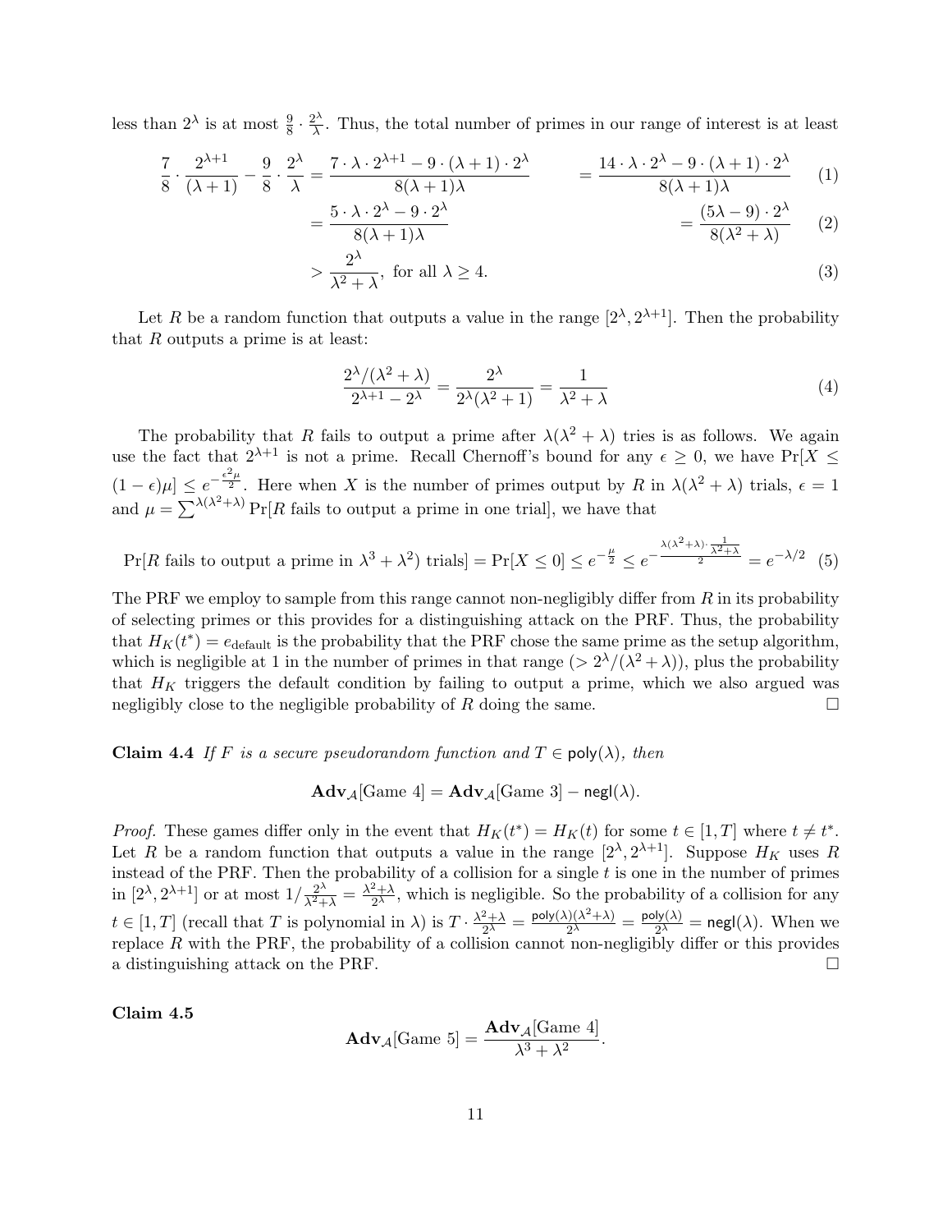less than $2^\lambda$ is at most $\frac{9}{8} \cdot \frac{2^\lambda}{\lambda}$. Thus, the total number of primes in our range of interest is at least

$$
\begin{aligned}
\frac{7}{8} \cdot \frac{2^{\lambda+1}}{(\lambda+1)} - \frac{9}{8} \cdot \frac{2^\lambda}{\lambda} &= \frac{7 \cdot \lambda \cdot 2^{\lambda+1} - 9 \cdot (\lambda+1) \cdot 2^\lambda}{8(\lambda+1)\lambda} \qquad = \frac{14 \cdot \lambda \cdot 2^\lambda - 9 \cdot (\lambda+1) \cdot 2^\lambda}{8(\lambda+1)\lambda} &(1)\\
&= \frac{5 \cdot \lambda \cdot 2^\lambda - 9 \cdot 2^\lambda}{8(\lambda+1)\lambda} \qquad = \frac{(5\lambda - 9) \cdot 2^\lambda}{8(\lambda^2+\lambda)} &(2)\\
&> \frac{2^\lambda}{\lambda^2+\lambda}, \text{ for all } \lambda \geq 4. &(3)
\end{aligned}
$$

Let $R$ be a random function that outputs a value in the range $[2^\lambda, 2^{\lambda+1}]$. Then the probability that $R$ outputs a prime is at least:

$$
\frac{2^\lambda/(\lambda^2+\lambda)}{2^{\lambda+1} - 2^\lambda} = \frac{2^\lambda}{2^\lambda(\lambda^2+1)} = \frac{1}{\lambda^2+\lambda} \tag{4}
$$

The probability that $R$ fails to output a prime after $\lambda(\lambda^2+\lambda)$ tries is as follows. We again use the fact that $2^{\lambda+1}$ is not a prime. Recall Chernoff's bound for any $\epsilon \geq 0$, we have $\Pr[X \leq (1-\epsilon)\mu] \leq e^{-\frac{\epsilon^2 \mu}{2}}$. Here when $X$ is the number of primes output by $R$ in $\lambda(\lambda^2+\lambda)$ trials, $\epsilon = 1$ and $\mu = \sum^{\lambda(\lambda^2+\lambda)} \Pr[R \text{ fails to output a prime in one trial}]$, we have that

$$
\Pr[R \text{ fails to output a prime in } \lambda^3+\lambda^2) \text{ trials}] = \Pr[X \leq 0] \leq e^{-\frac{\mu}{2}} \leq e^{-\frac{\lambda(\lambda^2+\lambda)\cdot\frac{1}{\lambda^2+\lambda}}{2}} = e^{-\lambda/2} \tag{5}
$$

The PRF we employ to sample from this range cannot non-negligibly differ from $R$ in its probability of selecting primes or this provides for a distinguishing attack on the PRF. Thus, the probability that $H_K(t^*) = e_{\text{default}}$ is the probability that the PRF chose the same prime as the setup algorithm, which is negligible at 1 in the number of primes in that range ($> 2^\lambda/(\lambda^2+\lambda)$), plus the probability that $H_K$ triggers the default condition by failing to output a prime, which we also argued was negligibly close to the negligible probability of $R$ doing the same. □

**Claim 4.4** *If $F$ is a secure pseudorandom function and $T \in \mathsf{poly}(\lambda)$, then*

$$
\mathbf{Adv}_{\mathcal{A}}[\text{Game 4}] = \mathbf{Adv}_{\mathcal{A}}[\text{Game 3}] - \mathsf{negl}(\lambda).
$$

*Proof.* These games differ only in the event that $H_K(t^*) = H_K(t)$ for some $t \in [1, T]$ where $t \neq t^*$. Let $R$ be a random function that outputs a value in the range $[2^\lambda, 2^{\lambda+1}]$. Suppose $H_K$ uses $R$ instead of the PRF. Then the probability of a collision for a single $t$ is one in the number of primes in $[2^\lambda, 2^{\lambda+1}]$ or at most $1/\frac{2^\lambda}{\lambda^2+\lambda} = \frac{\lambda^2+\lambda}{2^\lambda}$, which is negligible. So the probability of a collision for any $t \in [1, T]$ (recall that $T$ is polynomial in $\lambda$) is $T \cdot \frac{\lambda^2+\lambda}{2^\lambda} = \frac{\mathsf{poly}(\lambda)(\lambda^2+\lambda)}{2^\lambda} = \frac{\mathsf{poly}(\lambda)}{2^\lambda} = \mathsf{negl}(\lambda)$. When we replace $R$ with the PRF, the probability of a collision cannot non-negligibly differ or this provides a distinguishing attack on the PRF. □

**Claim 4.5**

$$
\mathbf{Adv}_{\mathcal{A}}[\text{Game 5}] = \frac{\mathbf{Adv}_{\mathcal{A}}[\text{Game 4}]}{\lambda^3+\lambda^2}.
$$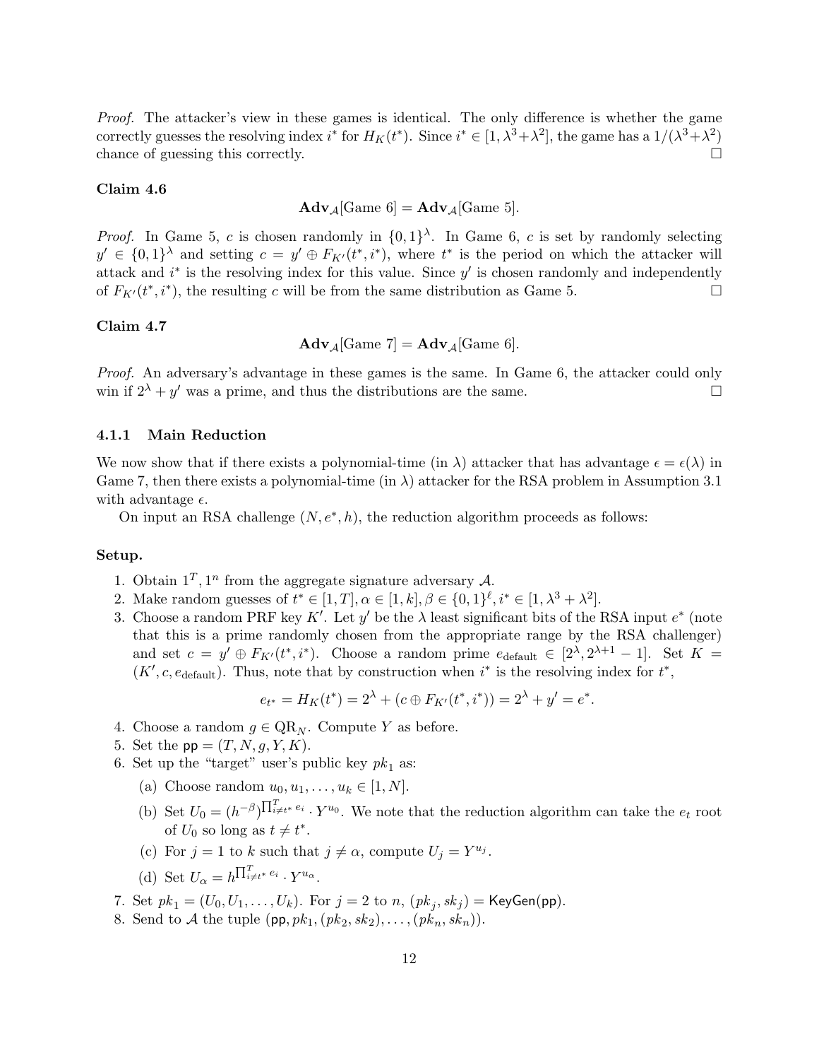*Proof.* The attacker's view in these games is identical. The only difference is whether the game correctly guesses the resolving index $i^*$ for $H_K(t^*)$. Since $i^* \in [1, \lambda^3+\lambda^2]$, the game has a $1/(\lambda^3+\lambda^2)$ chance of guessing this correctly. □

**Claim 4.6**

$$\mathbf{Adv}_{\mathcal{A}}[\text{Game 6}] = \mathbf{Adv}_{\mathcal{A}}[\text{Game 5}].$$

*Proof.* In Game 5, $c$ is chosen randomly in $\{0,1\}^\lambda$. In Game 6, $c$ is set by randomly selecting $y' \in \{0,1\}^\lambda$ and setting $c = y' \oplus F_{K'}(t^*, i^*)$, where $t^*$ is the period on which the attacker will attack and $i^*$ is the resolving index for this value. Since $y'$ is chosen randomly and independently of $F_{K'}(t^*, i^*)$, the resulting $c$ will be from the same distribution as Game 5. □

**Claim 4.7**

$$\mathbf{Adv}_{\mathcal{A}}[\text{Game 7}] = \mathbf{Adv}_{\mathcal{A}}[\text{Game 6}].$$

*Proof.* An adversary's advantage in these games is the same. In Game 6, the attacker could only win if $2^\lambda + y'$ was a prime, and thus the distributions are the same. □

### 4.1.1 Main Reduction

We now show that if there exists a polynomial-time (in $\lambda$) attacker that has advantage $\epsilon = \epsilon(\lambda)$ in Game 7, then there exists a polynomial-time (in $\lambda$) attacker for the RSA problem in Assumption 3.1 with advantage $\epsilon$.

On input an RSA challenge $(N, e^*, h)$, the reduction algorithm proceeds as follows:

**Setup.**

1. Obtain $1^T, 1^n$ from the aggregate signature adversary $\mathcal{A}$.
2. Make random guesses of $t^* \in [1, T], \alpha \in [1, k], \beta \in \{0,1\}^\ell, i^* \in [1, \lambda^3 + \lambda^2]$.
3. Choose a random PRF key $K'$. Let $y'$ be the $\lambda$ least significant bits of the RSA input $e^*$ (note that this is a prime randomly chosen from the appropriate range by the RSA challenger) and set $c = y' \oplus F_{K'}(t^*, i^*)$. Choose a random prime $e_{\text{default}} \in [2^\lambda, 2^{\lambda+1} - 1]$. Set $K = (K', c, e_{\text{default}})$. Thus, note that by construction when $i^*$ is the resolving index for $t^*$,
$$e_{t^*} = H_K(t^*) = 2^\lambda + (c \oplus F_{K'}(t^*, i^*)) = 2^\lambda + y' = e^*.$$
4. Choose a random $g \in \text{QR}_N$. Compute $Y$ as before.
5. Set the $\mathsf{pp} = (T, N, g, Y, K)$.
6. Set up the "target" user's public key $pk_1$ as:
   (a) Choose random $u_0, u_1, \ldots, u_k \in [1, N]$.
   (b) Set $U_0 = (h^{-\beta})^{\prod_{i \neq t^*}^T e_i} \cdot Y^{u_0}$. We note that the reduction algorithm can take the $e_t$ root of $U_0$ so long as $t \neq t^*$.
   (c) For $j = 1$ to $k$ such that $j \neq \alpha$, compute $U_j = Y^{u_j}$.
   (d) Set $U_\alpha = h^{\prod_{i \neq t^*}^T e_i} \cdot Y^{u_\alpha}$.
7. Set $pk_1 = (U_0, U_1, \ldots, U_k)$. For $j = 2$ to $n$, $(pk_j, sk_j) = \mathsf{KeyGen}(\mathsf{pp})$.
8. Send to $\mathcal{A}$ the tuple $(\mathsf{pp}, pk_1, (pk_2, sk_2), \ldots, (pk_n, sk_n))$.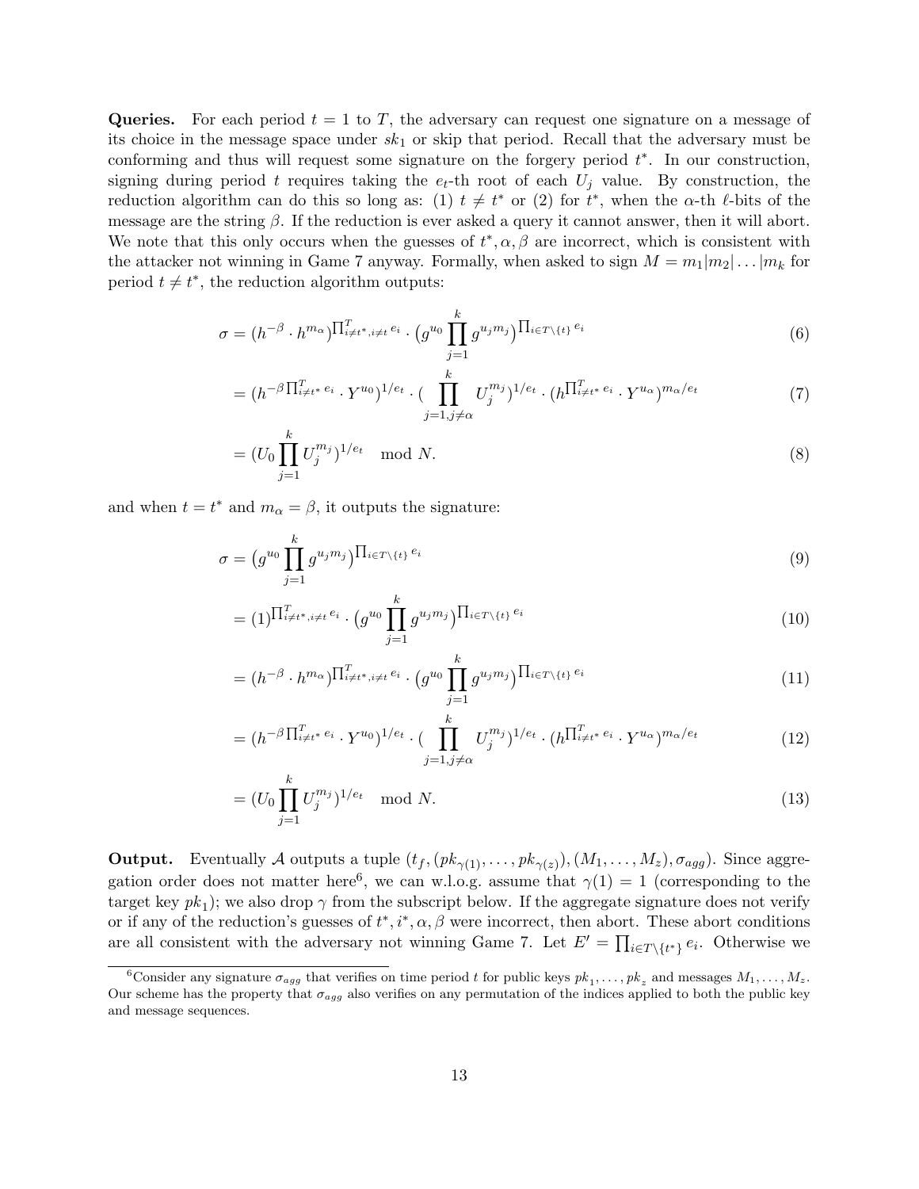**Queries.** For each period $t = 1$ to $T$, the adversary can request one signature on a message of its choice in the message space under $sk_1$ or skip that period. Recall that the adversary must be conforming and thus will request some signature on the forgery period $t^*$. In our construction, signing during period $t$ requires taking the $e_t$-th root of each $U_j$ value. By construction, the reduction algorithm can do this so long as: (1) $t \neq t^*$ or (2) for $t^*$, when the $\alpha$-th $\ell$-bits of the message are the string $\beta$. If the reduction is ever asked a query it cannot answer, then it will abort. We note that this only occurs when the guesses of $t^*, \alpha, \beta$ are incorrect, which is consistent with the attacker not winning in Game 7 anyway. Formally, when asked to sign $M = m_1|m_2|\ldots|m_k$ for period $t \neq t^*$, the reduction algorithm outputs:

$$\sigma = (h^{-\beta} \cdot h^{m_\alpha})^{\prod_{i \neq t^*, i \neq t}^{T} e_i} \cdot \big(g^{u_0} \prod_{j=1}^{k} g^{u_j m_j}\big)^{\prod_{i \in T \setminus \{t\}} e_i} \tag{6}$$

$$= (h^{-\beta \prod_{i \neq t^*}^{T} e_i} \cdot Y^{u_0})^{1/e_t} \cdot (\prod_{j=1, j \neq \alpha}^{k} U_j^{m_j})^{1/e_t} \cdot (h^{\prod_{i \neq t^*}^{T} e_i} \cdot Y^{u_\alpha})^{m_\alpha / e_t} \tag{7}$$

$$= (U_0 \prod_{j=1}^{k} U_j^{m_j})^{1/e_t} \mod N. \tag{8}$$

and when $t = t^*$ and $m_\alpha = \beta$, it outputs the signature:

$$\sigma = \big(g^{u_0} \prod_{j=1}^{k} g^{u_j m_j}\big)^{\prod_{i \in T \setminus \{t\}} e_i} \tag{9}$$

$$= (1)^{\prod_{i \neq t^*, i \neq t}^{T} e_i} \cdot \big(g^{u_0} \prod_{j=1}^{k} g^{u_j m_j}\big)^{\prod_{i \in T \setminus \{t\}} e_i} \tag{10}$$

$$= (h^{-\beta} \cdot h^{m_\alpha})^{\prod_{i \neq t^*, i \neq t}^{T} e_i} \cdot \big(g^{u_0} \prod_{j=1}^{k} g^{u_j m_j}\big)^{\prod_{i \in T \setminus \{t\}} e_i} \tag{11}$$

$$= (h^{-\beta \prod_{i \neq t^*}^{T} e_i} \cdot Y^{u_0})^{1/e_t} \cdot (\prod_{j=1, j \neq \alpha}^{k} U_j^{m_j})^{1/e_t} \cdot (h^{\prod_{i \neq t^*}^{T} e_i} \cdot Y^{u_\alpha})^{m_\alpha / e_t} \tag{12}$$

$$= (U_0 \prod_{j=1}^{k} U_j^{m_j})^{1/e_t} \mod N. \tag{13}$$

**Output.** Eventually $\mathcal{A}$ outputs a tuple $(t_f, (pk_{\gamma(1)}, \ldots, pk_{\gamma(z)}), (M_1, \ldots, M_z), \sigma_{agg})$. Since aggregation order does not matter here[6], we can w.l.o.g. assume that $\gamma(1) = 1$ (corresponding to the target key $pk_1$); we also drop $\gamma$ from the subscript below. If the aggregate signature does not verify or if any of the reduction's guesses of $t^*, i^*, \alpha, \beta$ were incorrect, then abort. These abort conditions are all consistent with the adversary not winning Game 7. Let $E' = \prod_{i \in T \setminus \{t^*\}} e_i$. Otherwise we

[6] Consider any signature $\sigma_{agg}$ that verifies on time period $t$ for public keys $pk_1, \ldots, pk_z$ and messages $M_1, \ldots, M_z$. Our scheme has the property that $\sigma_{agg}$ also verifies on any permutation of the indices applied to both the public key and message sequences.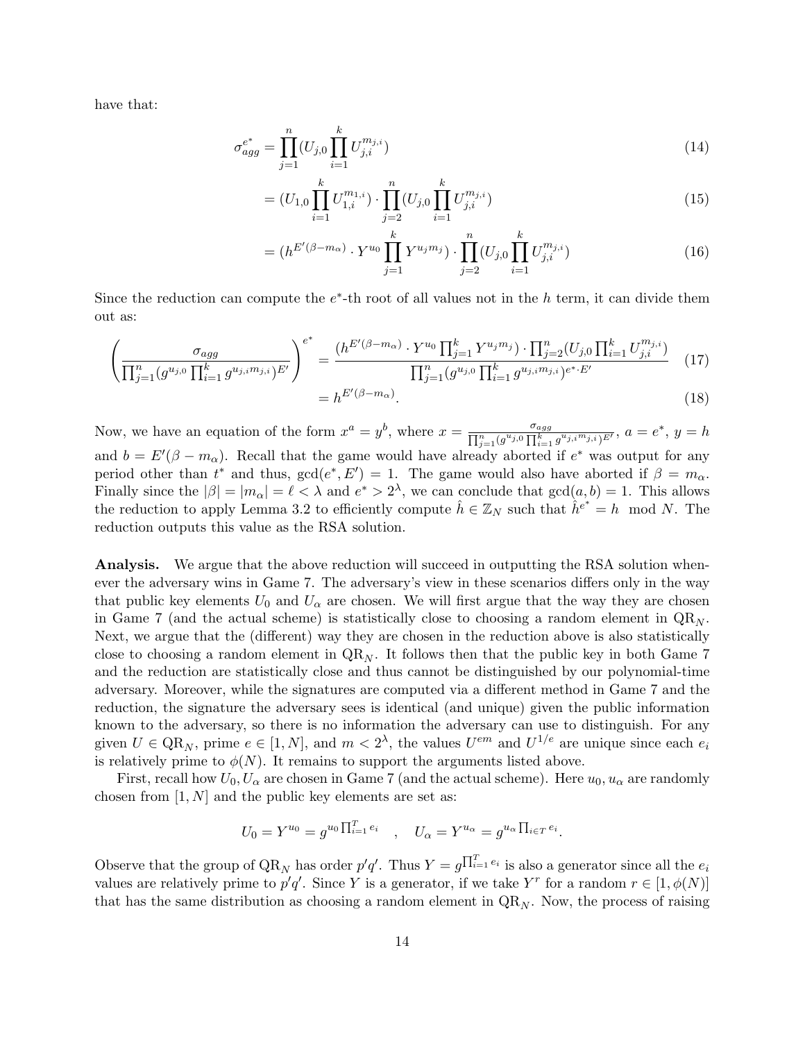have that:

$$
\begin{aligned}
\sigma_{agg}^{e^*} &= \prod_{j=1}^{n}(U_{j,0}\prod_{i=1}^{k}U_{j,i}^{m_{j,i}}) &(14)\\
&= (U_{1,0}\prod_{i=1}^{k}U_{1,i}^{m_{1,i}}) \cdot \prod_{j=2}^{n}(U_{j,0}\prod_{i=1}^{k}U_{j,i}^{m_{j,i}}) &(15)\\
&= (h^{E'(\beta - m_\alpha)} \cdot Y^{u_0}\prod_{j=1}^{k}Y^{u_j m_j}) \cdot \prod_{j=2}^{n}(U_{j,0}\prod_{i=1}^{k}U_{j,i}^{m_{j,i}}) &(16)
\end{aligned}
$$

Since the reduction can compute the $e^*$-th root of all values not in the $h$ term, it can divide them out as:

$$
\begin{aligned}
\left(\frac{\sigma_{agg}}{\prod_{j=1}^{n}(g^{u_{j,0}}\prod_{i=1}^{k}g^{u_{j,i}m_{j,i}})^{E'}}\right)^{e^*} &= \frac{(h^{E'(\beta-m_\alpha)} \cdot Y^{u_0}\prod_{j=1}^{k}Y^{u_j m_j}) \cdot \prod_{j=2}^{n}(U_{j,0}\prod_{i=1}^{k}U_{j,i}^{m_{j,i}})}{\prod_{j=1}^{n}(g^{u_{j,0}}\prod_{i=1}^{k}g^{u_{j,i}m_{j,i}})^{e^* \cdot E'}} &(17)\\
&= h^{E'(\beta - m_\alpha)}. &(18)
\end{aligned}
$$

Now, we have an equation of the form $x^a = y^b$, where $x = \frac{\sigma_{agg}}{\prod_{j=1}^{n}(g^{u_{j,0}}\prod_{i=1}^{k}g^{u_{j,i}m_{j,i}})^{E'}}$, $a = e^*$, $y = h$ and $b = E'(\beta - m_\alpha)$. Recall that the game would have already aborted if $e^*$ was output for any period other than $t^*$ and thus, $\gcd(e^*, E') = 1$. The game would also have aborted if $\beta = m_\alpha$. Finally since the $|\beta| = |m_\alpha| = \ell < \lambda$ and $e^* > 2^\lambda$, we can conclude that $\gcd(a, b) = 1$. This allows the reduction to apply Lemma 3.2 to efficiently compute $\hat{h} \in \mathbb{Z}_N$ such that $\hat{h}^{e^*} = h \mod N$. The reduction outputs this value as the RSA solution.

**Analysis.** We argue that the above reduction will succeed in outputting the RSA solution whenever the adversary wins in Game 7. The adversary's view in these scenarios differs only in the way that public key elements $U_0$ and $U_\alpha$ are chosen. We will first argue that the way they are chosen in Game 7 (and the actual scheme) is statistically close to choosing a random element in $\mathrm{QR}_N$. Next, we argue that the (different) way they are chosen in the reduction above is also statistically close to choosing a random element in $\mathrm{QR}_N$. It follows then that the public key in both Game 7 and the reduction are statistically close and thus cannot be distinguished by our polynomial-time adversary. Moreover, while the signatures are computed via a different method in Game 7 and the reduction, the signature the adversary sees is identical (and unique) given the public information known to the adversary, so there is no information the adversary can use to distinguish. For any given $U \in \mathrm{QR}_N$, prime $e \in [1, N]$, and $m < 2^\lambda$, the values $U^{em}$ and $U^{1/e}$ are unique since each $e_i$ is relatively prime to $\phi(N)$. It remains to support the arguments listed above.

First, recall how $U_0, U_\alpha$ are chosen in Game 7 (and the actual scheme). Here $u_0, u_\alpha$ are randomly chosen from $[1, N]$ and the public key elements are set as:

$$
U_0 = Y^{u_0} = g^{u_0\prod_{i=1}^{T}e_i} \quad , \quad U_\alpha = Y^{u_\alpha} = g^{u_\alpha\prod_{i\in T}e_i}.
$$

Observe that the group of $\mathrm{QR}_N$ has order $p'q'$. Thus $Y = g^{\prod_{i=1}^{T}e_i}$ is also a generator since all the $e_i$ values are relatively prime to $p'q'$. Since $Y$ is a generator, if we take $Y^r$ for a random $r \in [1, \phi(N)]$ that has the same distribution as choosing a random element in $\mathrm{QR}_N$. Now, the process of raising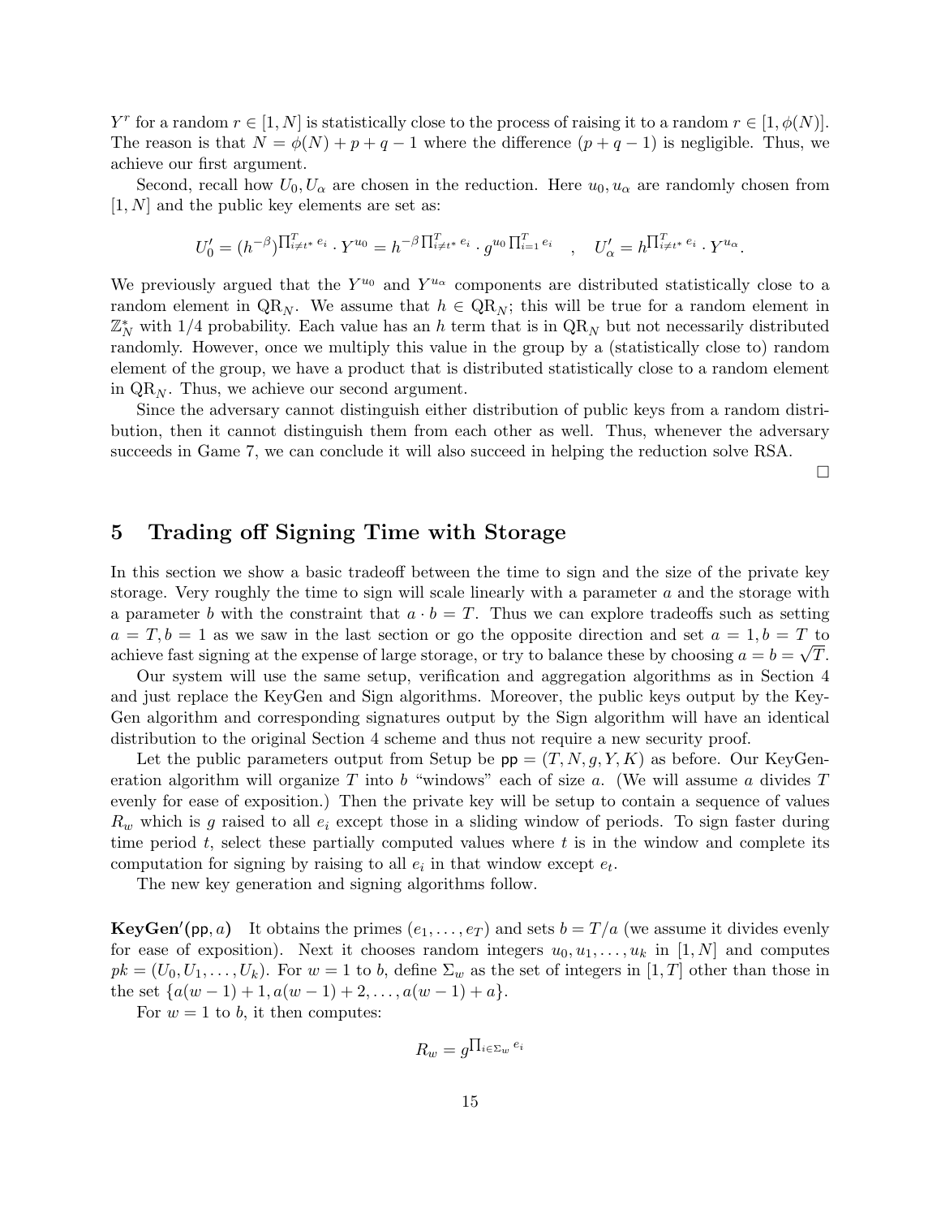$Y^r$ for a random $r \in [1, N]$ is statistically close to the process of raising it to a random $r \in [1, \phi(N)]$. The reason is that $N = \phi(N) + p + q - 1$ where the difference $(p + q - 1)$ is negligible. Thus, we achieve our first argument.

Second, recall how $U_0, U_\alpha$ are chosen in the reduction. Here $u_0, u_\alpha$ are randomly chosen from $[1, N]$ and the public key elements are set as:

$$U'_0 = (h^{-\beta})^{\prod_{i \neq t^*}^{T} e_i} \cdot Y^{u_0} = h^{-\beta \prod_{i \neq t^*}^{T} e_i} \cdot g^{u_0 \prod_{i=1}^{T} e_i} \quad , \quad U'_\alpha = h^{\prod_{i \neq t^*}^{T} e_i} \cdot Y^{u_\alpha}.$$

We previously argued that the $Y^{u_0}$ and $Y^{u_\alpha}$ components are distributed statistically close to a random element in $\mathrm{QR}_N$. We assume that $h \in \mathrm{QR}_N$; this will be true for a random element in $\mathbb{Z}_N^*$ with 1/4 probability. Each value has an $h$ term that is in $\mathrm{QR}_N$ but not necessarily distributed randomly. However, once we multiply this value in the group by a (statistically close to) random element of the group, we have a product that is distributed statistically close to a random element in $\mathrm{QR}_N$. Thus, we achieve our second argument.

Since the adversary cannot distinguish either distribution of public keys from a random distribution, then it cannot distinguish them from each other as well. Thus, whenever the adversary succeeds in Game 7, we can conclude it will also succeed in helping the reduction solve RSA.

□

## 5 Trading off Signing Time with Storage

In this section we show a basic tradeoff between the time to sign and the size of the private key storage. Very roughly the time to sign will scale linearly with a parameter $a$ and the storage with a parameter $b$ with the constraint that $a \cdot b = T$. Thus we can explore tradeoffs such as setting $a = T, b = 1$ as we saw in the last section or go the opposite direction and set $a = 1, b = T$ to achieve fast signing at the expense of large storage, or try to balance these by choosing $a = b = \sqrt{T}$.

Our system will use the same setup, verification and aggregation algorithms as in Section 4 and just replace the KeyGen and Sign algorithms. Moreover, the public keys output by the KeyGen algorithm and corresponding signatures output by the Sign algorithm will have an identical distribution to the original Section 4 scheme and thus not require a new security proof.

Let the public parameters output from Setup be $\mathsf{pp} = (T, N, g, Y, K)$ as before. Our KeyGeneration algorithm will organize $T$ into $b$ "windows" each of size $a$. (We will assume $a$ divides $T$ evenly for ease of exposition.) Then the private key will be setup to contain a sequence of values $R_w$ which is $g$ raised to all $e_i$ except those in a sliding window of periods. To sign faster during time period $t$, select these partially computed values where $t$ is in the window and complete its computation for signing by raising to all $e_i$ in that window except $e_t$.

The new key generation and signing algorithms follow.

**KeyGen′($\mathsf{pp}, a$)** It obtains the primes $(e_1, \dots, e_T)$ and sets $b = T/a$ (we assume it divides evenly for ease of exposition). Next it chooses random integers $u_0, u_1, \dots, u_k$ in $[1, N]$ and computes $pk = (U_0, U_1, \dots, U_k)$. For $w = 1$ to $b$, define $\Sigma_w$ as the set of integers in $[1, T]$ other than those in the set $\{a(w-1)+1, a(w-1)+2, \dots, a(w-1)+a\}$.

For $w = 1$ to $b$, it then computes:

$$R_w = g^{\prod_{i \in \Sigma_w} e_i}$$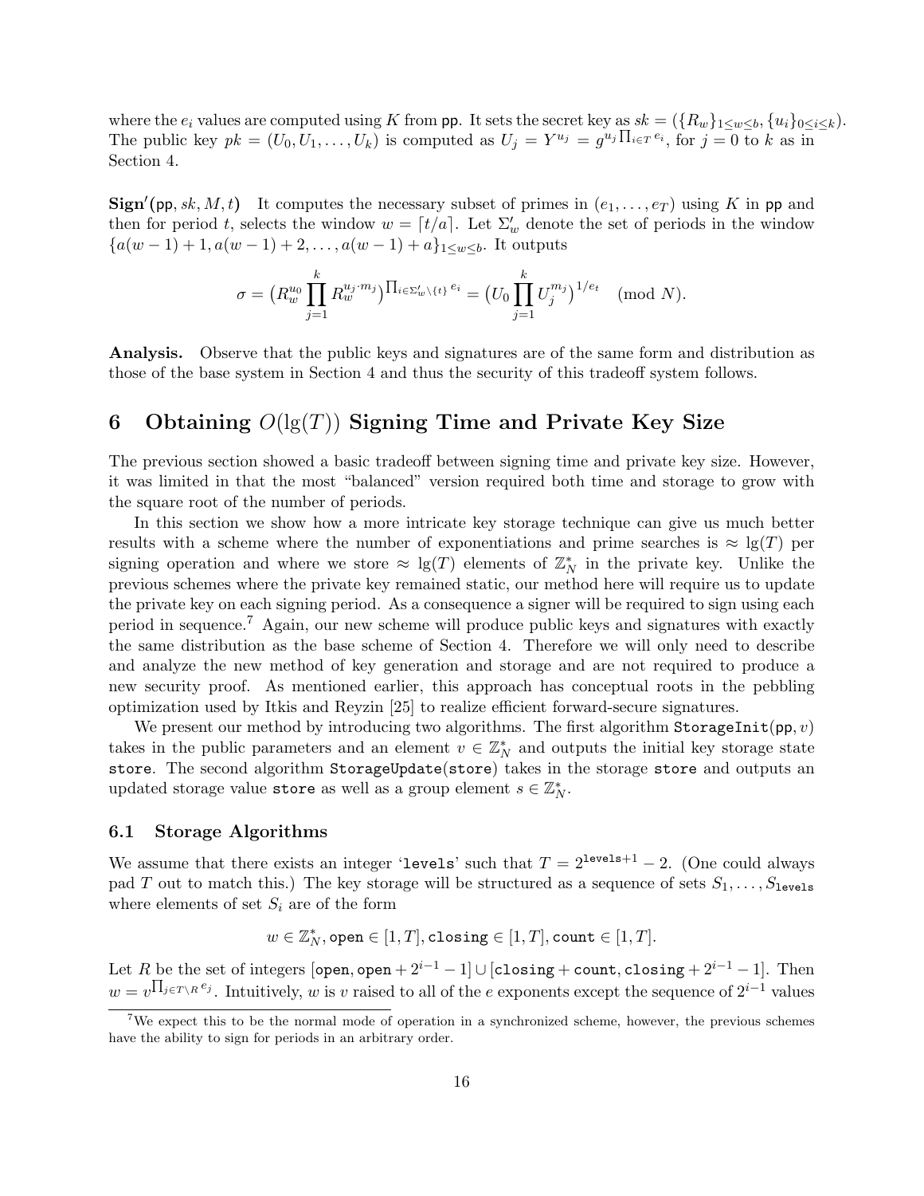where the $e_i$ values are computed using $K$ from pp. It sets the secret key as $sk = (\{R_w\}_{1 \le w \le b}, \{u_i\}_{0 \le i \le k})$. The public key $pk = (U_0, U_1, \ldots, U_k)$ is computed as $U_j = Y^{u_j} = g^{u_j \prod_{i \in T} e_i}$, for $j = 0$ to $k$ as in Section 4.

**Sign$'$(pp, $sk, M, t$)** It computes the necessary subset of primes in $(e_1, \ldots, e_T)$ using $K$ in pp and then for period $t$, selects the window $w = \lceil t/a \rceil$. Let $\Sigma'_w$ denote the set of periods in the window $\{a(w-1)+1, a(w-1)+2, \ldots, a(w-1)+a\}_{1 \le w \le b}$. It outputs

$$\sigma = \big(R_w^{u_0} \prod_{j=1}^{k} R_w^{u_j \cdot m_j}\big)^{\prod_{i \in \Sigma'_w \setminus \{t\}} e_i} = \big(U_0 \prod_{j=1}^{k} U_j^{m_j}\big)^{1/e_t} \pmod{N}.$$

**Analysis.** Observe that the public keys and signatures are of the same form and distribution as those of the base system in Section 4 and thus the security of this tradeoff system follows.

# 6 Obtaining $O(\lg(T))$ Signing Time and Private Key Size

The previous section showed a basic tradeoff between signing time and private key size. However, it was limited in that the most "balanced" version required both time and storage to grow with the square root of the number of periods.

In this section we show how a more intricate key storage technique can give us much better results with a scheme where the number of exponentiations and prime searches is $\approx \lg(T)$ per signing operation and where we store $\approx \lg(T)$ elements of $\mathbb{Z}_N^*$ in the private key. Unlike the previous schemes where the private key remained static, our method here will require us to update the private key on each signing period. As a consequence a signer will be required to sign using each period in sequence.[7] Again, our new scheme will produce public keys and signatures with exactly the same distribution as the base scheme of Section 4. Therefore we will only need to describe and analyze the new method of key generation and storage and are not required to produce a new security proof. As mentioned earlier, this approach has conceptual roots in the pebbling optimization used by Itkis and Reyzin [25] to realize efficient forward-secure signatures.

We present our method by introducing two algorithms. The first algorithm `StorageInit(pp, v)` takes in the public parameters and an element $v \in \mathbb{Z}_N^*$ and outputs the initial key storage state `store`. The second algorithm `StorageUpdate(store)` takes in the storage `store` and outputs an updated storage value `store` as well as a group element $s \in \mathbb{Z}_N^*$.

## 6.1 Storage Algorithms

We assume that there exists an integer '`levels`' such that $T = 2^{\texttt{levels}+1} - 2$. (One could always pad $T$ out to match this.) The key storage will be structured as a sequence of sets $S_1, \ldots, S_{\texttt{levels}}$ where elements of set $S_i$ are of the form

$$w \in \mathbb{Z}_N^*, \texttt{open} \in [1, T], \texttt{closing} \in [1, T], \texttt{count} \in [1, T].$$

Let $R$ be the set of integers $[\texttt{open}, \texttt{open} + 2^{i-1} - 1] \cup [\texttt{closing} + \texttt{count}, \texttt{closing} + 2^{i-1} - 1]$. Then $w = v^{\prod_{j \in T \setminus R} e_j}$. Intuitively, $w$ is $v$ raised to all of the $e$ exponents except the sequence of $2^{i-1}$ values

[7] We expect this to be the normal mode of operation in a synchronized scheme, however, the previous schemes have the ability to sign for periods in an arbitrary order.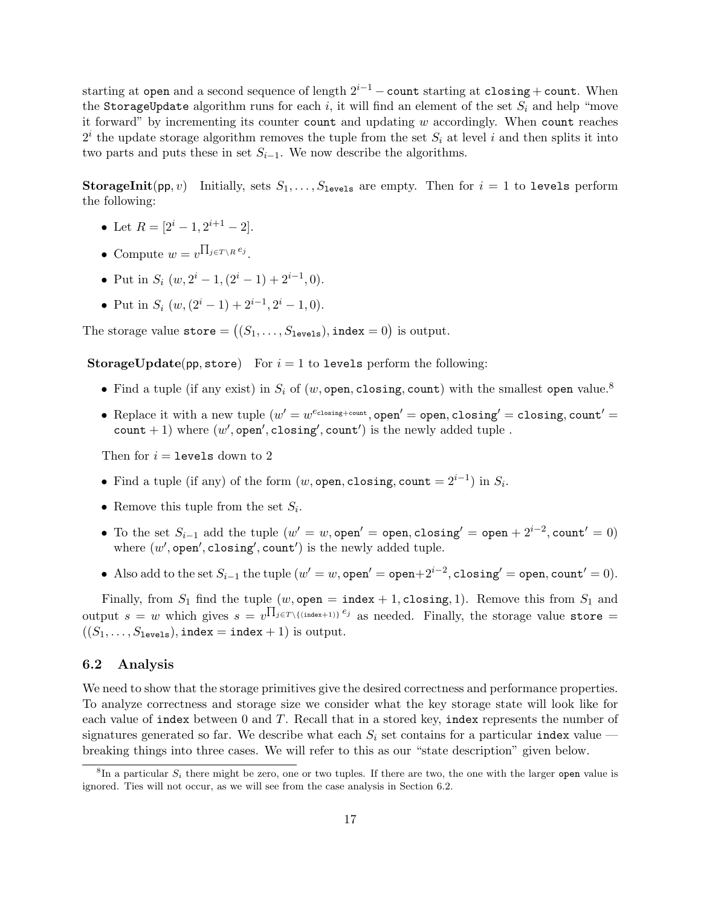starting at $\texttt{open}$ and a second sequence of length $2^{i-1} - \texttt{count}$ starting at $\texttt{closing} + \texttt{count}$. When the $\texttt{StorageUpdate}$ algorithm runs for each $i$, it will find an element of the set $S_i$ and help "move it forward" by incrementing its counter $\texttt{count}$ and updating $w$ accordingly. When $\texttt{count}$ reaches $2^i$ the update storage algorithm removes the tuple from the set $S_i$ at level $i$ and then splits it into two parts and puts these in set $S_{i-1}$. We now describe the algorithms.

**StorageInit**$(\mathsf{pp}, v)$ Initially, sets $S_1, \ldots, S_{\texttt{levels}}$ are empty. Then for $i = 1$ to $\texttt{levels}$ perform the following:

- Let $R = [2^i - 1, 2^{i+1} - 2]$.
- Compute $w = v^{\prod_{j \in T \setminus R} e_j}$.
- Put in $S_i$ $(w, 2^i - 1, (2^i - 1) + 2^{i-1}, 0)$.
- Put in $S_i$ $(w, (2^i - 1) + 2^{i-1}, 2^i - 1, 0)$.

The storage value $\texttt{store} = \big((S_1, \ldots, S_{\texttt{levels}}), \texttt{index} = 0\big)$ is output.

**StorageUpdate**$(\mathsf{pp}, \texttt{store})$ For $i = 1$ to $\texttt{levels}$ perform the following:

- Find a tuple (if any exist) in $S_i$ of $(w, \texttt{open}, \texttt{closing}, \texttt{count})$ with the smallest $\texttt{open}$ value.[8]
- Replace it with a new tuple $(w' = w^{e_{\texttt{closing}+\texttt{count}}}, \texttt{open}' = \texttt{open}, \texttt{closing}' = \texttt{closing}, \texttt{count}' = \texttt{count} + 1)$ where $(w', \texttt{open}', \texttt{closing}', \texttt{count}')$ is the newly added tuple .

Then for $i = \texttt{levels}$ down to 2

- Find a tuple (if any) of the form $(w, \texttt{open}, \texttt{closing}, \texttt{count} = 2^{i-1})$ in $S_i$.
- Remove this tuple from the set $S_i$.
- To the set $S_{i-1}$ add the tuple $(w' = w, \texttt{open}' = \texttt{open}, \texttt{closing}' = \texttt{open} + 2^{i-2}, \texttt{count}' = 0)$ where $(w', \texttt{open}', \texttt{closing}', \texttt{count}')$ is the newly added tuple.
- Also add to the set $S_{i-1}$ the tuple $(w' = w, \texttt{open}' = \texttt{open} + 2^{i-2}, \texttt{closing}' = \texttt{open}, \texttt{count}' = 0)$.

Finally, from $S_1$ find the tuple $(w, \texttt{open} = \texttt{index} + 1, \texttt{closing}, 1)$. Remove this from $S_1$ and output $s = w$ which gives $s = v^{\prod_{j \in T \setminus \{(\texttt{index}+1)\}} e_j}$ as needed. Finally, the storage value $\texttt{store} = ((S_1, \ldots, S_{\texttt{levels}}), \texttt{index} = \texttt{index} + 1)$ is output.

## 6.2 Analysis

We need to show that the storage primitives give the desired correctness and performance properties. To analyze correctness and storage size we consider what the key storage state will look like for each value of $\texttt{index}$ between 0 and $T$. Recall that in a stored key, $\texttt{index}$ represents the number of signatures generated so far. We describe what each $S_i$ set contains for a particular $\texttt{index}$ value — breaking things into three cases. We will refer to this as our "state description" given below.

[8] In a particular $S_i$ there might be zero, one or two tuples. If there are two, the one with the larger $\texttt{open}$ value is ignored. Ties will not occur, as we will see from the case analysis in Section 6.2.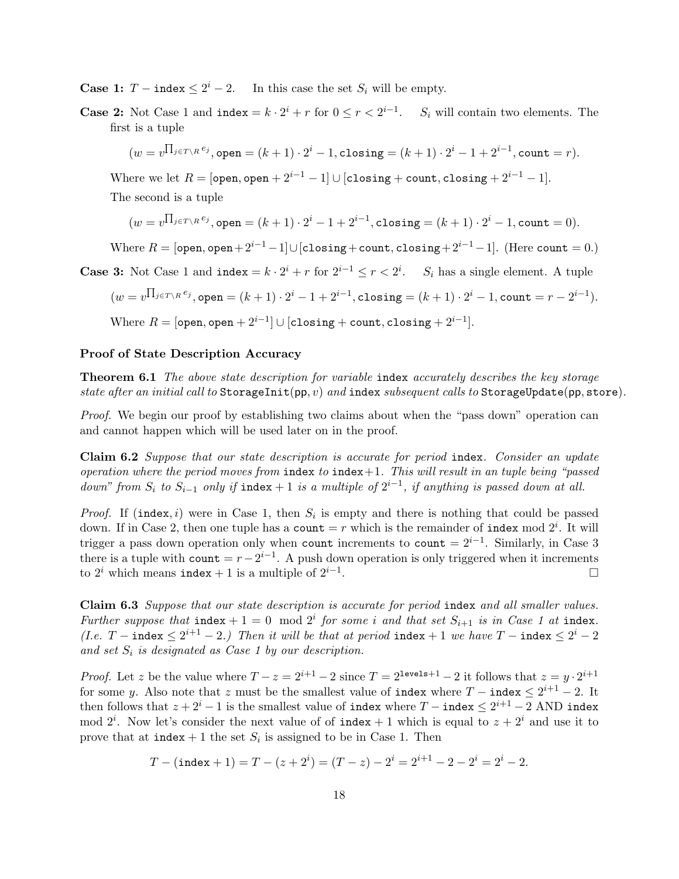**Case 1:** $T - \texttt{index} \leq 2^i - 2$. In this case the set $S_i$ will be empty.

**Case 2:** Not Case 1 and $\texttt{index} = k \cdot 2^i + r$ for $0 \leq r < 2^{i-1}$. $S_i$ will contain two elements. The first is a tuple

$$(w = v^{\prod_{j \in T \setminus R} e_j}, \texttt{open} = (k+1) \cdot 2^i - 1, \texttt{closing} = (k+1) \cdot 2^i - 1 + 2^{i-1}, \texttt{count} = r).$$

Where we let $R = [\texttt{open}, \texttt{open} + 2^{i-1} - 1] \cup [\texttt{closing} + \texttt{count}, \texttt{closing} + 2^{i-1} - 1]$.

The second is a tuple

$$(w = v^{\prod_{j \in T \setminus R} e_j}, \texttt{open} = (k+1) \cdot 2^i - 1 + 2^{i-1}, \texttt{closing} = (k+1) \cdot 2^i - 1, \texttt{count} = 0).$$

Where $R = [\texttt{open}, \texttt{open} + 2^{i-1} - 1] \cup [\texttt{closing} + \texttt{count}, \texttt{closing} + 2^{i-1} - 1]$. (Here $\texttt{count} = 0$.)

**Case 3:** Not Case 1 and $\texttt{index} = k \cdot 2^i + r$ for $2^{i-1} \leq r < 2^i$. $S_i$ has a single element. A tuple

$$(w = v^{\prod_{j \in T \setminus R} e_j}, \texttt{open} = (k+1) \cdot 2^i - 1 + 2^{i-1}, \texttt{closing} = (k+1) \cdot 2^i - 1, \texttt{count} = r - 2^{i-1}).$$

Where $R = [\texttt{open}, \texttt{open} + 2^{i-1}] \cup [\texttt{closing} + \texttt{count}, \texttt{closing} + 2^{i-1}]$.

**Proof of State Description Accuracy**

**Theorem 6.1** *The above state description for variable* `index` *accurately describes the key storage state after an initial call to* $\texttt{StorageInit}(\texttt{pp}, v)$ *and* `index` *subsequent calls to* $\texttt{StorageUpdate}(\texttt{pp}, \texttt{store})$.

*Proof.* We begin our proof by establishing two claims about when the "pass down" operation can and cannot happen which will be used later on in the proof.

**Claim 6.2** *Suppose that our state description is accurate for period* `index`. *Consider an update operation where the period moves from* `index` *to* `index`$+1$. *This will result in an tuple being "passed down" from $S_i$ to $S_{i-1}$ only if* $\texttt{index}+1$ *is a multiple of $2^{i-1}$, if anything is passed down at all.*

*Proof.* If $(\texttt{index}, i)$ were in Case 1, then $S_i$ is empty and there is nothing that could be passed down. If in Case 2, then one tuple has a $\texttt{count} = r$ which is the remainder of `index` mod $2^i$. It will trigger a pass down operation only when `count` increments to $\texttt{count} = 2^{i-1}$. Similarly, in Case 3 there is a tuple with $\texttt{count} = r - 2^{i-1}$. A push down operation is only triggered when it increments to $2^i$ which means $\texttt{index} + 1$ is a multiple of $2^{i-1}$. □

**Claim 6.3** *Suppose that our state description is accurate for period* `index` *and all smaller values. Further suppose that* $\texttt{index} + 1 = 0 \mod 2^i$ *for some $i$ and that set $S_{i+1}$ is in Case 1 at* `index`. *(I.e.* $T - \texttt{index} \leq 2^{i+1} - 2$.*) Then it will be that at period* $\texttt{index}+1$ *we have* $T - \texttt{index} \leq 2^i - 2$ *and set $S_i$ is designated as Case 1 by our description.*

*Proof.* Let $z$ be the value where $T - z = 2^{i+1} - 2$ since $T = 2^{\texttt{levels}+1} - 2$ it follows that $z = y \cdot 2^{i+1}$ for some $y$. Also note that $z$ must be the smallest value of `index` where $T - \texttt{index} \leq 2^{i+1} - 2$. It then follows that $z + 2^i - 1$ is the smallest value of `index` where $T - \texttt{index} \leq 2^{i+1} - 2$ AND `index` mod $2^i$. Now let's consider the next value of of $\texttt{index} + 1$ which is equal to $z + 2^i$ and use it to prove that at $\texttt{index} + 1$ the set $S_i$ is assigned to be in Case 1. Then

$$T - (\texttt{index} + 1) = T - (z + 2^i) = (T - z) - 2^i = 2^{i+1} - 2 - 2^i = 2^i - 2.$$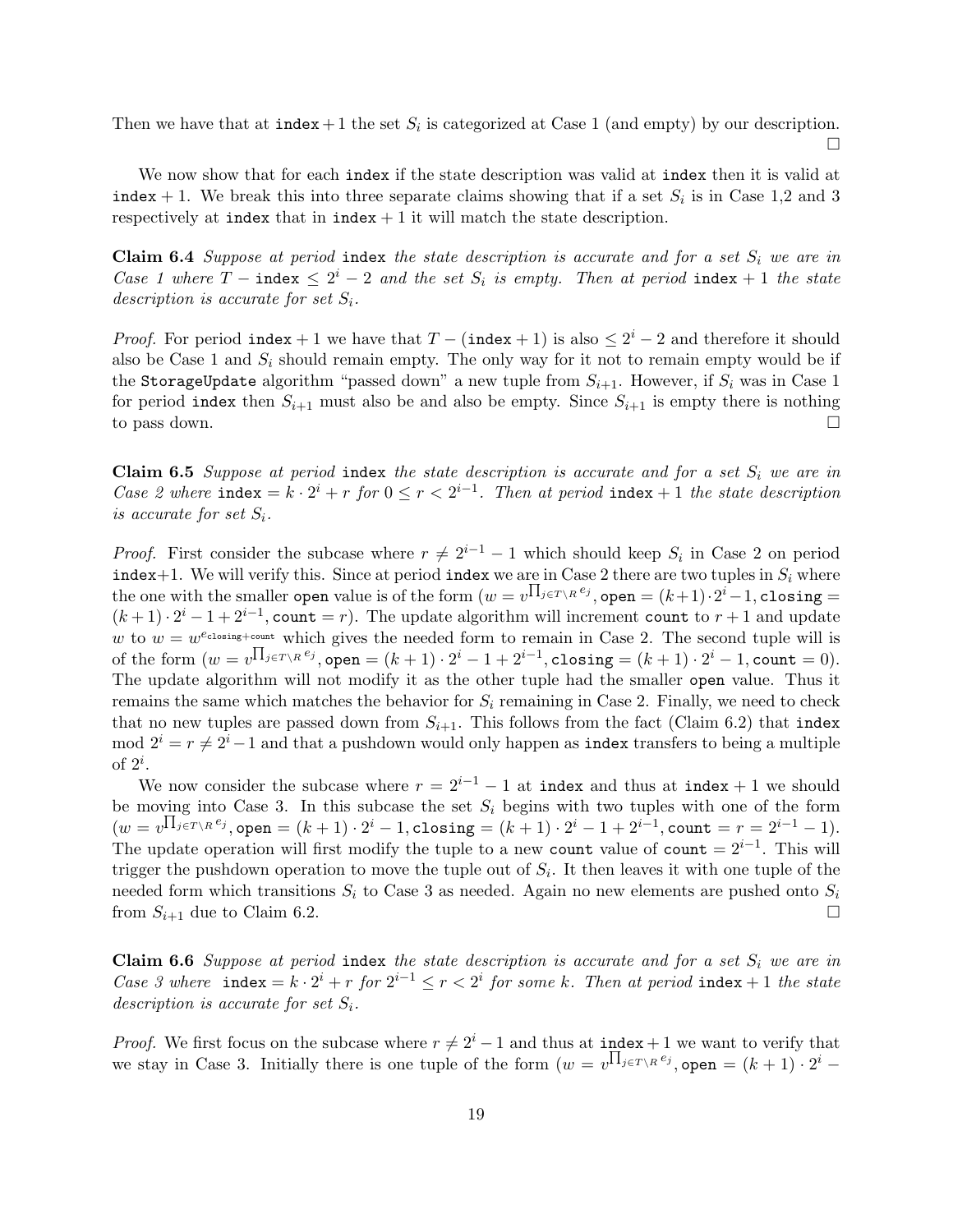Then we have that at $\texttt{index}+1$ the set $S_i$ is categorized at Case 1 (and empty) by our description. □

We now show that for each index if the state description was valid at index then it is valid at $\texttt{index}+1$. We break this into three separate claims showing that if a set $S_i$ is in Case 1,2 and 3 respectively at index that in $\texttt{index}+1$ it will match the state description.

**Claim 6.4** *Suppose at period* index *the state description is accurate and for a set $S_i$ we are in Case 1 where $T - \texttt{index} \leq 2^i - 2$ and the set $S_i$ is empty. Then at period $\texttt{index}+1$ the state description is accurate for set $S_i$.*

*Proof.* For period $\texttt{index}+1$ we have that $T - (\texttt{index}+1)$ is also $\leq 2^i - 2$ and therefore it should also be Case 1 and $S_i$ should remain empty. The only way for it not to remain empty would be if the StorageUpdate algorithm "passed down" a new tuple from $S_{i+1}$. However, if $S_i$ was in Case 1 for period index then $S_{i+1}$ must also be and also be empty. Since $S_{i+1}$ is empty there is nothing to pass down. □

**Claim 6.5** *Suppose at period* index *the state description is accurate and for a set $S_i$ we are in Case 2 where $\texttt{index} = k \cdot 2^i + r$ for $0 \leq r < 2^{i-1}$. Then at period $\texttt{index}+1$ the state description is accurate for set $S_i$.*

*Proof.* First consider the subcase where $r \neq 2^{i-1} - 1$ which should keep $S_i$ in Case 2 on period index+1. We will verify this. Since at period index we are in Case 2 there are two tuples in $S_i$ where the one with the smaller open value is of the form $(w = v^{\prod_{j \in T \setminus R} e_j}, \texttt{open} = (k+1) \cdot 2^i - 1, \texttt{closing} = (k+1) \cdot 2^i - 1 + 2^{i-1}, \texttt{count} = r)$. The update algorithm will increment count to $r+1$ and update $w$ to $w = w^{e_{\texttt{closing}+\texttt{count}}}$ which gives the needed form to remain in Case 2. The second tuple will is of the form $(w = v^{\prod_{j \in T \setminus R} e_j}, \texttt{open} = (k+1) \cdot 2^i - 1 + 2^{i-1}, \texttt{closing} = (k+1) \cdot 2^i - 1, \texttt{count} = 0)$. The update algorithm will not modify it as the other tuple had the smaller open value. Thus it remains the same which matches the behavior for $S_i$ remaining in Case 2. Finally, we need to check that no new tuples are passed down from $S_{i+1}$. This follows from the fact (Claim 6.2) that index mod $2^i = r \neq 2^i - 1$ and that a pushdown would only happen as index transfers to being a multiple of $2^i$.

We now consider the subcase where $r = 2^{i-1} - 1$ at index and thus at $\texttt{index}+1$ we should be moving into Case 3. In this subcase the set $S_i$ begins with two tuples with one of the form $(w = v^{\prod_{j \in T \setminus R} e_j}, \texttt{open} = (k+1) \cdot 2^i - 1, \texttt{closing} = (k+1) \cdot 2^i - 1 + 2^{i-1}, \texttt{count} = r = 2^{i-1} - 1)$. The update operation will first modify the tuple to a new count value of $\texttt{count} = 2^{i-1}$. This will trigger the pushdown operation to move the tuple out of $S_i$. It then leaves it with one tuple of the needed form which transitions $S_i$ to Case 3 as needed. Again no new elements are pushed onto $S_i$ from $S_{i+1}$ due to Claim 6.2. □

**Claim 6.6** *Suppose at period* index *the state description is accurate and for a set $S_i$ we are in Case 3 where $\texttt{index} = k \cdot 2^i + r$ for $2^{i-1} \leq r < 2^i$ for some $k$. Then at period $\texttt{index}+1$ the state description is accurate for set $S_i$.*

*Proof.* We first focus on the subcase where $r \neq 2^i - 1$ and thus at $\texttt{index}+1$ we want to verify that we stay in Case 3. Initially there is one tuple of the form $(w = v^{\prod_{j \in T \setminus R} e_j}, \texttt{open} = (k+1) \cdot 2^i -$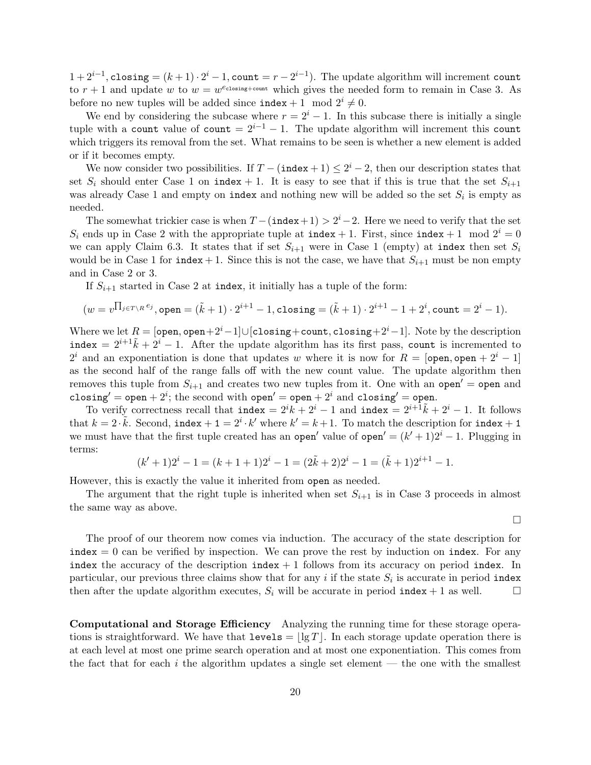$1+2^{i-1}, \texttt{closing} = (k+1)\cdot 2^i - 1, \texttt{count} = r - 2^{i-1})$. The update algorithm will increment count to $r+1$ and update $w$ to $w = w^{e_{\texttt{closing}+\texttt{count}}}$ which gives the needed form to remain in Case 3. As before no new tuples will be added since $\texttt{index}+1 \mod 2^i \neq 0$.

We end by considering the subcase where $r = 2^i - 1$. In this subcase there is initially a single tuple with a count value of $\texttt{count} = 2^{i-1} - 1$. The update algorithm will increment this count which triggers its removal from the set. What remains to be seen is whether a new element is added or if it becomes empty.

We now consider two possibilities. If $T - (\texttt{index}+1) \leq 2^i - 2$, then our description states that set $S_i$ should enter Case 1 on $\texttt{index}+1$. It is easy to see that if this is true that the set $S_{i+1}$ was already Case 1 and empty on index and nothing new will be added so the set $S_i$ is empty as needed.

The somewhat trickier case is when $T - (\texttt{index}+1) > 2^i - 2$. Here we need to verify that the set $S_i$ ends up in Case 2 with the appropriate tuple at $\texttt{index}+1$. First, since $\texttt{index}+1 \mod 2^i = 0$ we can apply Claim 6.3. It states that if set $S_{i+1}$ were in Case 1 (empty) at index then set $S_i$ would be in Case 1 for $\texttt{index}+1$. Since this is not the case, we have that $S_{i+1}$ must be non empty and in Case 2 or 3.

If $S_{i+1}$ started in Case 2 at index, it initially has a tuple of the form:

$$(w = v^{\prod_{j \in T \setminus R} e_j}, \texttt{open} = (\tilde{k}+1)\cdot 2^{i+1} - 1, \texttt{closing} = (\tilde{k}+1)\cdot 2^{i+1} - 1 + 2^i, \texttt{count} = 2^i - 1).$$

Where we let $R = [\texttt{open}, \texttt{open}+2^i-1] \cup [\texttt{closing}+\texttt{count}, \texttt{closing}+2^i-1]$. Note by the description $\texttt{index} = 2^{i+1}\tilde{k} + 2^i - 1$. After the update algorithm has its first pass, count is incremented to $2^i$ and an exponentiation is done that updates $w$ where it is now for $R = [\texttt{open}, \texttt{open}+2^i-1]$ as the second half of the range falls off with the new count value. The update algorithm then removes this tuple from $S_{i+1}$ and creates two new tuples from it. One with an $\texttt{open}' = \texttt{open}$ and $\texttt{closing}' = \texttt{open} + 2^i$; the second with $\texttt{open}' = \texttt{open} + 2^i$ and $\texttt{closing}' = \texttt{open}$.

To verify correctness recall that $\texttt{index} = 2^i k + 2^i - 1$ and $\texttt{index} = 2^{i+1}\tilde{k} + 2^i - 1$. It follows that $k = 2\cdot\tilde{k}$. Second, $\texttt{index}+1 = 2^i \cdot k'$ where $k' = k+1$. To match the description for $\texttt{index}+1$ we must have that the first tuple created has an $\texttt{open}'$ value of $\texttt{open}' = (k'+1)2^i - 1$. Plugging in terms:

$$(k'+1)2^i - 1 = (k+1+1)2^i - 1 = (2\tilde{k}+2)2^i - 1 = (\tilde{k}+1)2^{i+1} - 1.$$

However, this is exactly the value it inherited from open as needed.

The argument that the right tuple is inherited when set $S_{i+1}$ is in Case 3 proceeds in almost the same way as above.

□

The proof of our theorem now comes via induction. The accuracy of the state description for $\texttt{index} = 0$ can be verified by inspection. We can prove the rest by induction on index. For any index the accuracy of the description $\texttt{index}+1$ follows from its accuracy on period index. In particular, our previous three claims show that for any $i$ if the state $S_i$ is accurate in period index then after the update algorithm executes, $S_i$ will be accurate in period $\texttt{index}+1$ as well. □

**Computational and Storage Efficiency** Analyzing the running time for these storage operations is straightforward. We have that $\texttt{levels} = \lfloor \lg T \rfloor$. In each storage update operation there is at each level at most one prime search operation and at most one exponentiation. This comes from the fact that for each $i$ the algorithm updates a single set element — the one with the smallest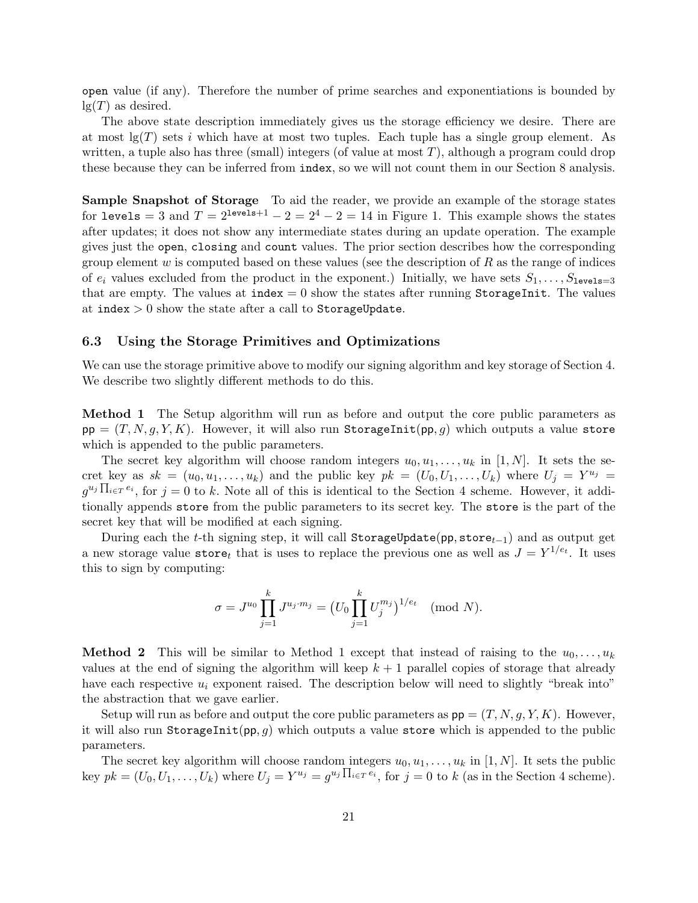open value (if any). Therefore the number of prime searches and exponentiations is bounded by $\lg(T)$ as desired.

The above state description immediately gives us the storage efficiency we desire. There are at most $\lg(T)$ sets $i$ which have at most two tuples. Each tuple has a single group element. As written, a tuple also has three (small) integers (of value at most $T$), although a program could drop these because they can be inferred from index, so we will not count them in our Section 8 analysis.

**Sample Snapshot of Storage** To aid the reader, we provide an example of the storage states for $\texttt{levels} = 3$ and $T = 2^{\texttt{levels}+1} - 2 = 2^4 - 2 = 14$ in Figure 1. This example shows the states after updates; it does not show any intermediate states during an update operation. The example gives just the open, closing and count values. The prior section describes how the corresponding group element $w$ is computed based on these values (see the description of $R$ as the range of indices of $e_i$ values excluded from the product in the exponent.) Initially, we have sets $S_1, \ldots, S_{\texttt{levels}=3}$ that are empty. The values at $\texttt{index} = 0$ show the states after running StorageInit. The values at $\texttt{index} > 0$ show the state after a call to StorageUpdate.

### 6.3 Using the Storage Primitives and Optimizations

We can use the storage primitive above to modify our signing algorithm and key storage of Section 4. We describe two slightly different methods to do this.

**Method 1** The Setup algorithm will run as before and output the core public parameters as $\mathsf{pp} = (T, N, g, Y, K)$. However, it will also run StorageInit($\mathsf{pp}$, $g$) which outputs a value store which is appended to the public parameters.

The secret key algorithm will choose random integers $u_0, u_1, \ldots, u_k$ in $[1, N]$. It sets the secret key as $sk = (u_0, u_1, \ldots, u_k)$ and the public key $pk = (U_0, U_1, \ldots, U_k)$ where $U_j = Y^{u_j} = g^{u_j \prod_{i \in T} e_i}$, for $j = 0$ to $k$. Note all of this is identical to the Section 4 scheme. However, it additionally appends store from the public parameters to its secret key. The store is the part of the secret key that will be modified at each signing.

During each the $t$-th signing step, it will call StorageUpdate($\mathsf{pp}$, $\texttt{store}_{t-1}$) and as output get a new storage value $\texttt{store}_t$ that is uses to replace the previous one as well as $J = Y^{1/e_t}$. It uses this to sign by computing:

$$\sigma = J^{u_0} \prod_{j=1}^{k} J^{u_j \cdot m_j} = \big(U_0 \prod_{j=1}^{k} U_j^{m_j}\big)^{1/e_t} \pmod{N}.$$

**Method 2** This will be similar to Method 1 except that instead of raising to the $u_0, \ldots, u_k$ values at the end of signing the algorithm will keep $k+1$ parallel copies of storage that already have each respective $u_i$ exponent raised. The description below will need to slightly "break into" the abstraction that we gave earlier.

Setup will run as before and output the core public parameters as $\mathsf{pp} = (T, N, g, Y, K)$. However, it will also run StorageInit($\mathsf{pp}$, $g$) which outputs a value store which is appended to the public parameters.

The secret key algorithm will choose random integers $u_0, u_1, \ldots, u_k$ in $[1, N]$. It sets the public key $pk = (U_0, U_1, \ldots, U_k)$ where $U_j = Y^{u_j} = g^{u_j \prod_{i \in T} e_i}$, for $j = 0$ to $k$ (as in the Section 4 scheme).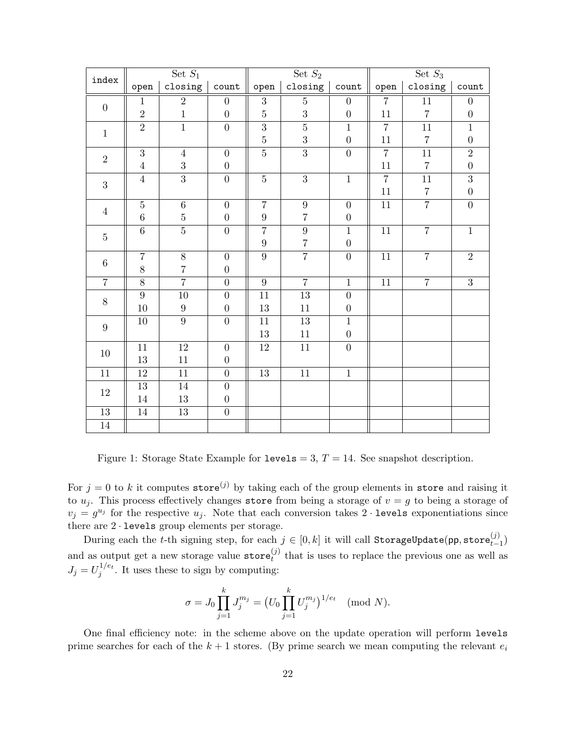| index | Set $S_1$ | | | Set $S_2$ | | | Set $S_3$ | | |
|---|---|---|---|---|---|---|---|---|---|
| | open | closing | count | open | closing | count | open | closing | count |
| 0 | 1 | 2 | 0 | 3 | 5 | 0 | 7 | 11 | 0 |
| | 2 | 1 | 0 | 5 | 3 | 0 | 11 | 7 | 0 |
| 1 | 2 | 1 | 0 | 3 | 5 | 1 | 7 | 11 | 1 |
| | | | | 5 | 3 | 0 | 11 | 7 | 0 |
| 2 | 3 | 4 | 0 | 5 | 3 | 0 | 7 | 11 | 2 |
| | 4 | 3 | 0 | | | | 11 | 7 | 0 |
| 3 | 4 | 3 | 0 | 5 | 3 | 1 | 7 | 11 | 3 |
| | | | | | | | 11 | 7 | 0 |
| 4 | 5 | 6 | 0 | 7 | 9 | 0 | 11 | 7 | 0 |
| | 6 | 5 | 0 | 9 | 7 | 0 | | | |
| 5 | 6 | 5 | 0 | 7 | 9 | 1 | 11 | 7 | 1 |
| | | | | 9 | 7 | 0 | | | |
| 6 | 7 | 8 | 0 | 9 | 7 | 0 | 11 | 7 | 2 |
| | 8 | 7 | 0 | | | | | | |
| 7 | 8 | 7 | 0 | 9 | 7 | 1 | 11 | 7 | 3 |
| 8 | 9 | 10 | 0 | 11 | 13 | 0 | | | |
| | 10 | 9 | 0 | 13 | 11 | 0 | | | |
| 9 | 10 | 9 | 0 | 11 | 13 | 1 | | | |
| | | | | 13 | 11 | 0 | | | |
| 10 | 11 | 12 | 0 | 12 | 11 | 0 | | | |
| | 13 | 11 | 0 | | | | | | |
| 11 | 12 | 11 | 0 | 13 | 11 | 1 | | | |
| 12 | 13 | 14 | 0 | | | | | | |
| | 14 | 13 | 0 | | | | | | |
| 13 | 14 | 13 | 0 | | | | | | |
| 14 | | | | | | | | | |

Figure 1: Storage State Example for `levels` = 3, $T = 14$. See snapshot description.

For $j = 0$ to $k$ it computes $\texttt{store}^{(j)}$ by taking each of the group elements in `store` and raising it to $u_j$. This process effectively changes `store` from being a storage of $v = g$ to being a storage of $v_j = g^{u_j}$ for the respective $u_j$. Note that each conversion takes $2 \cdot \texttt{levels}$ exponentiations since there are $2 \cdot \texttt{levels}$ group elements per storage.

During each the $t$-th signing step, for each $j \in [0, k]$ it will call $\texttt{StorageUpdate}(\texttt{pp}, \texttt{store}_{t-1}^{(j)})$ and as output get a new storage value $\texttt{store}_t^{(j)}$ that is uses to replace the previous one as well as $J_j = U_j^{1/e_t}$. It uses these to sign by computing:

$$\sigma = J_0 \prod_{j=1}^{k} J_j^{m_j} = \big(U_0 \prod_{j=1}^{k} U_j^{m_j}\big)^{1/e_t} \pmod{N}.$$

One final efficiency note: in the scheme above on the update operation will perform `levels` prime searches for each of the $k+1$ stores. (By prime search we mean computing the relevant $e_i$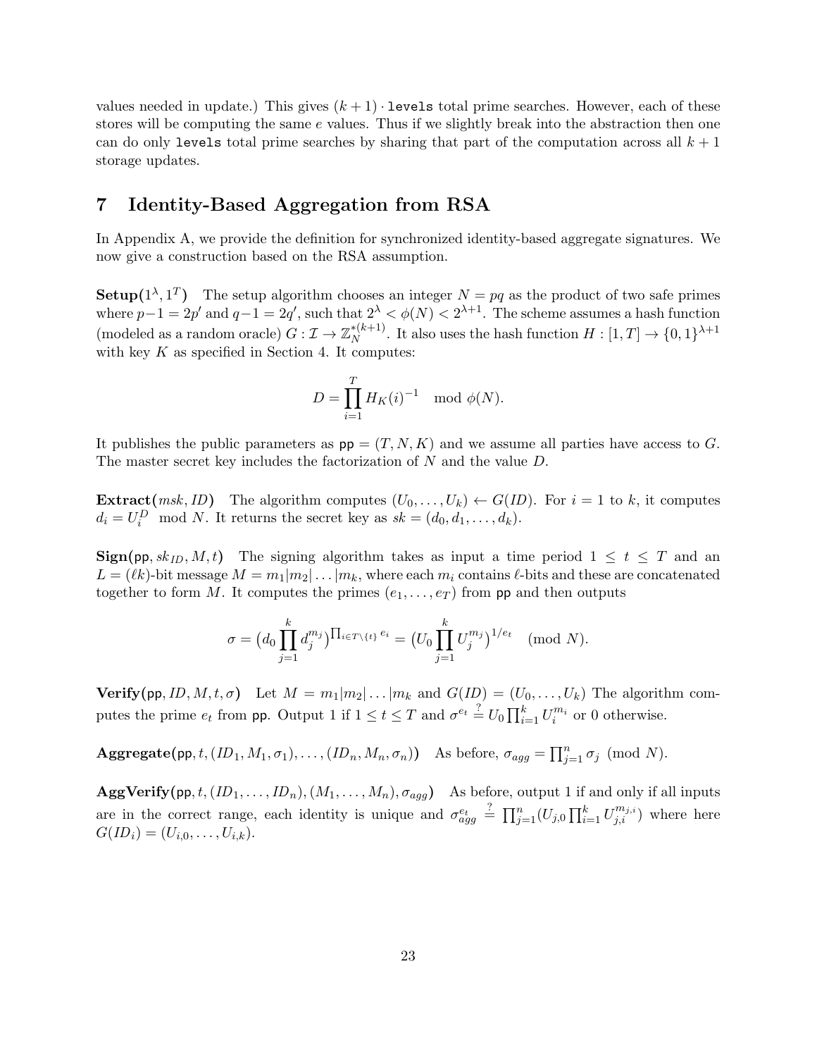values needed in update.) This gives $(k+1) \cdot \texttt{levels}$ total prime searches. However, each of these stores will be computing the same $e$ values. Thus if we slightly break into the abstraction then one can do only $\texttt{levels}$ total prime searches by sharing that part of the computation across all $k+1$ storage updates.

# 7 Identity-Based Aggregation from RSA

In Appendix A, we provide the definition for synchronized identity-based aggregate signatures. We now give a construction based on the RSA assumption.

**Setup($1^\lambda, 1^T$)** The setup algorithm chooses an integer $N = pq$ as the product of two safe primes where $p-1 = 2p'$ and $q-1 = 2q'$, such that $2^\lambda < \phi(N) < 2^{\lambda+1}$. The scheme assumes a hash function (modeled as a random oracle) $G : \mathcal{I} \to \mathbb{Z}_N^{*(k+1)}$. It also uses the hash function $H : [1, T] \to \{0,1\}^{\lambda+1}$ with key $K$ as specified in Section 4. It computes:

$$D = \prod_{i=1}^{T} H_K(i)^{-1} \mod \phi(N).$$

It publishes the public parameters as $\mathsf{pp} = (T, N, K)$ and we assume all parties have access to $G$. The master secret key includes the factorization of $N$ and the value $D$.

**Extract($msk, ID$)** The algorithm computes $(U_0, \ldots, U_k) \leftarrow G(ID)$. For $i = 1$ to $k$, it computes $d_i = U_i^D \mod N$. It returns the secret key as $sk = (d_0, d_1, \ldots, d_k)$.

**Sign($\mathsf{pp}, sk_{ID}, M, t$)** The signing algorithm takes as input a time period $1 \leq t \leq T$ and an $L = (\ell k)$-bit message $M = m_1|m_2|\ldots|m_k$, where each $m_i$ contains $\ell$-bits and these are concatenated together to form $M$. It computes the primes $(e_1, \ldots, e_T)$ from $\mathsf{pp}$ and then outputs

$$\sigma = \big(d_0 \prod_{j=1}^{k} d_j^{m_j}\big)^{\prod_{i \in T \setminus \{t\}} e_i} = \big(U_0 \prod_{j=1}^{k} U_j^{m_j}\big)^{1/e_t} \pmod N.$$

**Verify($\mathsf{pp}, ID, M, t, \sigma$)** Let $M = m_1|m_2|\ldots|m_k$ and $G(ID) = (U_0, \ldots, U_k)$ The algorithm computes the prime $e_t$ from $\mathsf{pp}$. Output 1 if $1 \leq t \leq T$ and $\sigma^{e_t} \stackrel{?}{=} U_0 \prod_{i=1}^{k} U_i^{m_i}$ or 0 otherwise.

**Aggregate($\mathsf{pp}, t, (ID_1, M_1, \sigma_1), \ldots, (ID_n, M_n, \sigma_n)$)** As before, $\sigma_{agg} = \prod_{j=1}^{n} \sigma_j \pmod N$.

**AggVerify($\mathsf{pp}, t, (ID_1, \ldots, ID_n), (M_1, \ldots, M_n), \sigma_{agg}$)** As before, output 1 if and only if all inputs are in the correct range, each identity is unique and $\sigma_{agg}^{e_t} \stackrel{?}{=} \prod_{j=1}^{n} (U_{j,0} \prod_{i=1}^{k} U_{j,i}^{m_{j,i}})$ where here $G(ID_i) = (U_{i,0}, \ldots, U_{i,k})$.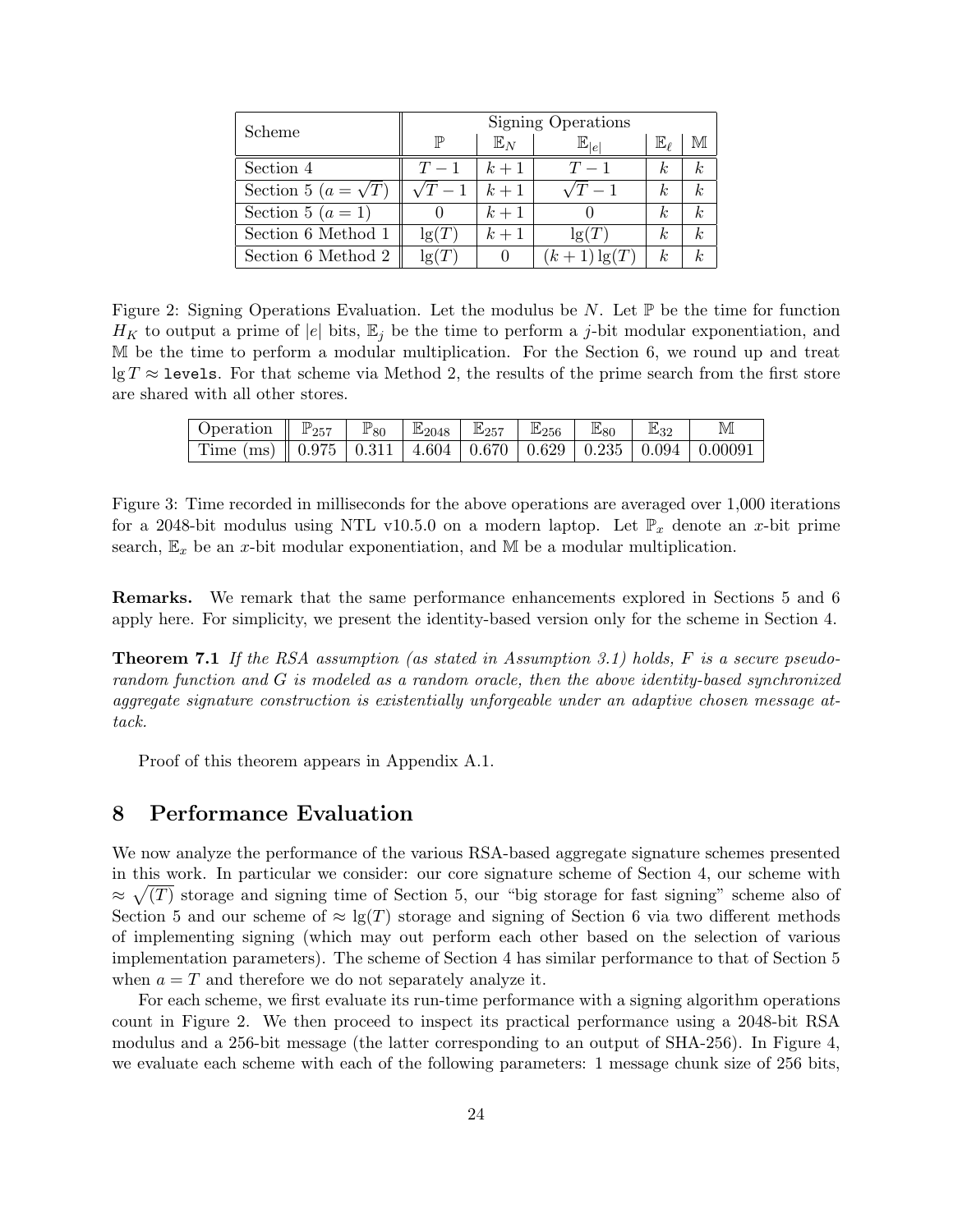| Scheme | Signing Operations | | | | |
|---|---|---|---|---|---|
| | $\mathbb{P}$ | $\mathbb{E}_N$ | $\mathbb{E}_{\lvert e \rvert}$ | $\mathbb{E}_\ell$ | $\mathbb{M}$ |
| Section 4 | $T-1$ | $k+1$ | $T-1$ | $k$ | $k$ |
| Section 5 ($a=\sqrt{T}$) | $\sqrt{T}-1$ | $k+1$ | $\sqrt{T}-1$ | $k$ | $k$ |
| Section 5 ($a=1$) | 0 | $k+1$ | 0 | $k$ | $k$ |
| Section 6 Method 1 | $\lg(T)$ | $k+1$ | $\lg(T)$ | $k$ | $k$ |
| Section 6 Method 2 | $\lg(T)$ | 0 | $(k+1)\lg(T)$ | $k$ | $k$ |

Figure 2: Signing Operations Evaluation. Let the modulus be $N$. Let $\mathbb{P}$ be the time for function $H_K$ to output a prime of $|e|$ bits, $\mathbb{E}_j$ be the time to perform a $j$-bit modular exponentiation, and $\mathbb{M}$ be the time to perform a modular multiplication. For the Section 6, we round up and treat $\lg T \approx$ `levels`. For that scheme via Method 2, the results of the prime search from the first store are shared with all other stores.

| Operation | $\mathbb{P}_{257}$ | $\mathbb{P}_{80}$ | $\mathbb{E}_{2048}$ | $\mathbb{E}_{257}$ | $\mathbb{E}_{256}$ | $\mathbb{E}_{80}$ | $\mathbb{E}_{32}$ | $\mathbb{M}$ |
|---|---|---|---|---|---|---|---|---|
| Time (ms) | 0.975 | 0.311 | 4.604 | 0.670 | 0.629 | 0.235 | 0.094 | 0.00091 |

Figure 3: Time recorded in milliseconds for the above operations are averaged over 1,000 iterations for a 2048-bit modulus using NTL v10.5.0 on a modern laptop. Let $\mathbb{P}_x$ denote an $x$-bit prime search, $\mathbb{E}_x$ be an $x$-bit modular exponentiation, and $\mathbb{M}$ be a modular multiplication.

**Remarks.** We remark that the same performance enhancements explored in Sections 5 and 6 apply here. For simplicity, we present the identity-based version only for the scheme in Section 4.

**Theorem 7.1** *If the RSA assumption (as stated in Assumption 3.1) holds, $F$ is a secure pseudorandom function and $G$ is modeled as a random oracle, then the above identity-based synchronized aggregate signature construction is existentially unforgeable under an adaptive chosen message attack.*

Proof of this theorem appears in Appendix A.1.

# 8 Performance Evaluation

We now analyze the performance of the various RSA-based aggregate signature schemes presented in this work. In particular we consider: our core signature scheme of Section 4, our scheme with $\approx \sqrt{(T)}$ storage and signing time of Section 5, our "big storage for fast signing" scheme also of Section 5 and our scheme of $\approx \lg(T)$ storage and signing of Section 6 via two different methods of implementing signing (which may out perform each other based on the selection of various implementation parameters). The scheme of Section 4 has similar performance to that of Section 5 when $a = T$ and therefore we do not separately analyze it.

For each scheme, we first evaluate its run-time performance with a signing algorithm operations count in Figure 2. We then proceed to inspect its practical performance using a 2048-bit RSA modulus and a 256-bit message (the latter corresponding to an output of SHA-256). In Figure 4, we evaluate each scheme with each of the following parameters: 1 message chunk size of 256 bits,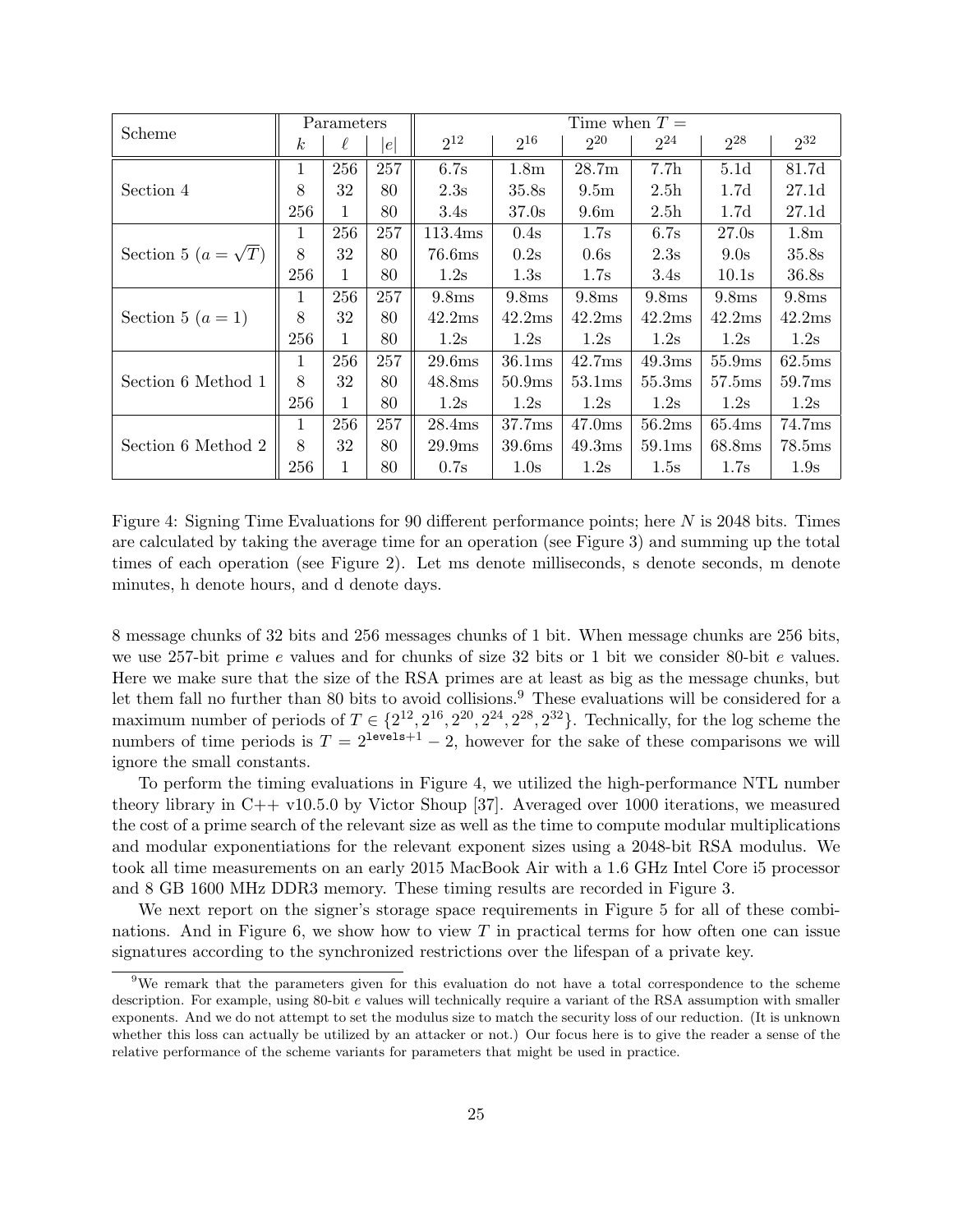| Scheme | Parameters | | | Time when $T =$ | | | | | |
|---|---|---|---|---|---|---|---|---|---|
| | $k$ | $\ell$ | $\|e\|$ | $2^{12}$ | $2^{16}$ | $2^{20}$ | $2^{24}$ | $2^{28}$ | $2^{32}$ |
| Section 4 | 1 | 256 | 257 | 6.7s | 1.8m | 28.7m | 7.7h | 5.1d | 81.7d |
| | 8 | 32 | 80 | 2.3s | 35.8s | 9.5m | 2.5h | 1.7d | 27.1d |
| | 256 | 1 | 80 | 3.4s | 37.0s | 9.6m | 2.5h | 1.7d | 27.1d |
| Section 5 ($a = \sqrt{T}$) | 1 | 256 | 257 | 113.4ms | 0.4s | 1.7s | 6.7s | 27.0s | 1.8m |
| | 8 | 32 | 80 | 76.6ms | 0.2s | 0.6s | 2.3s | 9.0s | 35.8s |
| | 256 | 1 | 80 | 1.2s | 1.3s | 1.7s | 3.4s | 10.1s | 36.8s |
| Section 5 ($a = 1$) | 1 | 256 | 257 | 9.8ms | 9.8ms | 9.8ms | 9.8ms | 9.8ms | 9.8ms |
| | 8 | 32 | 80 | 42.2ms | 42.2ms | 42.2ms | 42.2ms | 42.2ms | 42.2ms |
| | 256 | 1 | 80 | 1.2s | 1.2s | 1.2s | 1.2s | 1.2s | 1.2s |
| Section 6 Method 1 | 1 | 256 | 257 | 29.6ms | 36.1ms | 42.7ms | 49.3ms | 55.9ms | 62.5ms |
| | 8 | 32 | 80 | 48.8ms | 50.9ms | 53.1ms | 55.3ms | 57.5ms | 59.7ms |
| | 256 | 1 | 80 | 1.2s | 1.2s | 1.2s | 1.2s | 1.2s | 1.2s |
| Section 6 Method 2 | 1 | 256 | 257 | 28.4ms | 37.7ms | 47.0ms | 56.2ms | 65.4ms | 74.7ms |
| | 8 | 32 | 80 | 29.9ms | 39.6ms | 49.3ms | 59.1ms | 68.8ms | 78.5ms |
| | 256 | 1 | 80 | 0.7s | 1.0s | 1.2s | 1.5s | 1.7s | 1.9s |

Figure 4: Signing Time Evaluations for 90 different performance points; here $N$ is 2048 bits. Times are calculated by taking the average time for an operation (see Figure 3) and summing up the total times of each operation (see Figure 2). Let ms denote milliseconds, s denote seconds, m denote minutes, h denote hours, and d denote days.

8 message chunks of 32 bits and 256 messages chunks of 1 bit. When message chunks are 256 bits, we use 257-bit prime $e$ values and for chunks of size 32 bits or 1 bit we consider 80-bit $e$ values. Here we make sure that the size of the RSA primes are at least as big as the message chunks, but let them fall no further than 80 bits to avoid collisions.[9] These evaluations will be considered for a maximum number of periods of $T \in \{2^{12}, 2^{16}, 2^{20}, 2^{24}, 2^{28}, 2^{32}\}$. Technically, for the log scheme the numbers of time periods is $T = 2^{\texttt{levels}+1} - 2$, however for the sake of these comparisons we will ignore the small constants.

To perform the timing evaluations in Figure 4, we utilized the high-performance NTL number theory library in C++ v10.5.0 by Victor Shoup [37]. Averaged over 1000 iterations, we measured the cost of a prime search of the relevant size as well as the time to compute modular multiplications and modular exponentiations for the relevant exponent sizes using a 2048-bit RSA modulus. We took all time measurements on an early 2015 MacBook Air with a 1.6 GHz Intel Core i5 processor and 8 GB 1600 MHz DDR3 memory. These timing results are recorded in Figure 3.

We next report on the signer's storage space requirements in Figure 5 for all of these combinations. And in Figure 6, we show how to view $T$ in practical terms for how often one can issue signatures according to the synchronized restrictions over the lifespan of a private key.

[9] We remark that the parameters given for this evaluation do not have a total correspondence to the scheme description. For example, using 80-bit $e$ values will technically require a variant of the RSA assumption with smaller exponents. And we do not attempt to set the modulus size to match the security loss of our reduction. (It is unknown whether this loss can actually be utilized by an attacker or not.) Our focus here is to give the reader a sense of the relative performance of the scheme variants for parameters that might be used in practice.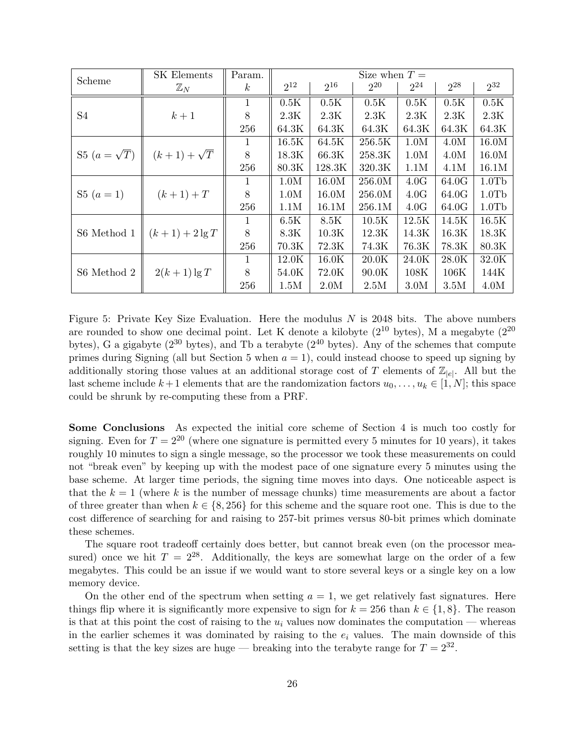| Scheme | SK Elements $\mathbb{Z}_N$ | Param. $k$ | Size when $T =$ $2^{12}$ | $2^{16}$ | $2^{20}$ | $2^{24}$ | $2^{28}$ | $2^{32}$ |
|---|---|---|---|---|---|---|---|---|
| S4 | $k+1$ | 1 | 0.5K | 0.5K | 0.5K | 0.5K | 0.5K | 0.5K |
| | | 8 | 2.3K | 2.3K | 2.3K | 2.3K | 2.3K | 2.3K |
| | | 256 | 64.3K | 64.3K | 64.3K | 64.3K | 64.3K | 64.3K |
| S5 ($a = \sqrt{T}$) | $(k+1) + \sqrt{T}$ | 1 | 16.5K | 64.5K | 256.5K | 1.0M | 4.0M | 16.0M |
| | | 8 | 18.3K | 66.3K | 258.3K | 1.0M | 4.0M | 16.0M |
| | | 256 | 80.3K | 128.3K | 320.3K | 1.1M | 4.1M | 16.1M |
| S5 ($a = 1$) | $(k+1) + T$ | 1 | 1.0M | 16.0M | 256.0M | 4.0G | 64.0G | 1.0Tb |
| | | 8 | 1.0M | 16.0M | 256.0M | 4.0G | 64.0G | 1.0Tb |
| | | 256 | 1.1M | 16.1M | 256.1M | 4.0G | 64.0G | 1.0Tb |
| S6 Method 1 | $(k+1) + 2\lg T$ | 1 | 6.5K | 8.5K | 10.5K | 12.5K | 14.5K | 16.5K |
| | | 8 | 8.3K | 10.3K | 12.3K | 14.3K | 16.3K | 18.3K |
| | | 256 | 70.3K | 72.3K | 74.3K | 76.3K | 78.3K | 80.3K |
| S6 Method 2 | $2(k+1)\lg T$ | 1 | 12.0K | 16.0K | 20.0K | 24.0K | 28.0K | 32.0K |
| | | 8 | 54.0K | 72.0K | 90.0K | 108K | 106K | 144K |
| | | 256 | 1.5M | 2.0M | 2.5M | 3.0M | 3.5M | 4.0M |

Figure 5: Private Key Size Evaluation. Here the modulus $N$ is 2048 bits. The above numbers are rounded to show one decimal point. Let K denote a kilobyte ($2^{10}$ bytes), M a megabyte ($2^{20}$ bytes), G a gigabyte ($2^{30}$ bytes), and Tb a terabyte ($2^{40}$ bytes). Any of the schemes that compute primes during Signing (all but Section 5 when $a = 1$), could instead choose to speed up signing by additionally storing those values at an additional storage cost of $T$ elements of $\mathbb{Z}_{|e|}$. All but the last scheme include $k+1$ elements that are the randomization factors $u_0, \ldots, u_k \in [1, N]$; this space could be shrunk by re-computing these from a PRF.

**Some Conclusions** As expected the initial core scheme of Section 4 is much too costly for signing. Even for $T = 2^{20}$ (where one signature is permitted every 5 minutes for 10 years), it takes roughly 10 minutes to sign a single message, so the processor we took these measurements on could not "break even" by keeping up with the modest pace of one signature every 5 minutes using the base scheme. At larger time periods, the signing time moves into days. One noticeable aspect is that the $k = 1$ (where $k$ is the number of message chunks) time measurements are about a factor of three greater than when $k \in \{8, 256\}$ for this scheme and the square root one. This is due to the cost difference of searching for and raising to 257-bit primes versus 80-bit primes which dominate these schemes.

The square root tradeoff certainly does better, but cannot break even (on the processor measured) once we hit $T = 2^{28}$. Additionally, the keys are somewhat large on the order of a few megabytes. This could be an issue if we would want to store several keys or a single key on a low memory device.

On the other end of the spectrum when setting $a = 1$, we get relatively fast signatures. Here things flip where it is significantly more expensive to sign for $k = 256$ than $k \in \{1, 8\}$. The reason is that at this point the cost of raising to the $u_i$ values now dominates the computation — whereas in the earlier schemes it was dominated by raising to the $e_i$ values. The main downside of this setting is that the key sizes are huge — breaking into the terabyte range for $T = 2^{32}$.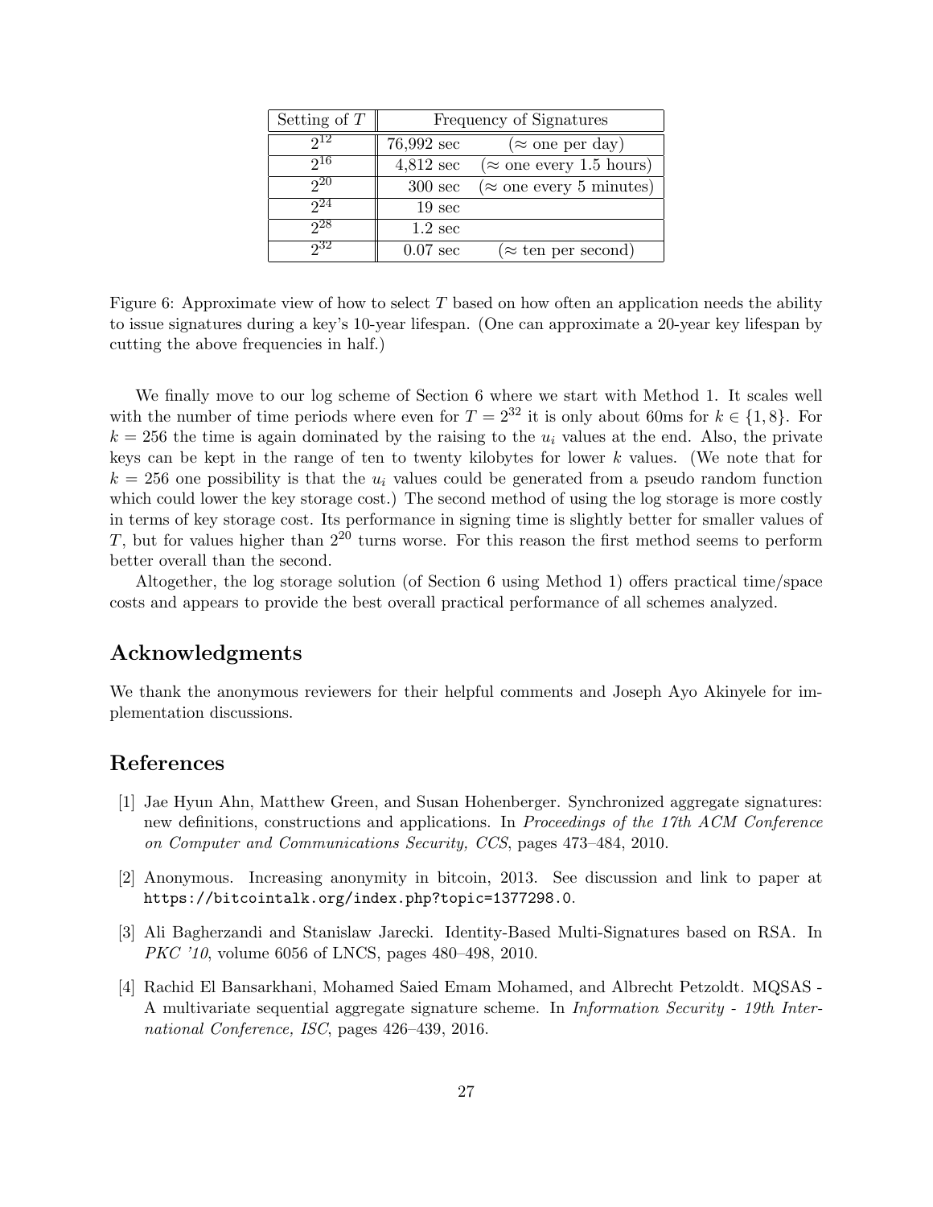| Setting of $T$ | Frequency of Signatures | |
|---|---|---|
| $2^{12}$ | 76,992 sec | ($\approx$ one per day) |
| $2^{16}$ | 4,812 sec | ($\approx$ one every 1.5 hours) |
| $2^{20}$ | 300 sec | ($\approx$ one every 5 minutes) |
| $2^{24}$ | 19 sec | |
| $2^{28}$ | 1.2 sec | |
| $2^{32}$ | 0.07 sec | ($\approx$ ten per second) |

Figure 6: Approximate view of how to select $T$ based on how often an application needs the ability to issue signatures during a key's 10-year lifespan. (One can approximate a 20-year key lifespan by cutting the above frequencies in half.)

We finally move to our log scheme of Section 6 where we start with Method 1. It scales well with the number of time periods where even for $T = 2^{32}$ it is only about 60ms for $k \in \{1, 8\}$. For $k = 256$ the time is again dominated by the raising to the $u_i$ values at the end. Also, the private keys can be kept in the range of ten to twenty kilobytes for lower $k$ values. (We note that for $k = 256$ one possibility is that the $u_i$ values could be generated from a pseudo random function which could lower the key storage cost.) The second method of using the log storage is more costly in terms of key storage cost. Its performance in signing time is slightly better for smaller values of $T$, but for values higher than $2^{20}$ turns worse. For this reason the first method seems to perform better overall than the second.

Altogether, the log storage solution (of Section 6 using Method 1) offers practical time/space costs and appears to provide the best overall practical performance of all schemes analyzed.

## Acknowledgments

We thank the anonymous reviewers for their helpful comments and Joseph Ayo Akinyele for implementation discussions.

## References

[1] Jae Hyun Ahn, Matthew Green, and Susan Hohenberger. Synchronized aggregate signatures: new definitions, constructions and applications. In *Proceedings of the 17th ACM Conference on Computer and Communications Security, CCS*, pages 473–484, 2010.

[2] Anonymous. Increasing anonymity in bitcoin, 2013. See discussion and link to paper at https://bitcointalk.org/index.php?topic=1377298.0.

[3] Ali Bagherzandi and Stanislaw Jarecki. Identity-Based Multi-Signatures based on RSA. In *PKC '10*, volume 6056 of LNCS, pages 480–498, 2010.

[4] Rachid El Bansarkhani, Mohamed Saied Emam Mohamed, and Albrecht Petzoldt. MQSAS - A multivariate sequential aggregate signature scheme. In *Information Security - 19th International Conference, ISC*, pages 426–439, 2016.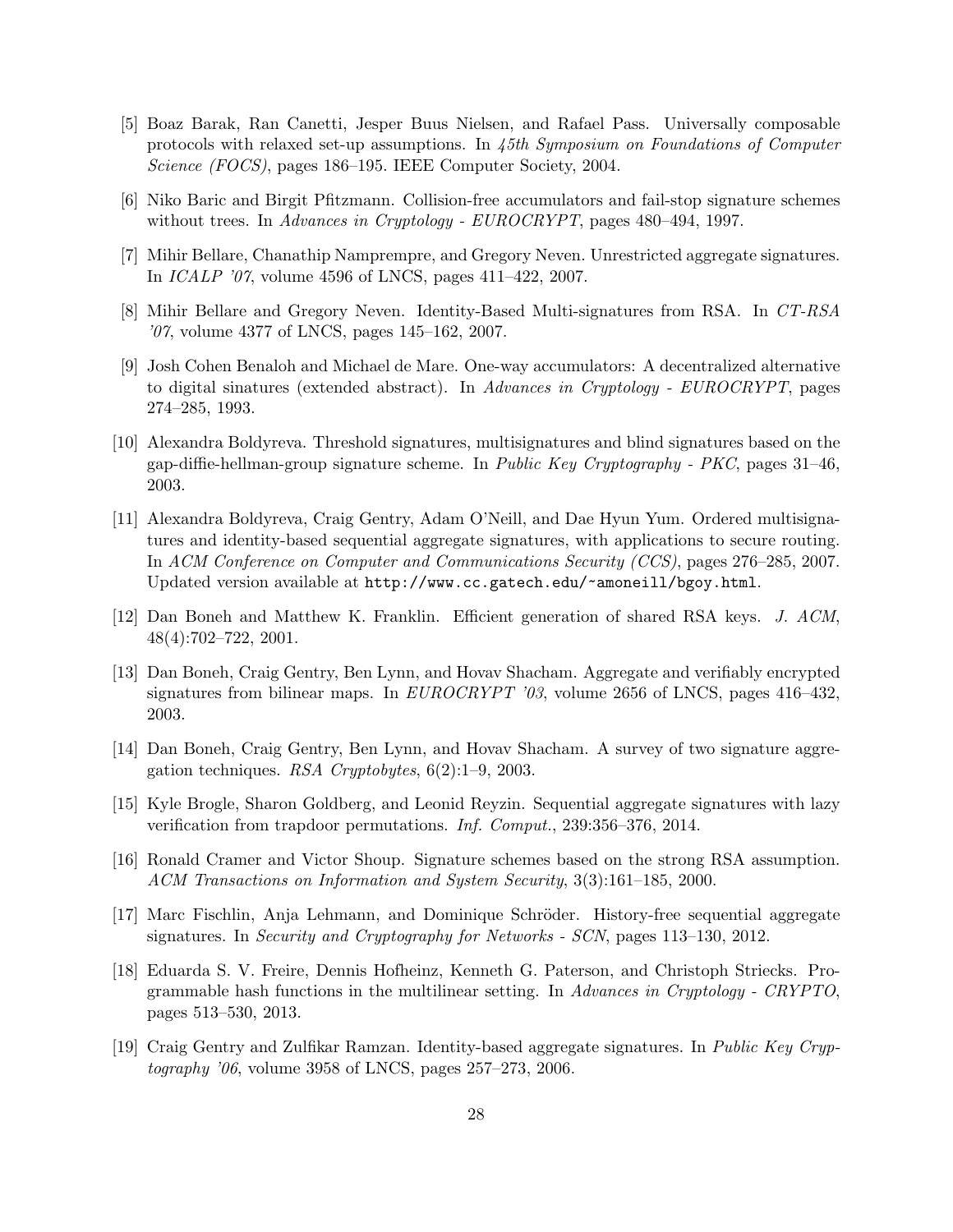[5] Boaz Barak, Ran Canetti, Jesper Buus Nielsen, and Rafael Pass. Universally composable protocols with relaxed set-up assumptions. In *45th Symposium on Foundations of Computer Science (FOCS)*, pages 186–195. IEEE Computer Society, 2004.

[6] Niko Baric and Birgit Pfitzmann. Collision-free accumulators and fail-stop signature schemes without trees. In *Advances in Cryptology - EUROCRYPT*, pages 480–494, 1997.

[7] Mihir Bellare, Chanathip Namprempre, and Gregory Neven. Unrestricted aggregate signatures. In *ICALP '07*, volume 4596 of LNCS, pages 411–422, 2007.

[8] Mihir Bellare and Gregory Neven. Identity-Based Multi-signatures from RSA. In *CT-RSA '07*, volume 4377 of LNCS, pages 145–162, 2007.

[9] Josh Cohen Benaloh and Michael de Mare. One-way accumulators: A decentralized alternative to digital sinatures (extended abstract). In *Advances in Cryptology - EUROCRYPT*, pages 274–285, 1993.

[10] Alexandra Boldyreva. Threshold signatures, multisignatures and blind signatures based on the gap-diffie-hellman-group signature scheme. In *Public Key Cryptography - PKC*, pages 31–46, 2003.

[11] Alexandra Boldyreva, Craig Gentry, Adam O'Neill, and Dae Hyun Yum. Ordered multisignatures and identity-based sequential aggregate signatures, with applications to secure routing. In *ACM Conference on Computer and Communications Security (CCS)*, pages 276–285, 2007. Updated version available at `http://www.cc.gatech.edu/~amoneill/bgoy.html`.

[12] Dan Boneh and Matthew K. Franklin. Efficient generation of shared RSA keys. *J. ACM*, 48(4):702–722, 2001.

[13] Dan Boneh, Craig Gentry, Ben Lynn, and Hovav Shacham. Aggregate and verifiably encrypted signatures from bilinear maps. In *EUROCRYPT '03*, volume 2656 of LNCS, pages 416–432, 2003.

[14] Dan Boneh, Craig Gentry, Ben Lynn, and Hovav Shacham. A survey of two signature aggregation techniques. *RSA Cryptobytes*, 6(2):1–9, 2003.

[15] Kyle Brogle, Sharon Goldberg, and Leonid Reyzin. Sequential aggregate signatures with lazy verification from trapdoor permutations. *Inf. Comput.*, 239:356–376, 2014.

[16] Ronald Cramer and Victor Shoup. Signature schemes based on the strong RSA assumption. *ACM Transactions on Information and System Security*, 3(3):161–185, 2000.

[17] Marc Fischlin, Anja Lehmann, and Dominique Schröder. History-free sequential aggregate signatures. In *Security and Cryptography for Networks - SCN*, pages 113–130, 2012.

[18] Eduarda S. V. Freire, Dennis Hofheinz, Kenneth G. Paterson, and Christoph Striecks. Programmable hash functions in the multilinear setting. In *Advances in Cryptology - CRYPTO*, pages 513–530, 2013.

[19] Craig Gentry and Zulfikar Ramzan. Identity-based aggregate signatures. In *Public Key Cryptography '06*, volume 3958 of LNCS, pages 257–273, 2006.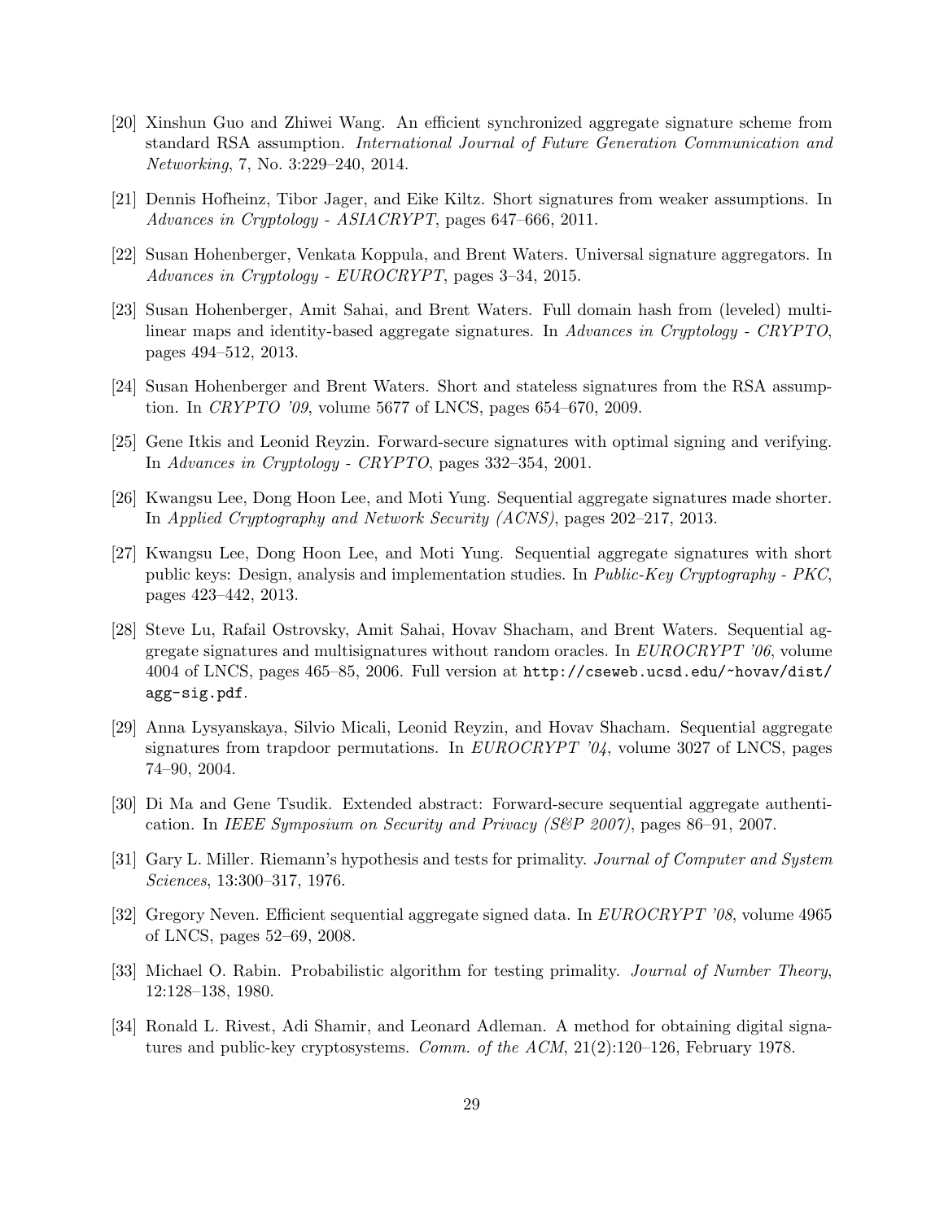[20] Xinshun Guo and Zhiwei Wang. An efficient synchronized aggregate signature scheme from standard RSA assumption. *International Journal of Future Generation Communication and Networking*, 7, No. 3:229–240, 2014.

[21] Dennis Hofheinz, Tibor Jager, and Eike Kiltz. Short signatures from weaker assumptions. In *Advances in Cryptology - ASIACRYPT*, pages 647–666, 2011.

[22] Susan Hohenberger, Venkata Koppula, and Brent Waters. Universal signature aggregators. In *Advances in Cryptology - EUROCRYPT*, pages 3–34, 2015.

[23] Susan Hohenberger, Amit Sahai, and Brent Waters. Full domain hash from (leveled) multilinear maps and identity-based aggregate signatures. In *Advances in Cryptology - CRYPTO*, pages 494–512, 2013.

[24] Susan Hohenberger and Brent Waters. Short and stateless signatures from the RSA assumption. In *CRYPTO '09*, volume 5677 of LNCS, pages 654–670, 2009.

[25] Gene Itkis and Leonid Reyzin. Forward-secure signatures with optimal signing and verifying. In *Advances in Cryptology - CRYPTO*, pages 332–354, 2001.

[26] Kwangsu Lee, Dong Hoon Lee, and Moti Yung. Sequential aggregate signatures made shorter. In *Applied Cryptography and Network Security (ACNS)*, pages 202–217, 2013.

[27] Kwangsu Lee, Dong Hoon Lee, and Moti Yung. Sequential aggregate signatures with short public keys: Design, analysis and implementation studies. In *Public-Key Cryptography - PKC*, pages 423–442, 2013.

[28] Steve Lu, Rafail Ostrovsky, Amit Sahai, Hovav Shacham, and Brent Waters. Sequential aggregate signatures and multisignatures without random oracles. In *EUROCRYPT '06*, volume 4004 of LNCS, pages 465–85, 2006. Full version at `http://cseweb.ucsd.edu/~hovav/dist/agg-sig.pdf`.

[29] Anna Lysyanskaya, Silvio Micali, Leonid Reyzin, and Hovav Shacham. Sequential aggregate signatures from trapdoor permutations. In *EUROCRYPT '04*, volume 3027 of LNCS, pages 74–90, 2004.

[30] Di Ma and Gene Tsudik. Extended abstract: Forward-secure sequential aggregate authentication. In *IEEE Symposium on Security and Privacy (S&P 2007)*, pages 86–91, 2007.

[31] Gary L. Miller. Riemann's hypothesis and tests for primality. *Journal of Computer and System Sciences*, 13:300–317, 1976.

[32] Gregory Neven. Efficient sequential aggregate signed data. In *EUROCRYPT '08*, volume 4965 of LNCS, pages 52–69, 2008.

[33] Michael O. Rabin. Probabilistic algorithm for testing primality. *Journal of Number Theory*, 12:128–138, 1980.

[34] Ronald L. Rivest, Adi Shamir, and Leonard Adleman. A method for obtaining digital signatures and public-key cryptosystems. *Comm. of the ACM*, 21(2):120–126, February 1978.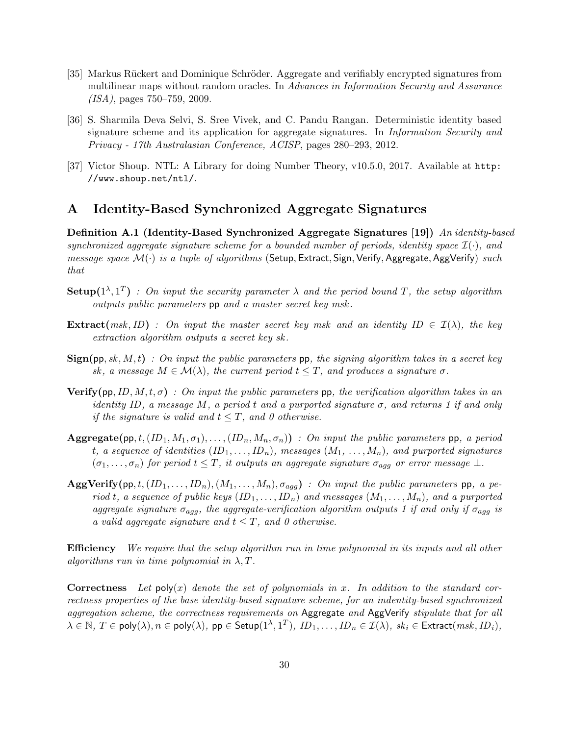[35] Markus Rückert and Dominique Schröder. Aggregate and verifiably encrypted signatures from multilinear maps without random oracles. In *Advances in Information Security and Assurance (ISA)*, pages 750–759, 2009.

[36] S. Sharmila Deva Selvi, S. Sree Vivek, and C. Pandu Rangan. Deterministic identity based signature scheme and its application for aggregate signatures. In *Information Security and Privacy - 17th Australasian Conference, ACISP*, pages 280–293, 2012.

[37] Victor Shoup. NTL: A Library for doing Number Theory, v10.5.0, 2017. Available at `http://www.shoup.net/ntl/`.

# A Identity-Based Synchronized Aggregate Signatures

**Definition A.1 (Identity-Based Synchronized Aggregate Signatures [19])** *An identity-based synchronized aggregate signature scheme for a bounded number of periods, identity space $\mathcal{I}(\cdot)$, and message space $\mathcal{M}(\cdot)$ is a tuple of algorithms* ($\mathsf{Setup}, \mathsf{Extract}, \mathsf{Sign}, \mathsf{Verify}, \mathsf{Aggregate}, \mathsf{AggVerify}$) *such that*

**Setup**$(1^\lambda, 1^T)$ *: On input the security parameter $\lambda$ and the period bound $T$, the setup algorithm outputs public parameters $\mathsf{pp}$ and a master secret key $msk$.*

**Extract**$(msk, ID)$ *: On input the master secret key $msk$ and an identity $ID \in \mathcal{I}(\lambda)$, the key extraction algorithm outputs a secret key $sk$.*

**Sign**$(\mathsf{pp}, sk, M, t)$ *: On input the public parameters $\mathsf{pp}$, the signing algorithm takes in a secret key $sk$, a message $M \in \mathcal{M}(\lambda)$, the current period $t \leq T$, and produces a signature $\sigma$.*

**Verify**$(\mathsf{pp}, ID, M, t, \sigma)$ *: On input the public parameters $\mathsf{pp}$, the verification algorithm takes in an identity $ID$, a message $M$, a period $t$ and a purported signature $\sigma$, and returns 1 if and only if the signature is valid and $t \leq T$, and 0 otherwise.*

**Aggregate**$(\mathsf{pp}, t, (ID_1, M_1, \sigma_1), \ldots, (ID_n, M_n, \sigma_n))$ *: On input the public parameters $\mathsf{pp}$, a period $t$, a sequence of identities $(ID_1, \ldots, ID_n)$, messages $(M_1, \ldots, M_n)$, and purported signatures $(\sigma_1, \ldots, \sigma_n)$ for period $t \leq T$, it outputs an aggregate signature $\sigma_{agg}$ or error message $\perp$.*

**AggVerify**$(\mathsf{pp}, t, (ID_1, \ldots, ID_n), (M_1, \ldots, M_n), \sigma_{agg})$ *: On input the public parameters $\mathsf{pp}$, a period $t$, a sequence of public keys $(ID_1, \ldots, ID_n)$ and messages $(M_1, \ldots, M_n)$, and a purported aggregate signature $\sigma_{agg}$, the aggregate-verification algorithm outputs 1 if and only if $\sigma_{agg}$ is a valid aggregate signature and $t \leq T$, and 0 otherwise.*

**Efficiency** *We require that the setup algorithm run in time polynomial in its inputs and all other algorithms run in time polynomial in $\lambda, T$.*

**Correctness** *Let $\mathsf{poly}(x)$ denote the set of polynomials in $x$. In addition to the standard correctness properties of the base identity-based signature scheme, for an indentity-based synchronized aggregation scheme, the correctness requirements on* $\mathsf{Aggregate}$ *and* $\mathsf{AggVerify}$ *stipulate that for all $\lambda \in \mathbb{N}$, $T \in \mathsf{poly}(\lambda), n \in \mathsf{poly}(\lambda)$, $\mathsf{pp} \in \mathsf{Setup}(1^\lambda, 1^T)$, $ID_1, \ldots, ID_n \in \mathcal{I}(\lambda)$, $sk_i \in \mathsf{Extract}(msk, ID_i)$,*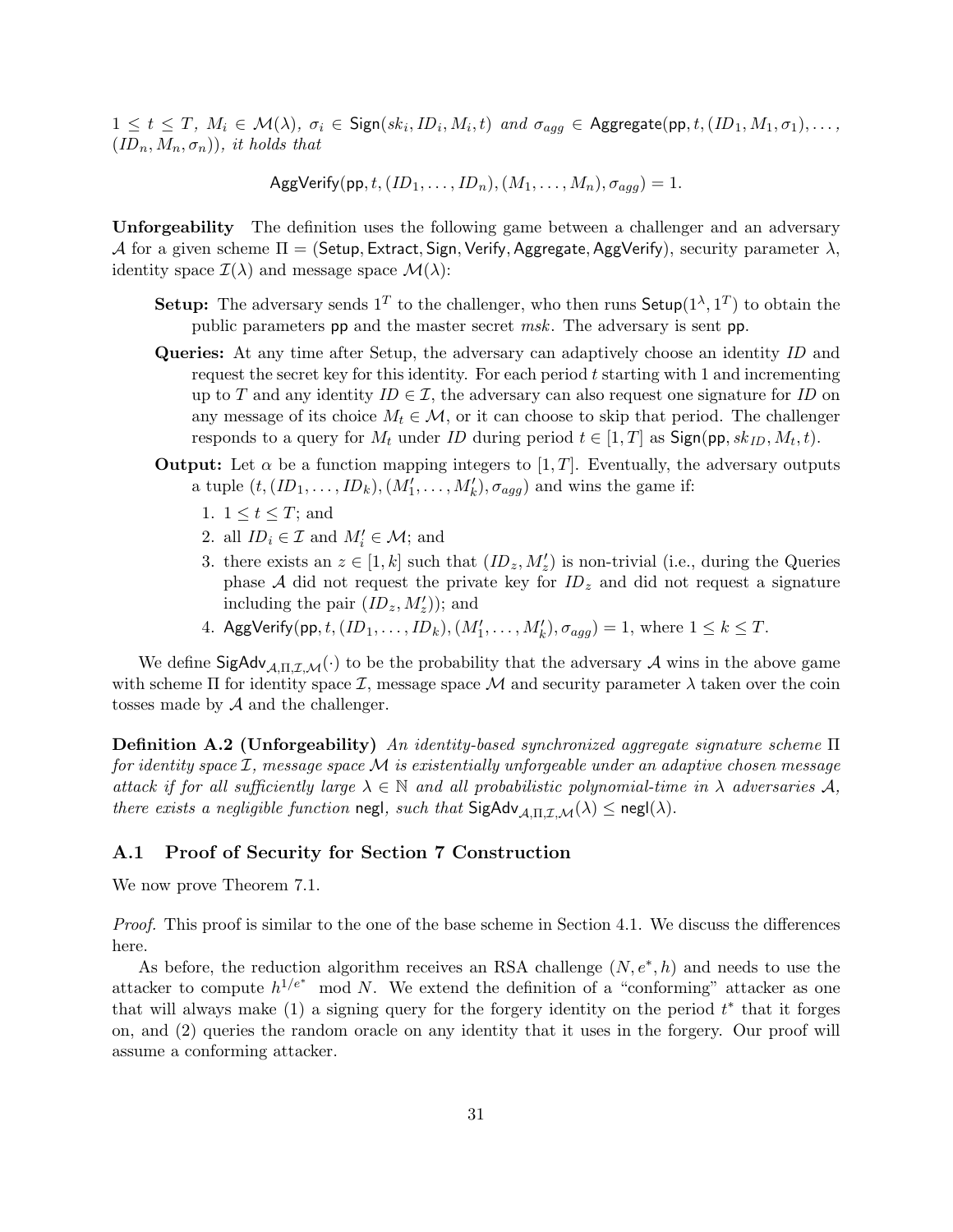$1 \leq t \leq T$, $M_i \in \mathcal{M}(\lambda)$, $\sigma_i \in \mathsf{Sign}(sk_i, ID_i, M_i, t)$ *and* $\sigma_{agg} \in \mathsf{Aggregate}(\mathsf{pp}, t, (ID_1, M_1, \sigma_1), \ldots, (ID_n, M_n, \sigma_n))$*, it holds that*

$$\mathsf{AggVerify}(\mathsf{pp}, t, (ID_1, \ldots, ID_n), (M_1, \ldots, M_n), \sigma_{agg}) = 1.$$

**Unforgeability** The definition uses the following game between a challenger and an adversary $\mathcal{A}$ for a given scheme $\Pi = (\mathsf{Setup}, \mathsf{Extract}, \mathsf{Sign}, \mathsf{Verify}, \mathsf{Aggregate}, \mathsf{AggVerify})$, security parameter $\lambda$, identity space $\mathcal{I}(\lambda)$ and message space $\mathcal{M}(\lambda)$:

**Setup:** The adversary sends $1^T$ to the challenger, who then runs $\mathsf{Setup}(1^\lambda, 1^T)$ to obtain the public parameters $\mathsf{pp}$ and the master secret $msk$. The adversary is sent $\mathsf{pp}$.

**Queries:** At any time after Setup, the adversary can adaptively choose an identity $ID$ and request the secret key for this identity. For each period $t$ starting with 1 and incrementing up to $T$ and any identity $ID \in \mathcal{I}$, the adversary can also request one signature for $ID$ on any message of its choice $M_t \in \mathcal{M}$, or it can choose to skip that period. The challenger responds to a query for $M_t$ under $ID$ during period $t \in [1, T]$ as $\mathsf{Sign}(\mathsf{pp}, sk_{ID}, M_t, t)$.

**Output:** Let $\alpha$ be a function mapping integers to $[1, T]$. Eventually, the adversary outputs a tuple $(t, (ID_1, \ldots, ID_k), (M'_1, \ldots, M'_k), \sigma_{agg})$ and wins the game if:

1. $1 \leq t \leq T$; and
2. all $ID_i \in \mathcal{I}$ and $M'_i \in \mathcal{M}$; and
3. there exists an $z \in [1, k]$ such that $(ID_z, M'_z)$ is non-trivial (i.e., during the Queries phase $\mathcal{A}$ did not request the private key for $ID_z$ and did not request a signature including the pair $(ID_z, M'_z)$); and
4. $\mathsf{AggVerify}(\mathsf{pp}, t, (ID_1, \ldots, ID_k), (M'_1, \ldots, M'_k), \sigma_{agg}) = 1$, where $1 \leq k \leq T$.

We define $\mathsf{SigAdv}_{\mathcal{A},\Pi,\mathcal{I},\mathcal{M}}(\cdot)$ to be the probability that the adversary $\mathcal{A}$ wins in the above game with scheme $\Pi$ for identity space $\mathcal{I}$, message space $\mathcal{M}$ and security parameter $\lambda$ taken over the coin tosses made by $\mathcal{A}$ and the challenger.

**Definition A.2 (Unforgeability)** *An identity-based synchronized aggregate signature scheme $\Pi$ for identity space $\mathcal{I}$, message space $\mathcal{M}$ is existentially unforgeable under an adaptive chosen message attack if for all sufficiently large $\lambda \in \mathbb{N}$ and all probabilistic polynomial-time in $\lambda$ adversaries $\mathcal{A}$, there exists a negligible function* $\mathsf{negl}$*, such that* $\mathsf{SigAdv}_{\mathcal{A},\Pi,\mathcal{I},\mathcal{M}}(\lambda) \leq \mathsf{negl}(\lambda)$.

## A.1 Proof of Security for Section 7 Construction

We now prove Theorem 7.1.

*Proof.* This proof is similar to the one of the base scheme in Section 4.1. We discuss the differences here.

As before, the reduction algorithm receives an RSA challenge $(N, e^*, h)$ and needs to use the attacker to compute $h^{1/e^*} \mod N$. We extend the definition of a "conforming" attacker as one that will always make (1) a signing query for the forgery identity on the period $t^*$ that it forges on, and (2) queries the random oracle on any identity that it uses in the forgery. Our proof will assume a conforming attacker.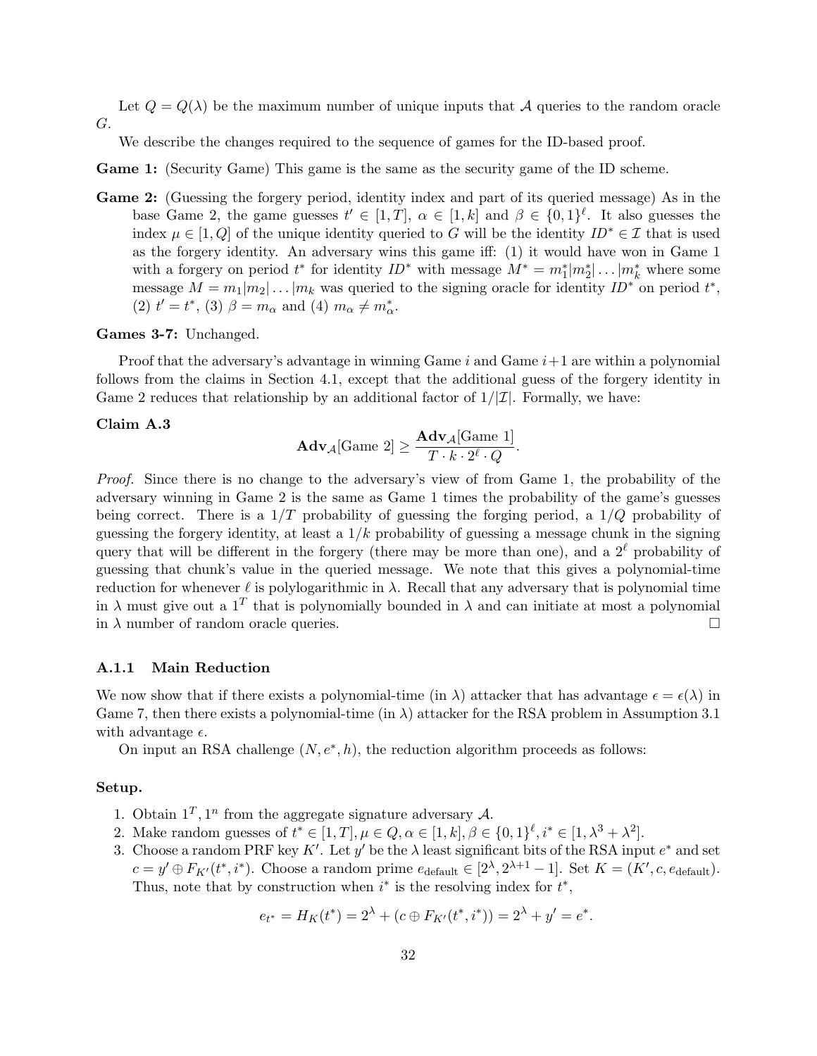Let $Q = Q(\lambda)$ be the maximum number of unique inputs that $\mathcal{A}$ queries to the random oracle $G$.

We describe the changes required to the sequence of games for the ID-based proof.

**Game 1:** (Security Game) This game is the same as the security game of the ID scheme.

**Game 2:** (Guessing the forgery period, identity index and part of its queried message) As in the base Game 2, the game guesses $t' \in [1, T]$, $\alpha \in [1, k]$ and $\beta \in \{0, 1\}^\ell$. It also guesses the index $\mu \in [1, Q]$ of the unique identity queried to $G$ will be the identity $ID^* \in \mathcal{I}$ that is used as the forgery identity. An adversary wins this game iff: (1) it would have won in Game 1 with a forgery on period $t^*$ for identity $ID^*$ with message $M^* = m_1^*|m_2^*|\ldots|m_k^*$ where some message $M = m_1|m_2|\ldots|m_k$ was queried to the signing oracle for identity $ID^*$ on period $t^*$, (2) $t' = t^*$, (3) $\beta = m_\alpha$ and (4) $m_\alpha \neq m_\alpha^*$.

**Games 3-7:** Unchanged.

Proof that the adversary's advantage in winning Game $i$ and Game $i+1$ are within a polynomial follows from the claims in Section 4.1, except that the additional guess of the forgery identity in Game 2 reduces that relationship by an additional factor of $1/|\mathcal{I}|$. Formally, we have:

**Claim A.3**

$$\mathbf{Adv}_{\mathcal{A}}[\text{Game } 2] \geq \frac{\mathbf{Adv}_{\mathcal{A}}[\text{Game } 1]}{T \cdot k \cdot 2^\ell \cdot Q}.$$

*Proof.* Since there is no change to the adversary's view of from Game 1, the probability of the adversary winning in Game 2 is the same as Game 1 times the probability of the game's guesses being correct. There is a $1/T$ probability of guessing the forging period, a $1/Q$ probability of guessing the forgery identity, at least a $1/k$ probability of guessing a message chunk in the signing query that will be different in the forgery (there may be more than one), and a $2^\ell$ probability of guessing that chunk's value in the queried message. We note that this gives a polynomial-time reduction for whenever $\ell$ is polylogarithmic in $\lambda$. Recall that any adversary that is polynomial time in $\lambda$ must give out a $1^T$ that is polynomially bounded in $\lambda$ and can initiate at most a polynomial in $\lambda$ number of random oracle queries. $\square$

### A.1.1 Main Reduction

We now show that if there exists a polynomial-time (in $\lambda$) attacker that has advantage $\epsilon = \epsilon(\lambda)$ in Game 7, then there exists a polynomial-time (in $\lambda$) attacker for the RSA problem in Assumption 3.1 with advantage $\epsilon$.

On input an RSA challenge $(N, e^*, h)$, the reduction algorithm proceeds as follows:

**Setup.**

1. Obtain $1^T, 1^n$ from the aggregate signature adversary $\mathcal{A}$.
2. Make random guesses of $t^* \in [1, T], \mu \in Q, \alpha \in [1, k], \beta \in \{0, 1\}^\ell, i^* \in [1, \lambda^3 + \lambda^2]$.
3. Choose a random PRF key $K'$. Let $y'$ be the $\lambda$ least significant bits of the RSA input $e^*$ and set $c = y' \oplus F_{K'}(t^*, i^*)$. Choose a random prime $e_{\text{default}} \in [2^\lambda, 2^{\lambda+1} - 1]$. Set $K = (K', c, e_{\text{default}})$. Thus, note that by construction when $i^*$ is the resolving index for $t^*$,

$$e_{t^*} = H_K(t^*) = 2^\lambda + (c \oplus F_{K'}(t^*, i^*)) = 2^\lambda + y' = e^*.$$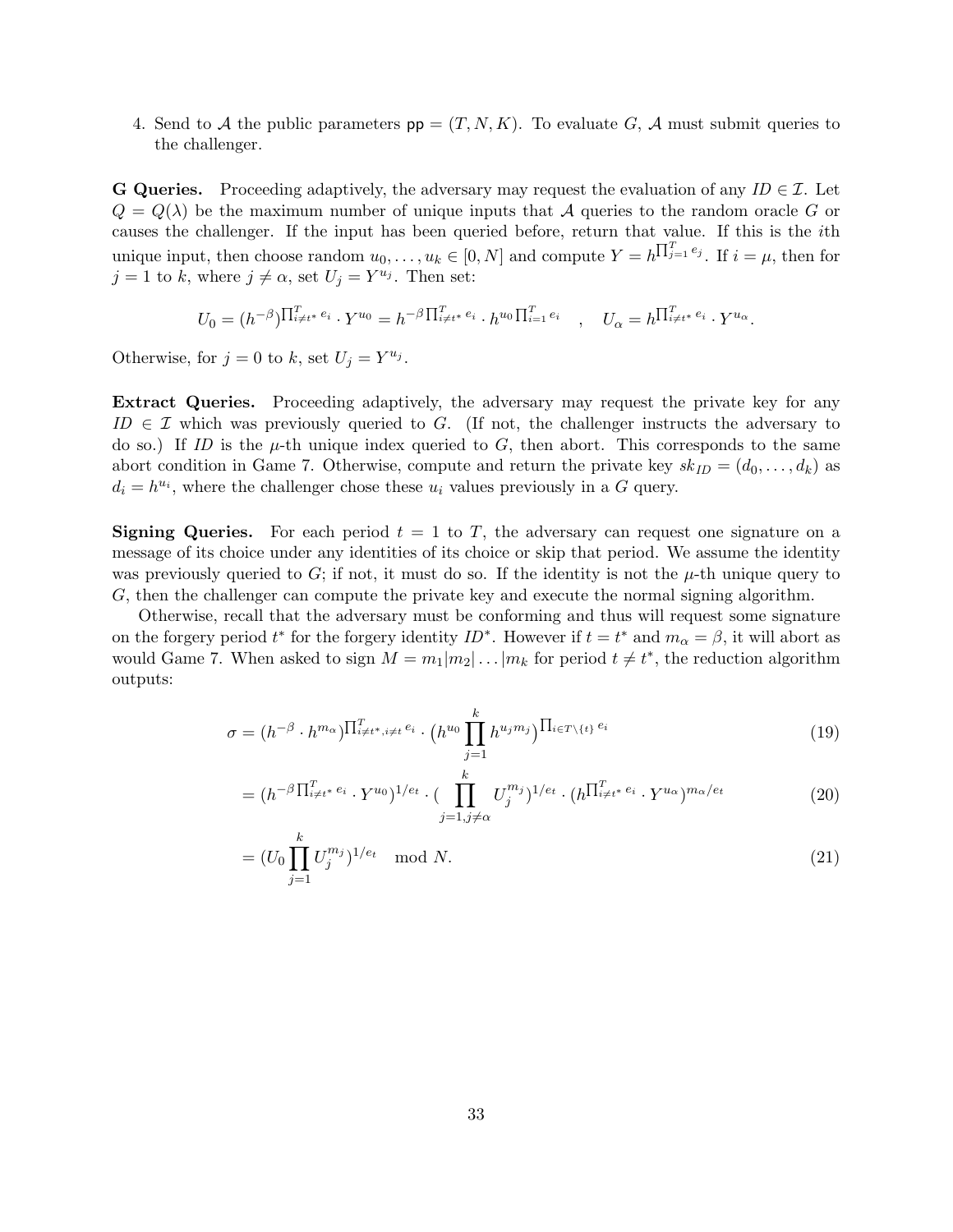4. Send to $\mathcal{A}$ the public parameters $\mathsf{pp} = (T, N, K)$. To evaluate $G$, $\mathcal{A}$ must submit queries to the challenger.

**G Queries.** Proceeding adaptively, the adversary may request the evaluation of any $ID \in \mathcal{I}$. Let $Q = Q(\lambda)$ be the maximum number of unique inputs that $\mathcal{A}$ queries to the random oracle $G$ or causes the challenger. If the input has been queried before, return that value. If this is the $i$th unique input, then choose random $u_0, \ldots, u_k \in [0, N]$ and compute $Y = h^{\prod_{j=1}^{T} e_j}$. If $i = \mu$, then for $j = 1$ to $k$, where $j \neq \alpha$, set $U_j = Y^{u_j}$. Then set:

$$U_0 = (h^{-\beta})^{\prod_{i \neq t^*}^{T} e_i} \cdot Y^{u_0} = h^{-\beta \prod_{i \neq t^*}^{T} e_i} \cdot h^{u_0 \prod_{i=1}^{T} e_i} \quad , \quad U_\alpha = h^{\prod_{i \neq t^*}^{T} e_i} \cdot Y^{u_\alpha}.$$

Otherwise, for $j = 0$ to $k$, set $U_j = Y^{u_j}$.

**Extract Queries.** Proceeding adaptively, the adversary may request the private key for any $ID \in \mathcal{I}$ which was previously queried to $G$. (If not, the challenger instructs the adversary to do so.) If $ID$ is the $\mu$-th unique index queried to $G$, then abort. This corresponds to the same abort condition in Game 7. Otherwise, compute and return the private key $sk_{ID} = (d_0, \ldots, d_k)$ as $d_i = h^{u_i}$, where the challenger chose these $u_i$ values previously in a $G$ query.

**Signing Queries.** For each period $t = 1$ to $T$, the adversary can request one signature on a message of its choice under any identities of its choice or skip that period. We assume the identity was previously queried to $G$; if not, it must do so. If the identity is not the $\mu$-th unique query to $G$, then the challenger can compute the private key and execute the normal signing algorithm.

Otherwise, recall that the adversary must be conforming and thus will request some signature on the forgery period $t^*$ for the forgery identity $ID^*$. However if $t = t^*$ and $m_\alpha = \beta$, it will abort as would Game 7. When asked to sign $M = m_1|m_2|\ldots|m_k$ for period $t \neq t^*$, the reduction algorithm outputs:

$$\sigma = (h^{-\beta} \cdot h^{m_\alpha})^{\prod_{i \neq t^*, i \neq t}^{T} e_i} \cdot \big(h^{u_0} \prod_{j=1}^{k} h^{u_j m_j}\big)^{\prod_{i \in T \setminus \{t\}} e_i} \tag{19}$$

$$= (h^{-\beta \prod_{i \neq t^*}^{T} e_i} \cdot Y^{u_0})^{1/e_t} \cdot (\prod_{j=1, j \neq \alpha}^{k} U_j^{m_j})^{1/e_t} \cdot (h^{\prod_{i \neq t^*}^{T} e_i} \cdot Y^{u_\alpha})^{m_\alpha / e_t} \tag{20}$$

$$= (U_0 \prod_{j=1}^{k} U_j^{m_j})^{1/e_t} \mod N. \tag{21}$$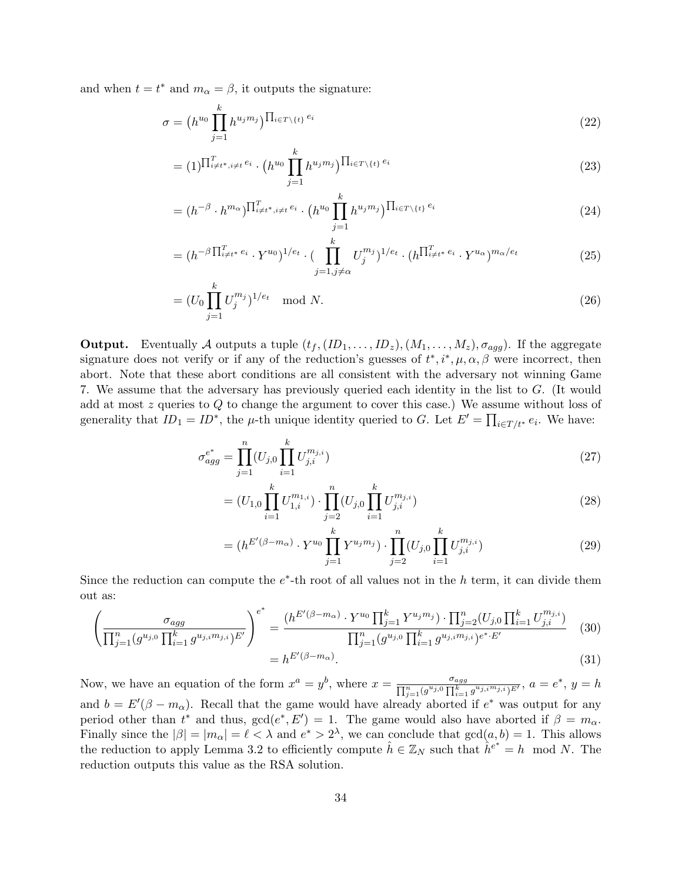and when $t = t^*$ and $m_\alpha = \beta$, it outputs the signature:

$$\sigma = \big(h^{u_0} \prod_{j=1}^{k} h^{u_j m_j}\big)^{\prod_{i \in T \setminus \{t\}} e_i} \tag{22}$$

$$= (1)^{\prod_{i \neq t^*, i \neq t}^{T} e_i} \cdot \big(h^{u_0} \prod_{j=1}^{k} h^{u_j m_j}\big)^{\prod_{i \in T \setminus \{t\}} e_i} \tag{23}$$

$$= (h^{-\beta} \cdot h^{m_\alpha})^{\prod_{i \neq t^*, i \neq t}^{T} e_i} \cdot \big(h^{u_0} \prod_{j=1}^{k} h^{u_j m_j}\big)^{\prod_{i \in T \setminus \{t\}} e_i} \tag{24}$$

$$= (h^{-\beta \prod_{i \neq t^*}^{T} e_i} \cdot Y^{u_0})^{1/e_t} \cdot (\prod_{j=1, j \neq \alpha}^{k} U_j^{m_j})^{1/e_t} \cdot (h^{\prod_{i \neq t^*}^{T} e_i} \cdot Y^{u_\alpha})^{m_\alpha / e_t} \tag{25}$$

$$= (U_0 \prod_{j=1}^{k} U_j^{m_j})^{1/e_t} \mod N. \tag{26}$$

**Output.** Eventually $\mathcal{A}$ outputs a tuple $(t_f, (ID_1, \ldots, ID_z), (M_1, \ldots, M_z), \sigma_{agg})$. If the aggregate signature does not verify or if any of the reduction's guesses of $t^*, i^*, \mu, \alpha, \beta$ were incorrect, then abort. Note that these abort conditions are all consistent with the adversary not winning Game 7. We assume that the adversary has previously queried each identity in the list to $G$. (It would add at most $z$ queries to $Q$ to change the argument to cover this case.) We assume without loss of generality that $ID_1 = ID^*$, the $\mu$-th unique identity queried to $G$. Let $E' = \prod_{i \in T/t^*} e_i$. We have:

$$\sigma_{agg}^{e^*} = \prod_{j=1}^{n} (U_{j,0} \prod_{i=1}^{k} U_{j,i}^{m_{j,i}}) \tag{27}$$

$$= (U_{1,0} \prod_{i=1}^{k} U_{1,i}^{m_{1,i}}) \cdot \prod_{j=2}^{n} (U_{j,0} \prod_{i=1}^{k} U_{j,i}^{m_{j,i}}) \tag{28}$$

$$= (h^{E'(\beta - m_\alpha)} \cdot Y^{u_0} \prod_{j=1}^{k} Y^{u_j m_j}) \cdot \prod_{j=2}^{n} (U_{j,0} \prod_{i=1}^{k} U_{j,i}^{m_{j,i}}) \tag{29}$$

Since the reduction can compute the $e^*$-th root of all values not in the $h$ term, it can divide them out as:

$$\left( \frac{\sigma_{agg}}{\prod_{j=1}^{n} (g^{u_{j,0}} \prod_{i=1}^{k} g^{u_{j,i} m_{j,i}})^{E'}} \right)^{e^*} = \frac{(h^{E'(\beta - m_\alpha)} \cdot Y^{u_0} \prod_{j=1}^{k} Y^{u_j m_j}) \cdot \prod_{j=2}^{n} (U_{j,0} \prod_{i=1}^{k} U_{j,i}^{m_{j,i}})}{\prod_{j=1}^{n} (g^{u_{j,0}} \prod_{i=1}^{k} g^{u_{j,i} m_{j,i}})^{e^* \cdot E'}} \tag{30}$$

$$= h^{E'(\beta - m_\alpha)}. \tag{31}$$

Now, we have an equation of the form $x^a = y^b$, where $x = \frac{\sigma_{agg}}{\prod_{j=1}^{n} (g^{u_{j,0}} \prod_{i=1}^{k} g^{u_{j,i} m_{j,i}})^{E'}}$, $a = e^*$, $y = h$ and $b = E'(\beta - m_\alpha)$. Recall that the game would have already aborted if $e^*$ was output for any period other than $t^*$ and thus, $\gcd(e^*, E') = 1$. The game would also have aborted if $\beta = m_\alpha$. Finally since the $|\beta| = |m_\alpha| = \ell < \lambda$ and $e^* > 2^\lambda$, we can conclude that $\gcd(a, b) = 1$. This allows the reduction to apply Lemma 3.2 to efficiently compute $\hat{h} \in \mathbb{Z}_N$ such that $\hat{h}^{e^*} = h \mod N$. The reduction outputs this value as the RSA solution.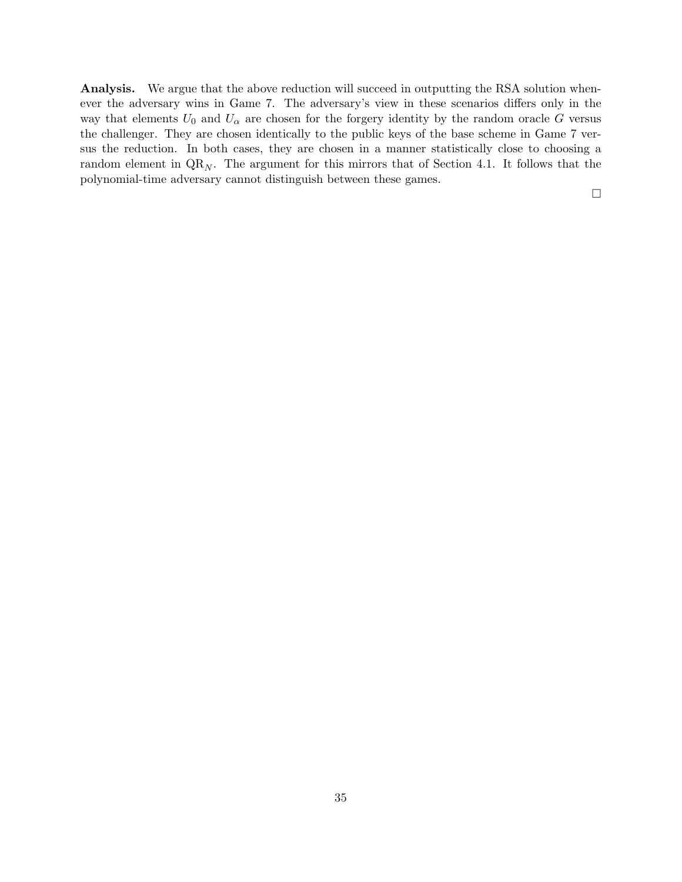**Analysis.** We argue that the above reduction will succeed in outputting the RSA solution whenever the adversary wins in Game 7. The adversary's view in these scenarios differs only in the way that elements $U_0$ and $U_\alpha$ are chosen for the forgery identity by the random oracle $G$ versus the challenger. They are chosen identically to the public keys of the base scheme in Game 7 versus the reduction. In both cases, they are chosen in a manner statistically close to choosing a random element in $\mathrm{QR}_N$. The argument for this mirrors that of Section 4.1. It follows that the polynomial-time adversary cannot distinguish between these games.

□